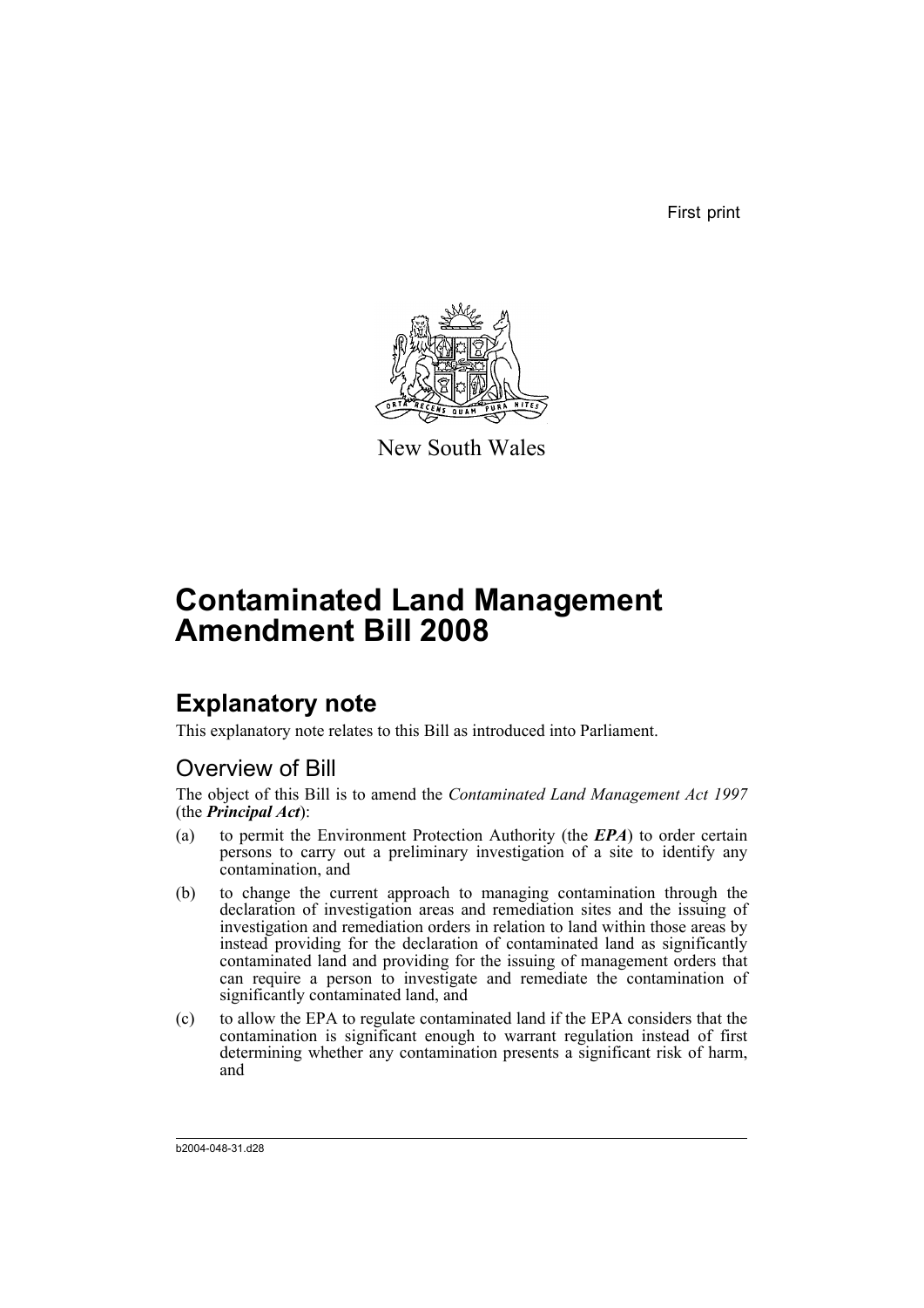First print

New South Wales

# Contaminated Land Management Amendment Bill 2008

## Explanatory note

This explanatory note relates to this Bill as introduced into Parliament.

### Overview of Bill

The object of this Bill is to amend the *Contaminated Land Management Act 1997* (the ***Principal Act***):

(a) to permit the Environment Protection Authority (the ***EPA***) to order certain persons to carry out a preliminary investigation of a site to identify any contamination, and

(b) to change the current approach to managing contamination through the declaration of investigation areas and remediation sites and the issuing of investigation and remediation orders in relation to land within those areas by instead providing for the declaration of contaminated land as significantly contaminated land and providing for the issuing of management orders that can require a person to investigate and remediate the contamination of significantly contaminated land, and

(c) to allow the EPA to regulate contaminated land if the EPA considers that the contamination is significant enough to warrant regulation instead of first determining whether any contamination presents a significant risk of harm, and

b2004-048-31.d28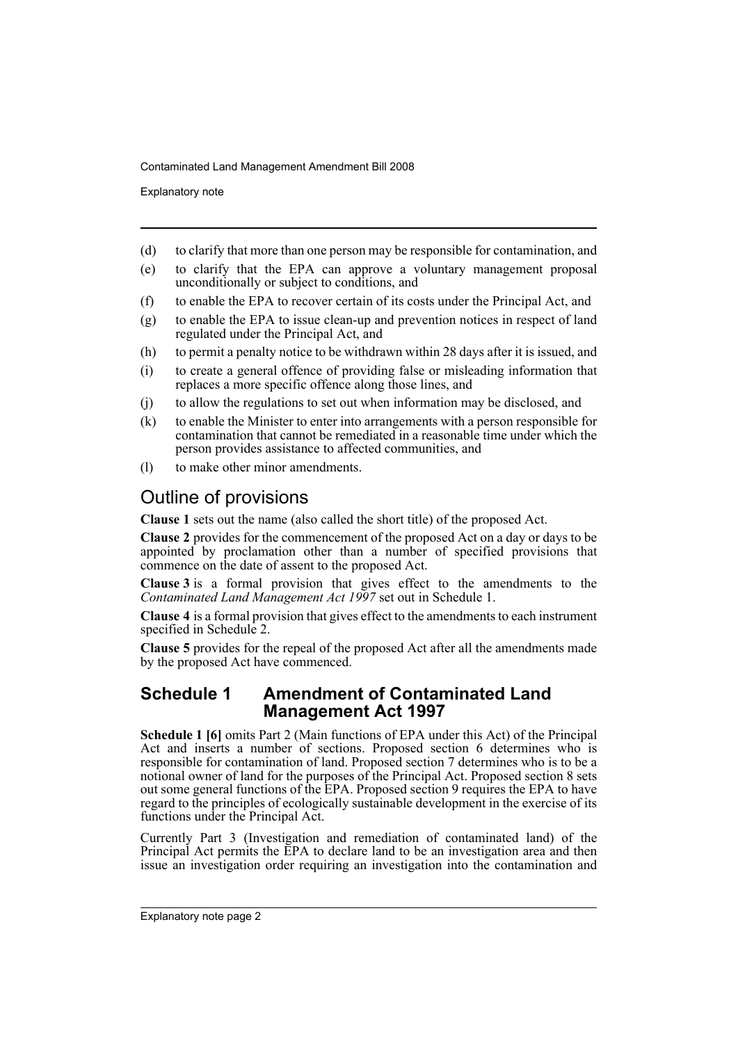(d) to clarify that more than one person may be responsible for contamination, and

(e) to clarify that the EPA can approve a voluntary management proposal unconditionally or subject to conditions, and

(f) to enable the EPA to recover certain of its costs under the Principal Act, and

(g) to enable the EPA to issue clean-up and prevention notices in respect of land regulated under the Principal Act, and

(h) to permit a penalty notice to be withdrawn within 28 days after it is issued, and

(i) to create a general offence of providing false or misleading information that replaces a more specific offence along those lines, and

(j) to allow the regulations to set out when information may be disclosed, and

(k) to enable the Minister to enter into arrangements with a person responsible for contamination that cannot be remediated in a reasonable time under which the person provides assistance to affected communities, and

(l) to make other minor amendments.

## Outline of provisions

**Clause 1** sets out the name (also called the short title) of the proposed Act.

**Clause 2** provides for the commencement of the proposed Act on a day or days to be appointed by proclamation other than a number of specified provisions that commence on the date of assent to the proposed Act.

**Clause 3** is a formal provision that gives effect to the amendments to the *Contaminated Land Management Act 1997* set out in Schedule 1.

**Clause 4** is a formal provision that gives effect to the amendments to each instrument specified in Schedule 2.

**Clause 5** provides for the repeal of the proposed Act after all the amendments made by the proposed Act have commenced.

## Schedule 1 Amendment of Contaminated Land Management Act 1997

**Schedule 1 [6]** omits Part 2 (Main functions of EPA under this Act) of the Principal Act and inserts a number of sections. Proposed section 6 determines who is responsible for contamination of land. Proposed section 7 determines who is to be a notional owner of land for the purposes of the Principal Act. Proposed section 8 sets out some general functions of the EPA. Proposed section 9 requires the EPA to have regard to the principles of ecologically sustainable development in the exercise of its functions under the Principal Act.

Currently Part 3 (Investigation and remediation of contaminated land) of the Principal Act permits the EPA to declare land to be an investigation area and then issue an investigation order requiring an investigation into the contamination and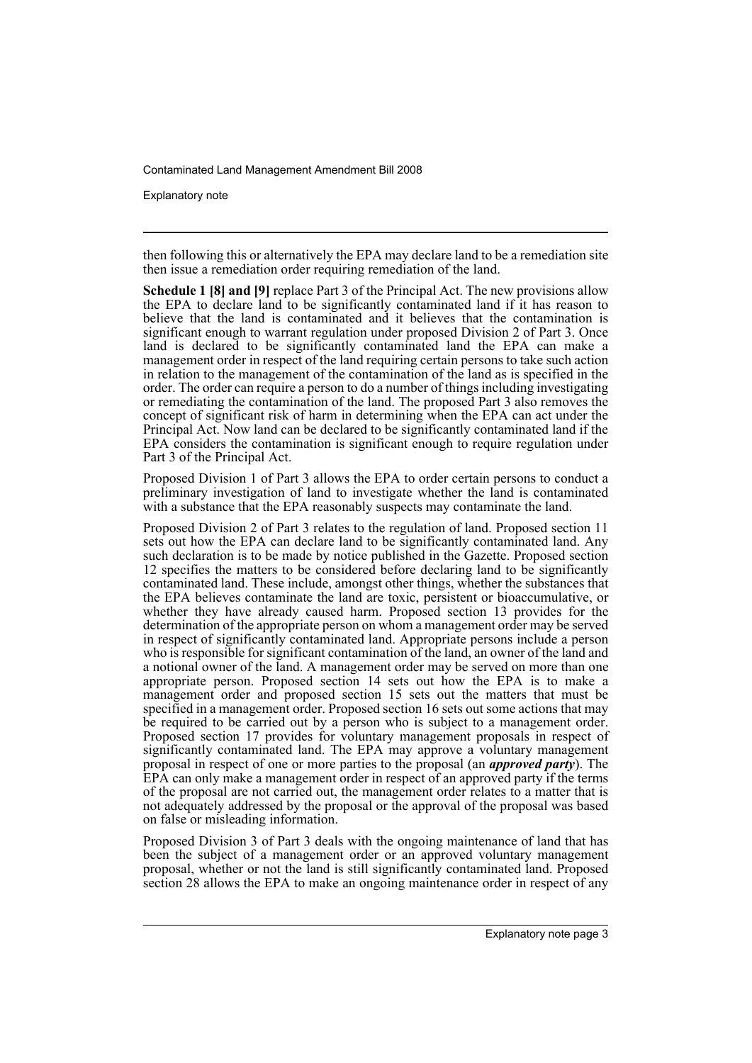then following this or alternatively the EPA may declare land to be a remediation site then issue a remediation order requiring remediation of the land.

**Schedule 1 [8] and [9]** replace Part 3 of the Principal Act. The new provisions allow the EPA to declare land to be significantly contaminated land if it has reason to believe that the land is contaminated and it believes that the contamination is significant enough to warrant regulation under proposed Division 2 of Part 3. Once land is declared to be significantly contaminated land the EPA can make a management order in respect of the land requiring certain persons to take such action in relation to the management of the contamination of the land as is specified in the order. The order can require a person to do a number of things including investigating or remediating the contamination of the land. The proposed Part 3 also removes the concept of significant risk of harm in determining when the EPA can act under the Principal Act. Now land can be declared to be significantly contaminated land if the EPA considers the contamination is significant enough to require regulation under Part 3 of the Principal Act.

Proposed Division 1 of Part 3 allows the EPA to order certain persons to conduct a preliminary investigation of land to investigate whether the land is contaminated with a substance that the EPA reasonably suspects may contaminate the land.

Proposed Division 2 of Part 3 relates to the regulation of land. Proposed section 11 sets out how the EPA can declare land to be significantly contaminated land. Any such declaration is to be made by notice published in the Gazette. Proposed section 12 specifies the matters to be considered before declaring land to be significantly contaminated land. These include, amongst other things, whether the substances that the EPA believes contaminate the land are toxic, persistent or bioaccumulative, or whether they have already caused harm. Proposed section 13 provides for the determination of the appropriate person on whom a management order may be served in respect of significantly contaminated land. Appropriate persons include a person who is responsible for significant contamination of the land, an owner of the land and a notional owner of the land. A management order may be served on more than one appropriate person. Proposed section 14 sets out how the EPA is to make a management order and proposed section 15 sets out the matters that must be specified in a management order. Proposed section 16 sets out some actions that may be required to be carried out by a person who is subject to a management order. Proposed section 17 provides for voluntary management proposals in respect of significantly contaminated land. The EPA may approve a voluntary management proposal in respect of one or more parties to the proposal (an ***approved party***). The EPA can only make a management order in respect of an approved party if the terms of the proposal are not carried out, the management order relates to a matter that is not adequately addressed by the proposal or the approval of the proposal was based on false or misleading information.

Proposed Division 3 of Part 3 deals with the ongoing maintenance of land that has been the subject of a management order or an approved voluntary management proposal, whether or not the land is still significantly contaminated land. Proposed section 28 allows the EPA to make an ongoing maintenance order in respect of any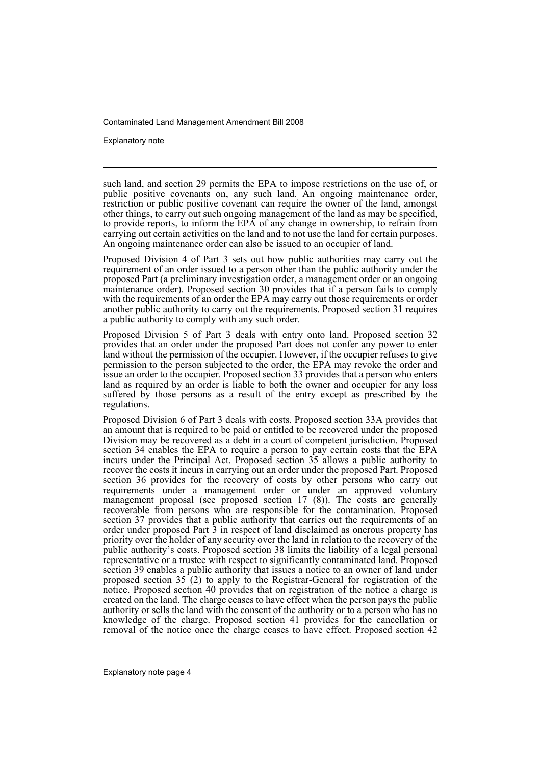such land, and section 29 permits the EPA to impose restrictions on the use of, or public positive covenants on, any such land. An ongoing maintenance order, restriction or public positive covenant can require the owner of the land, amongst other things, to carry out such ongoing management of the land as may be specified, to provide reports, to inform the EPA of any change in ownership, to refrain from carrying out certain activities on the land and to not use the land for certain purposes. An ongoing maintenance order can also be issued to an occupier of land.

Proposed Division 4 of Part 3 sets out how public authorities may carry out the requirement of an order issued to a person other than the public authority under the proposed Part (a preliminary investigation order, a management order or an ongoing maintenance order). Proposed section 30 provides that if a person fails to comply with the requirements of an order the EPA may carry out those requirements or order another public authority to carry out the requirements. Proposed section 31 requires a public authority to comply with any such order.

Proposed Division 5 of Part 3 deals with entry onto land. Proposed section 32 provides that an order under the proposed Part does not confer any power to enter land without the permission of the occupier. However, if the occupier refuses to give permission to the person subjected to the order, the EPA may revoke the order and issue an order to the occupier. Proposed section 33 provides that a person who enters land as required by an order is liable to both the owner and occupier for any loss suffered by those persons as a result of the entry except as prescribed by the regulations.

Proposed Division 6 of Part 3 deals with costs. Proposed section 33A provides that an amount that is required to be paid or entitled to be recovered under the proposed Division may be recovered as a debt in a court of competent jurisdiction. Proposed section 34 enables the EPA to require a person to pay certain costs that the EPA incurs under the Principal Act. Proposed section 35 allows a public authority to recover the costs it incurs in carrying out an order under the proposed Part. Proposed section 36 provides for the recovery of costs by other persons who carry out requirements under a management order or under an approved voluntary management proposal (see proposed section 17 (8)). The costs are generally recoverable from persons who are responsible for the contamination. Proposed section 37 provides that a public authority that carries out the requirements of an order under proposed Part 3 in respect of land disclaimed as onerous property has priority over the holder of any security over the land in relation to the recovery of the public authority's costs. Proposed section 38 limits the liability of a legal personal representative or a trustee with respect to significantly contaminated land. Proposed section 39 enables a public authority that issues a notice to an owner of land under proposed section 35 (2) to apply to the Registrar-General for registration of the notice. Proposed section 40 provides that on registration of the notice a charge is created on the land. The charge ceases to have effect when the person pays the public authority or sells the land with the consent of the authority or to a person who has no knowledge of the charge. Proposed section 41 provides for the cancellation or removal of the notice once the charge ceases to have effect. Proposed section 42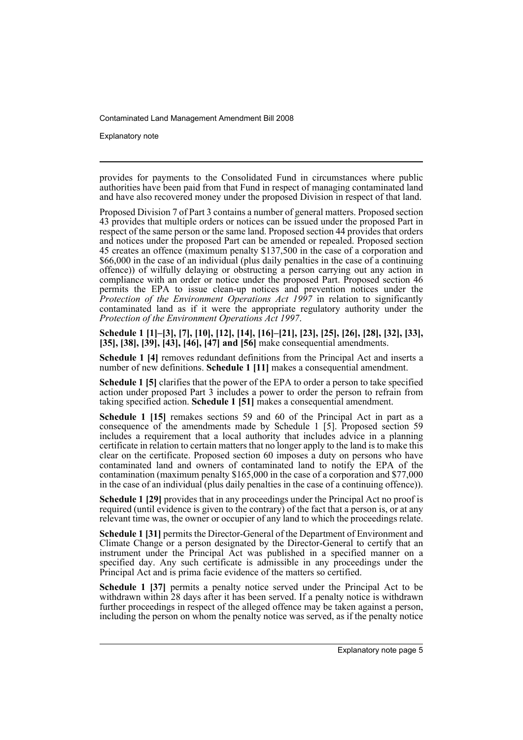provides for payments to the Consolidated Fund in circumstances where public authorities have been paid from that Fund in respect of managing contaminated land and have also recovered money under the proposed Division in respect of that land.

Proposed Division 7 of Part 3 contains a number of general matters. Proposed section 43 provides that multiple orders or notices can be issued under the proposed Part in respect of the same person or the same land. Proposed section 44 provides that orders and notices under the proposed Part can be amended or repealed. Proposed section 45 creates an offence (maximum penalty $137,500 in the case of a corporation and $66,000 in the case of an individual (plus daily penalties in the case of a continuing offence)) of wilfully delaying or obstructing a person carrying out any action in compliance with an order or notice under the proposed Part. Proposed section 46 permits the EPA to issue clean-up notices and prevention notices under the *Protection of the Environment Operations Act 1997* in relation to significantly contaminated land as if it were the appropriate regulatory authority under the *Protection of the Environment Operations Act 1997*.

**Schedule 1 [1]–[3], [7], [10], [12], [14], [16]–[21], [23], [25], [26], [28], [32], [33], [35], [38], [39], [43], [46], [47] and [56]** make consequential amendments.

**Schedule 1 [4]** removes redundant definitions from the Principal Act and inserts a number of new definitions. **Schedule 1 [11]** makes a consequential amendment.

**Schedule 1 [5]** clarifies that the power of the EPA to order a person to take specified action under proposed Part 3 includes a power to order the person to refrain from taking specified action. **Schedule 1 [51]** makes a consequential amendment.

**Schedule 1 [15]** remakes sections 59 and 60 of the Principal Act in part as a consequence of the amendments made by Schedule 1 [5]. Proposed section 59 includes a requirement that a local authority that includes advice in a planning certificate in relation to certain matters that no longer apply to the land is to make this clear on the certificate. Proposed section 60 imposes a duty on persons who have contaminated land and owners of contaminated land to notify the EPA of the contamination (maximum penalty $165,000 in the case of a corporation and $77,000 in the case of an individual (plus daily penalties in the case of a continuing offence)).

**Schedule 1 [29]** provides that in any proceedings under the Principal Act no proof is required (until evidence is given to the contrary) of the fact that a person is, or at any relevant time was, the owner or occupier of any land to which the proceedings relate.

**Schedule 1 [31]** permits the Director-General of the Department of Environment and Climate Change or a person designated by the Director-General to certify that an instrument under the Principal Act was published in a specified manner on a specified day. Any such certificate is admissible in any proceedings under the Principal Act and is prima facie evidence of the matters so certified.

**Schedule 1 [37]** permits a penalty notice served under the Principal Act to be withdrawn within 28 days after it has been served. If a penalty notice is withdrawn further proceedings in respect of the alleged offence may be taken against a person, including the person on whom the penalty notice was served, as if the penalty notice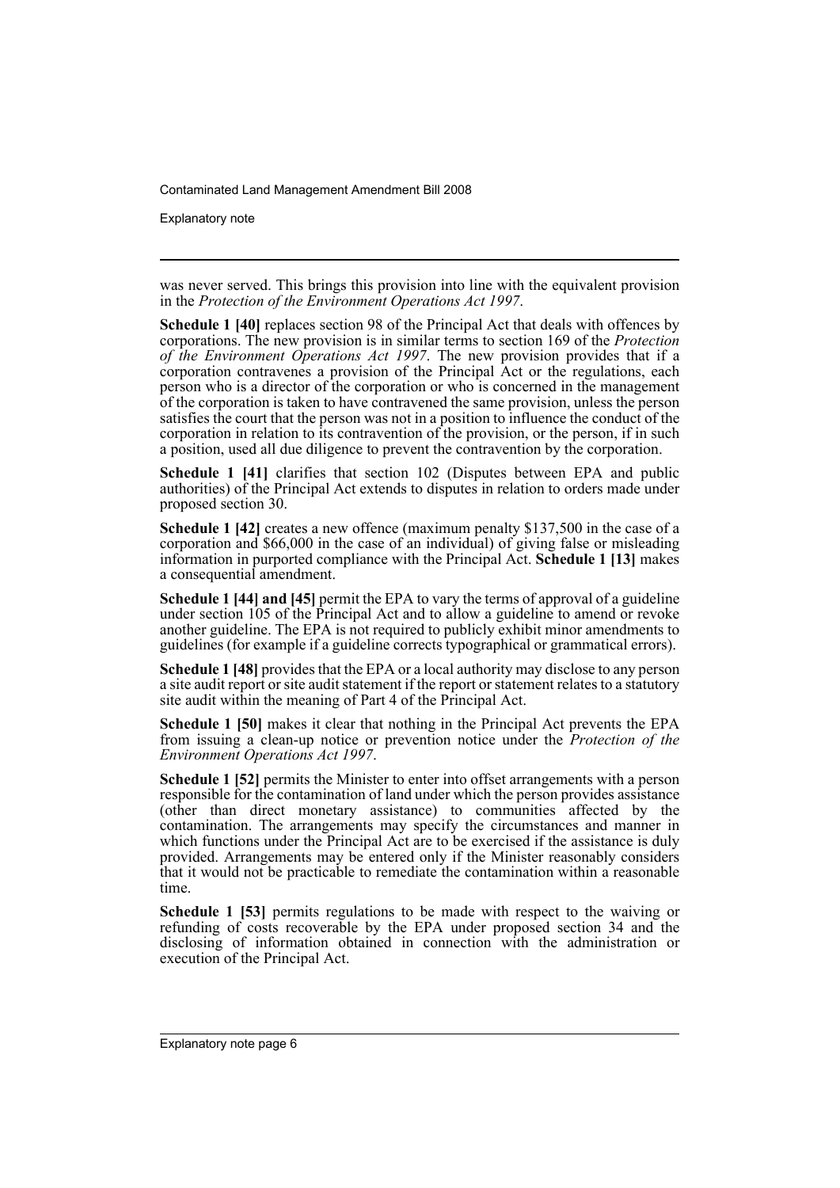was never served. This brings this provision into line with the equivalent provision in the *Protection of the Environment Operations Act 1997*.

**Schedule 1 [40]** replaces section 98 of the Principal Act that deals with offences by corporations. The new provision is in similar terms to section 169 of the *Protection of the Environment Operations Act 1997*. The new provision provides that if a corporation contravenes a provision of the Principal Act or the regulations, each person who is a director of the corporation or who is concerned in the management of the corporation is taken to have contravened the same provision, unless the person satisfies the court that the person was not in a position to influence the conduct of the corporation in relation to its contravention of the provision, or the person, if in such a position, used all due diligence to prevent the contravention by the corporation.

**Schedule 1 [41]** clarifies that section 102 (Disputes between EPA and public authorities) of the Principal Act extends to disputes in relation to orders made under proposed section 30.

**Schedule 1 [42]** creates a new offence (maximum penalty $137,500 in the case of a corporation and $66,000 in the case of an individual) of giving false or misleading information in purported compliance with the Principal Act. **Schedule 1 [13]** makes a consequential amendment.

**Schedule 1 [44] and [45]** permit the EPA to vary the terms of approval of a guideline under section 105 of the Principal Act and to allow a guideline to amend or revoke another guideline. The EPA is not required to publicly exhibit minor amendments to guidelines (for example if a guideline corrects typographical or grammatical errors).

**Schedule 1 [48]** provides that the EPA or a local authority may disclose to any person a site audit report or site audit statement if the report or statement relates to a statutory site audit within the meaning of Part 4 of the Principal Act.

**Schedule 1 [50]** makes it clear that nothing in the Principal Act prevents the EPA from issuing a clean-up notice or prevention notice under the *Protection of the Environment Operations Act 1997*.

**Schedule 1 [52]** permits the Minister to enter into offset arrangements with a person responsible for the contamination of land under which the person provides assistance (other than direct monetary assistance) to communities affected by the contamination. The arrangements may specify the circumstances and manner in which functions under the Principal Act are to be exercised if the assistance is duly provided. Arrangements may be entered only if the Minister reasonably considers that it would not be practicable to remediate the contamination within a reasonable time.

**Schedule 1 [53]** permits regulations to be made with respect to the waiving or refunding of costs recoverable by the EPA under proposed section 34 and the disclosing of information obtained in connection with the administration or execution of the Principal Act.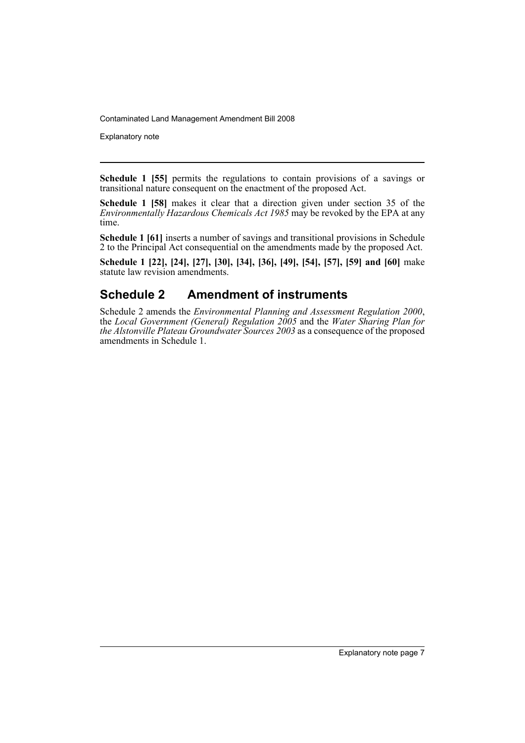**Schedule 1 [55]** permits the regulations to contain provisions of a savings or transitional nature consequent on the enactment of the proposed Act.

**Schedule 1 [58]** makes it clear that a direction given under section 35 of the *Environmentally Hazardous Chemicals Act 1985* may be revoked by the EPA at any time.

**Schedule 1 [61]** inserts a number of savings and transitional provisions in Schedule 2 to the Principal Act consequential on the amendments made by the proposed Act.

**Schedule 1 [22], [24], [27], [30], [34], [36], [49], [54], [57], [59] and [60]** make statute law revision amendments.

## Schedule 2 Amendment of instruments

Schedule 2 amends the *Environmental Planning and Assessment Regulation 2000*, the *Local Government (General) Regulation 2005* and the *Water Sharing Plan for the Alstonville Plateau Groundwater Sources 2003* as a consequence of the proposed amendments in Schedule 1.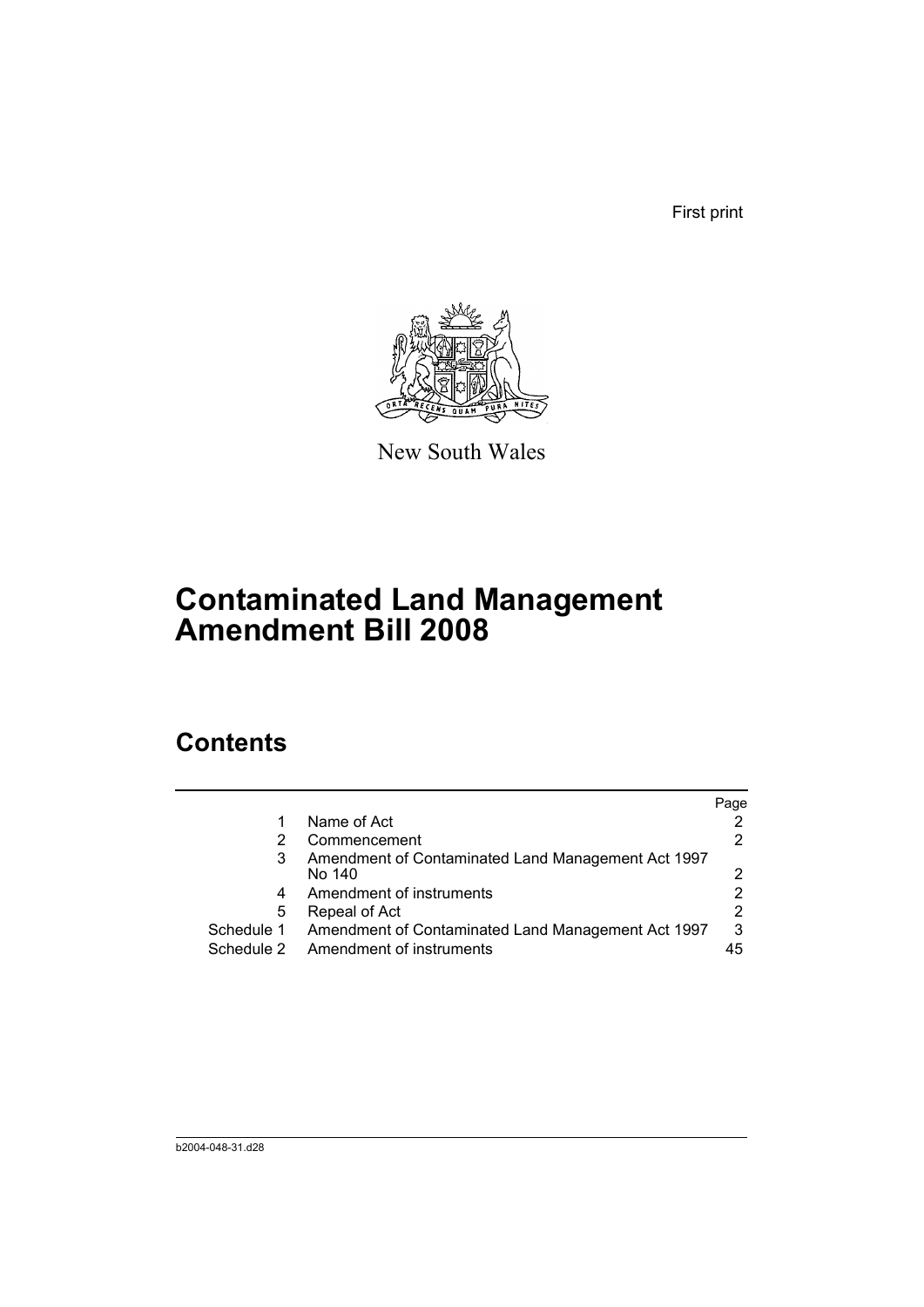First print

New South Wales

# Contaminated Land Management Amendment Bill 2008

## Contents

| | | Page |
|---|---|---|
| 1 | Name of Act | 2 |
| 2 | Commencement | 2 |
| 3 | Amendment of Contaminated Land Management Act 1997 No 140 | 2 |
| 4 | Amendment of instruments | 2 |
| 5 | Repeal of Act | 2 |
| Schedule 1 | Amendment of Contaminated Land Management Act 1997 | 3 |
| Schedule 2 | Amendment of instruments | 45 |

b2004-048-31.d28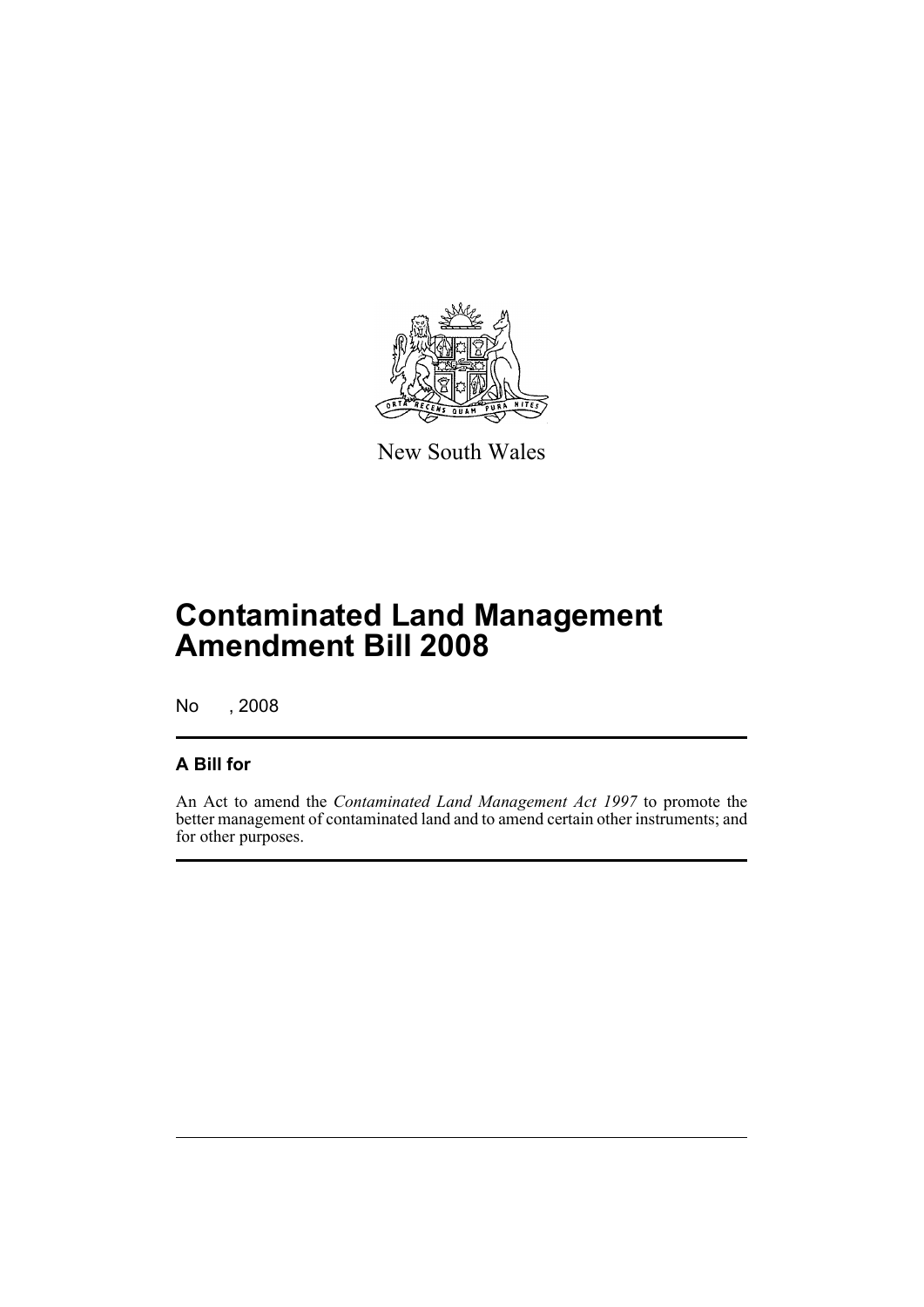New South Wales

# Contaminated Land Management Amendment Bill 2008

No , 2008

## A Bill for

An Act to amend the *Contaminated Land Management Act 1997* to promote the better management of contaminated land and to amend certain other instruments; and for other purposes.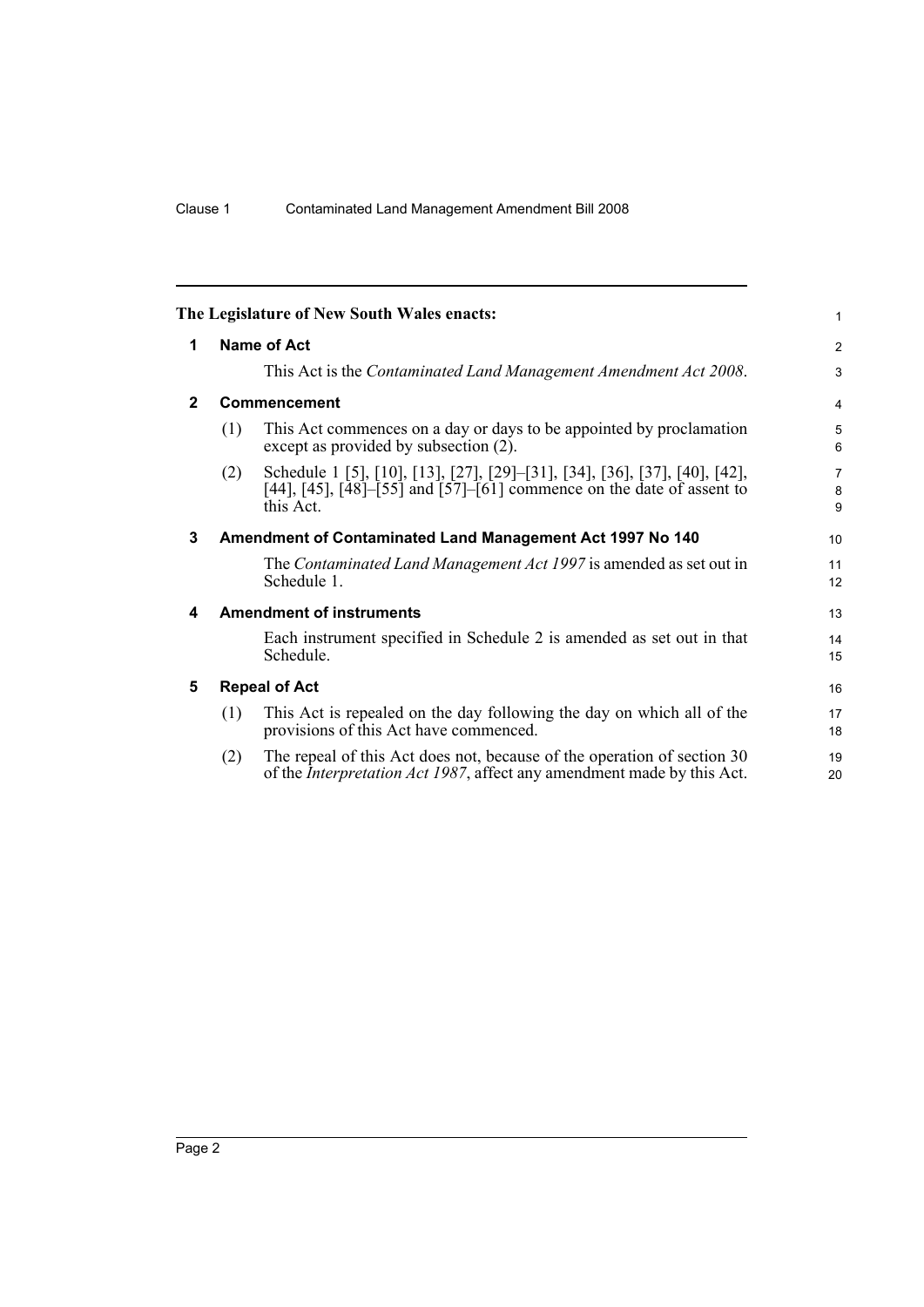**The Legislature of New South Wales enacts:**

## 1 Name of Act

This Act is the *Contaminated Land Management Amendment Act 2008*.

## 2 Commencement

(1) This Act commences on a day or days to be appointed by proclamation except as provided by subsection (2).

(2) Schedule 1 [5], [10], [13], [27], [29]–[31], [34], [36], [37], [40], [42], [44], [45], [48]–[55] and [57]–[61] commence on the date of assent to this Act.

## 3 Amendment of Contaminated Land Management Act 1997 No 140

The *Contaminated Land Management Act 1997* is amended as set out in Schedule 1.

## 4 Amendment of instruments

Each instrument specified in Schedule 2 is amended as set out in that Schedule.

## 5 Repeal of Act

(1) This Act is repealed on the day following the day on which all of the provisions of this Act have commenced.

(2) The repeal of this Act does not, because of the operation of section 30 of the *Interpretation Act 1987*, affect any amendment made by this Act.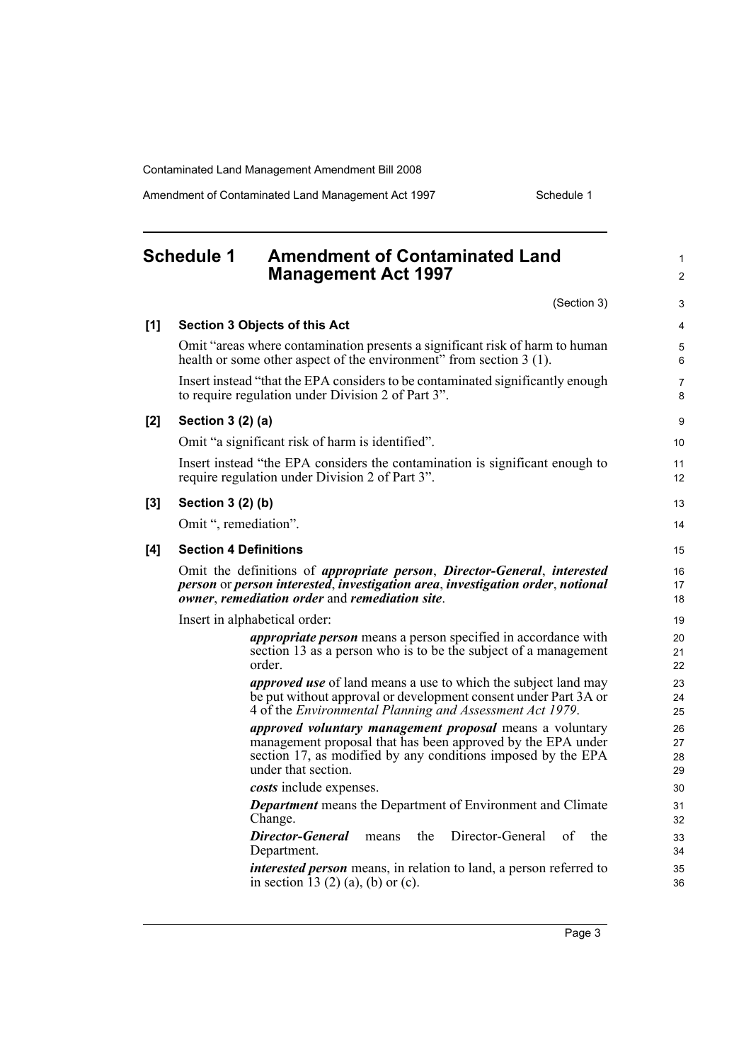## Schedule 1 Amendment of Contaminated Land Management Act 1997

(Section 3)

**[1] Section 3 Objects of this Act**

Omit "areas where contamination presents a significant risk of harm to human health or some other aspect of the environment" from section 3 (1).

Insert instead "that the EPA considers to be contaminated significantly enough to require regulation under Division 2 of Part 3".

**[2] Section 3 (2) (a)**

Omit "a significant risk of harm is identified".

Insert instead "the EPA considers the contamination is significant enough to require regulation under Division 2 of Part 3".

**[3] Section 3 (2) (b)**

Omit ", remediation".

**[4] Section 4 Definitions**

Omit the definitions of ***appropriate person***, ***Director-General***, ***interested person*** or ***person interested***, ***investigation area***, ***investigation order***, ***notional owner***, ***remediation order*** and ***remediation site***.

Insert in alphabetical order:

> ***appropriate person*** means a person specified in accordance with section 13 as a person who is to be the subject of a management order.
>
> ***approved use*** of land means a use to which the subject land may be put without approval or development consent under Part 3A or 4 of the *Environmental Planning and Assessment Act 1979*.
>
> ***approved voluntary management proposal*** means a voluntary management proposal that has been approved by the EPA under section 17, as modified by any conditions imposed by the EPA under that section.
>
> ***costs*** include expenses.
>
> ***Department*** means the Department of Environment and Climate Change.
>
> ***Director-General*** means the Director-General of the Department.
>
> ***interested person*** means, in relation to land, a person referred to in section 13 (2) (a), (b) or (c).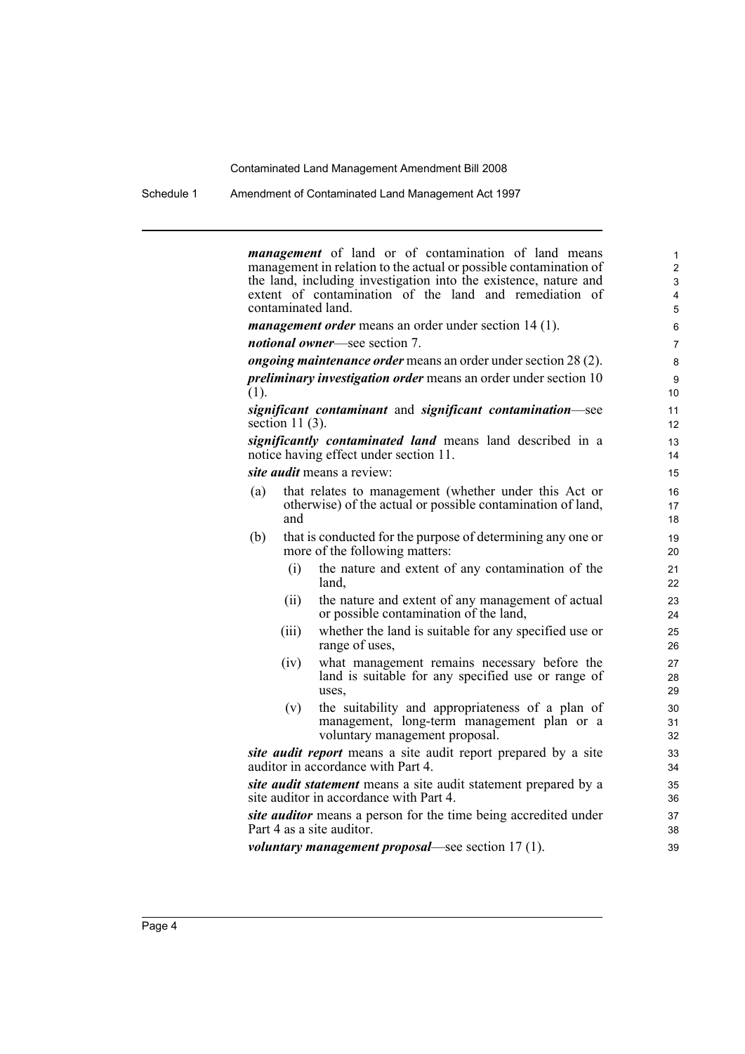***management*** of land or of contamination of land means management in relation to the actual or possible contamination of the land, including investigation into the existence, nature and extent of contamination of the land and remediation of contaminated land.

***management order*** means an order under section 14 (1).

***notional owner***—see section 7.

***ongoing maintenance order*** means an order under section 28 (2).

***preliminary investigation order*** means an order under section 10 (1).

***significant contaminant*** and ***significant contamination***—see section 11 (3).

***significantly contaminated land*** means land described in a notice having effect under section 11.

***site audit*** means a review:

(a) that relates to management (whether under this Act or otherwise) of the actual or possible contamination of land, and

(b) that is conducted for the purpose of determining any one or more of the following matters:

  (i) the nature and extent of any contamination of the land,

  (ii) the nature and extent of any management of actual or possible contamination of the land,

  (iii) whether the land is suitable for any specified use or range of uses,

  (iv) what management remains necessary before the land is suitable for any specified use or range of uses,

  (v) the suitability and appropriateness of a plan of management, long-term management plan or a voluntary management proposal.

***site audit report*** means a site audit report prepared by a site auditor in accordance with Part 4.

***site audit statement*** means a site audit statement prepared by a site auditor in accordance with Part 4.

***site auditor*** means a person for the time being accredited under Part 4 as a site auditor.

***voluntary management proposal***—see section 17 (1).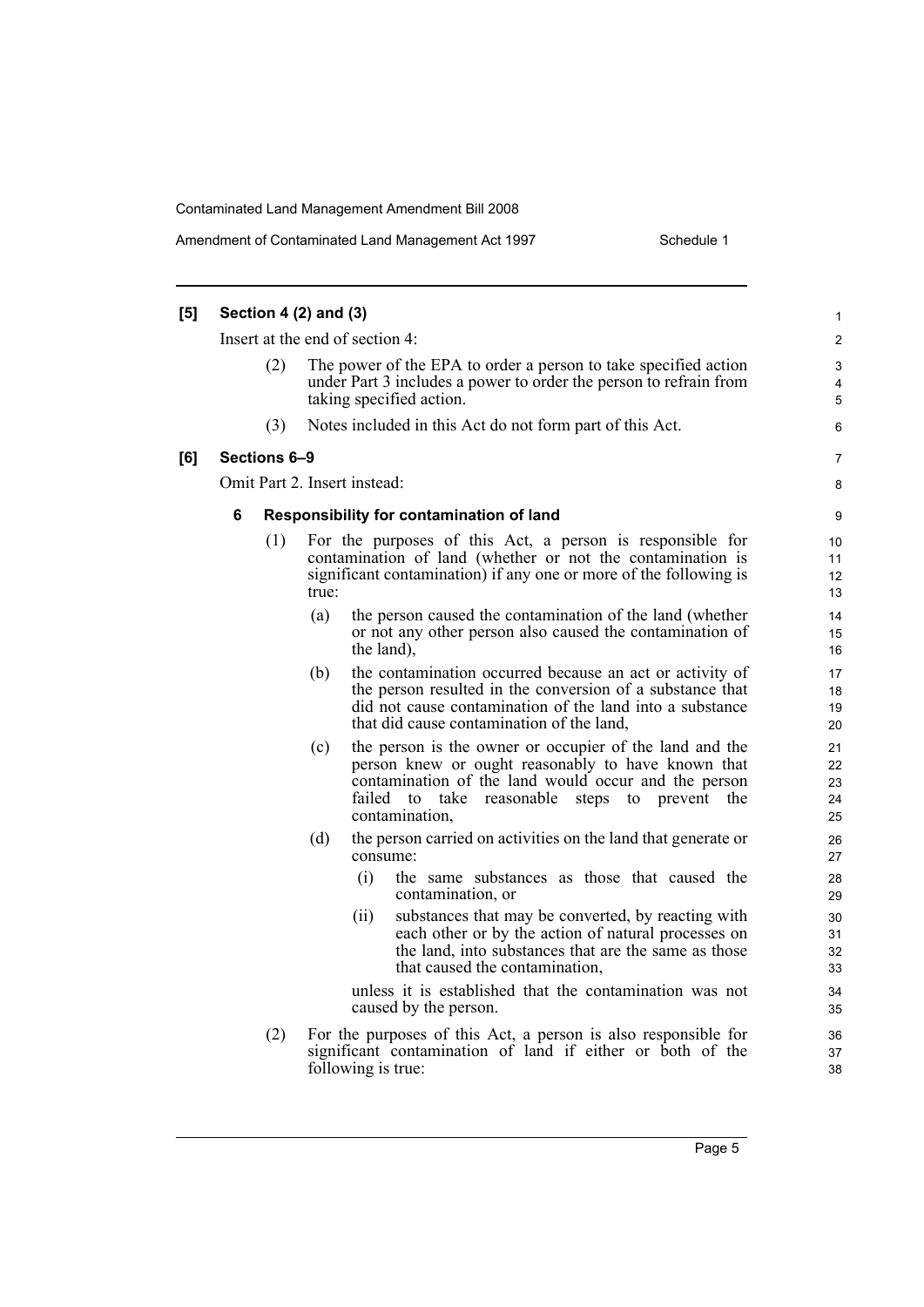**[5] Section 4 (2) and (3)**

Insert at the end of section 4:

(2) The power of the EPA to order a person to take specified action under Part 3 includes a power to order the person to refrain from taking specified action.

(3) Notes included in this Act do not form part of this Act.

**[6] Sections 6–9**

Omit Part 2. Insert instead:

**6 Responsibility for contamination of land**

(1) For the purposes of this Act, a person is responsible for contamination of land (whether or not the contamination is significant contamination) if any one or more of the following is true:

(a) the person caused the contamination of the land (whether or not any other person also caused the contamination of the land),

(b) the contamination occurred because an act or activity of the person resulted in the conversion of a substance that did not cause contamination of the land into a substance that did cause contamination of the land,

(c) the person is the owner or occupier of the land and the person knew or ought reasonably to have known that contamination of the land would occur and the person failed to take reasonable steps to prevent the contamination,

(d) the person carried on activities on the land that generate or consume:

(i) the same substances as those that caused the contamination, or

(ii) substances that may be converted, by reacting with each other or by the action of natural processes on the land, into substances that are the same as those that caused the contamination,

unless it is established that the contamination was not caused by the person.

(2) For the purposes of this Act, a person is also responsible for significant contamination of land if either or both of the following is true: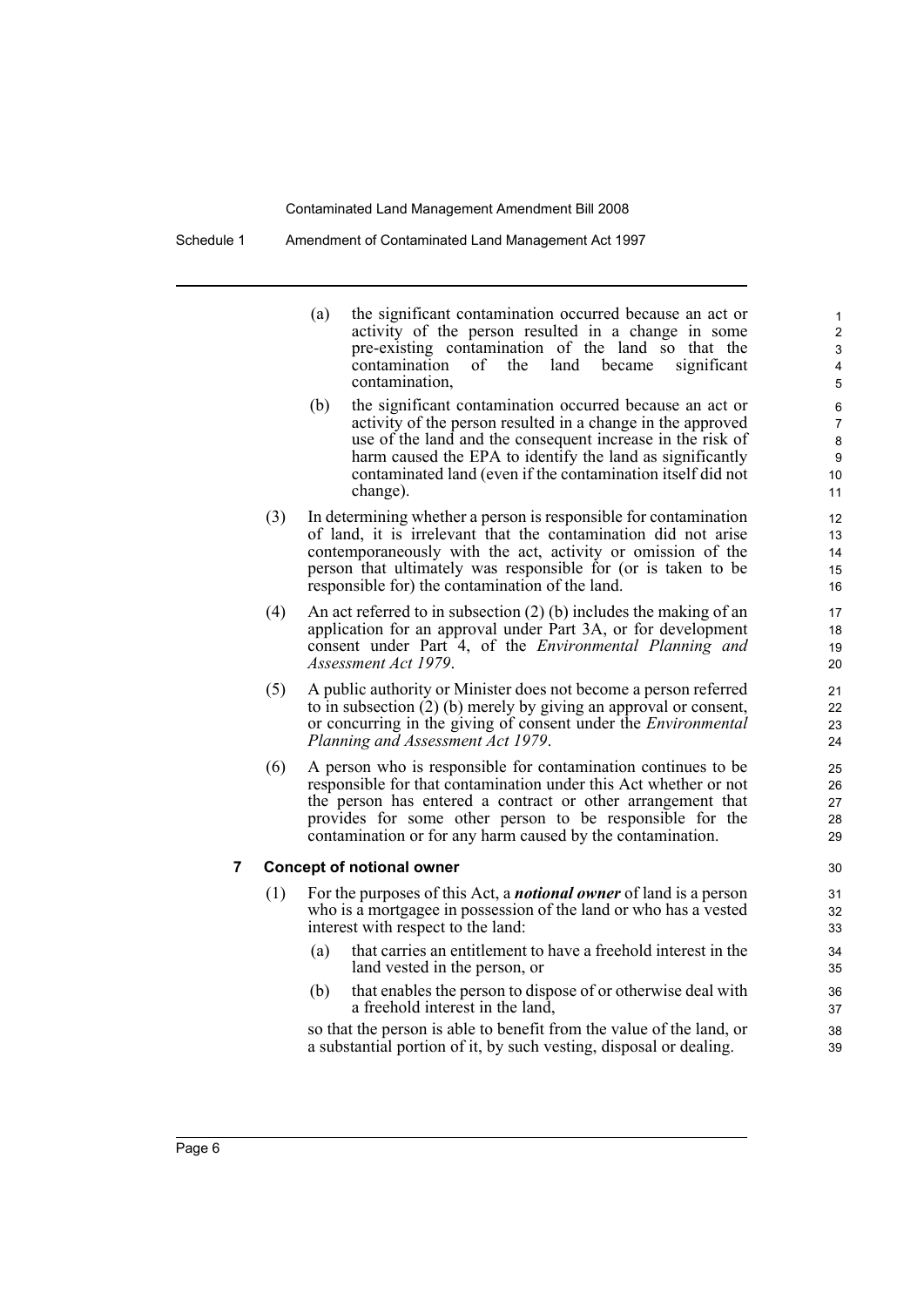(a) the significant contamination occurred because an act or activity of the person resulted in a change in some pre-existing contamination of the land so that the contamination of the land became significant contamination,

(b) the significant contamination occurred because an act or activity of the person resulted in a change in the approved use of the land and the consequent increase in the risk of harm caused the EPA to identify the land as significantly contaminated land (even if the contamination itself did not change).

(3) In determining whether a person is responsible for contamination of land, it is irrelevant that the contamination did not arise contemporaneously with the act, activity or omission of the person that ultimately was responsible for (or is taken to be responsible for) the contamination of the land.

(4) An act referred to in subsection (2) (b) includes the making of an application for an approval under Part 3A, or for development consent under Part 4, of the *Environmental Planning and Assessment Act 1979*.

(5) A public authority or Minister does not become a person referred to in subsection (2) (b) merely by giving an approval or consent, or concurring in the giving of consent under the *Environmental Planning and Assessment Act 1979*.

(6) A person who is responsible for contamination continues to be responsible for that contamination under this Act whether or not the person has entered a contract or other arrangement that provides for some other person to be responsible for the contamination or for any harm caused by the contamination.

### 7 Concept of notional owner

(1) For the purposes of this Act, a ***notional owner*** of land is a person who is a mortgagee in possession of the land or who has a vested interest with respect to the land:

(a) that carries an entitlement to have a freehold interest in the land vested in the person, or

(b) that enables the person to dispose of or otherwise deal with a freehold interest in the land,

so that the person is able to benefit from the value of the land, or a substantial portion of it, by such vesting, disposal or dealing.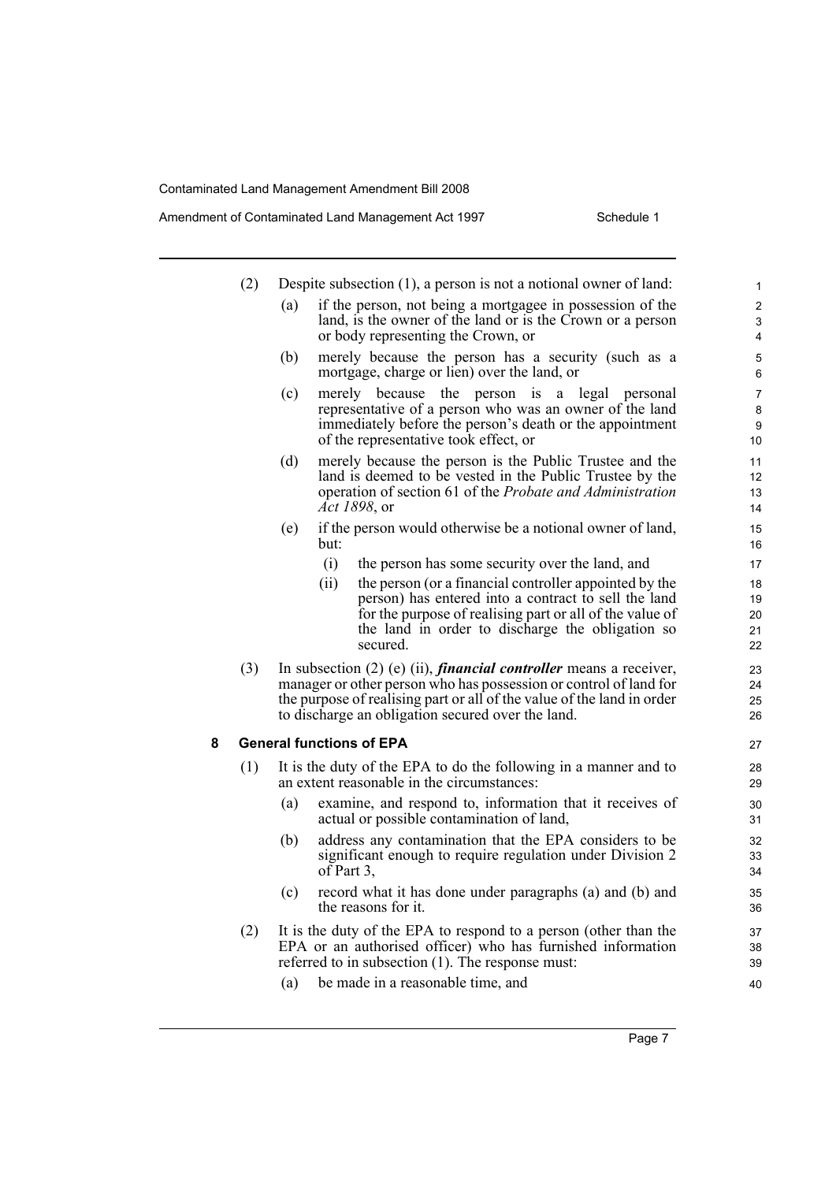(2) Despite subsection (1), a person is not a notional owner of land:

(a) if the person, not being a mortgagee in possession of the land, is the owner of the land or is the Crown or a person or body representing the Crown, or

(b) merely because the person has a security (such as a mortgage, charge or lien) over the land, or

(c) merely because the person is a legal personal representative of a person who was an owner of the land immediately before the person's death or the appointment of the representative took effect, or

(d) merely because the person is the Public Trustee and the land is deemed to be vested in the Public Trustee by the operation of section 61 of the *Probate and Administration Act 1898*, or

(e) if the person would otherwise be a notional owner of land, but:

(i) the person has some security over the land, and

(ii) the person (or a financial controller appointed by the person) has entered into a contract to sell the land for the purpose of realising part or all of the value of the land in order to discharge the obligation so secured.

(3) In subsection (2) (e) (ii), ***financial controller*** means a receiver, manager or other person who has possession or control of land for the purpose of realising part or all of the value of the land in order to discharge an obligation secured over the land.

**8 General functions of EPA**

(1) It is the duty of the EPA to do the following in a manner and to an extent reasonable in the circumstances:

(a) examine, and respond to, information that it receives of actual or possible contamination of land,

(b) address any contamination that the EPA considers to be significant enough to require regulation under Division 2 of Part 3,

(c) record what it has done under paragraphs (a) and (b) and the reasons for it.

(2) It is the duty of the EPA to respond to a person (other than the EPA or an authorised officer) who has furnished information referred to in subsection (1). The response must:

(a) be made in a reasonable time, and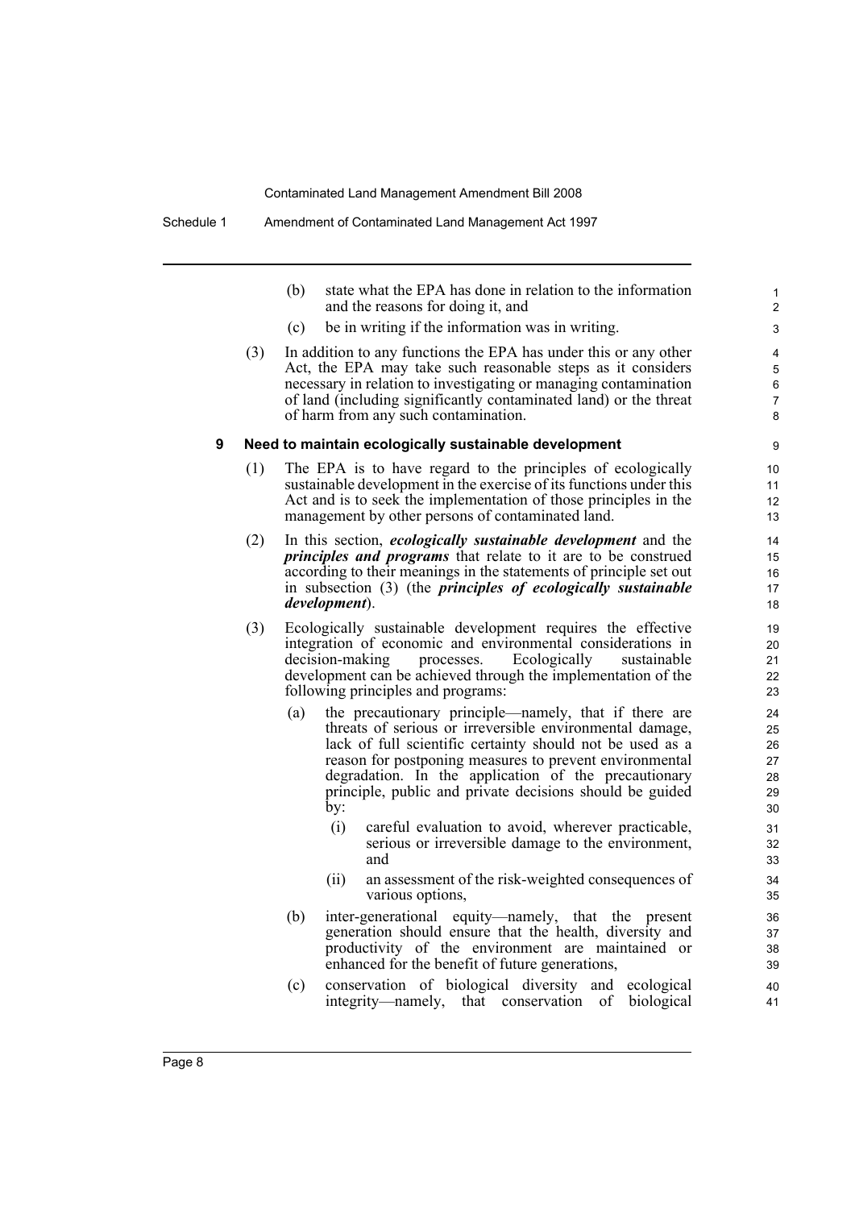(b) state what the EPA has done in relation to the information and the reasons for doing it, and

(c) be in writing if the information was in writing.

(3) In addition to any functions the EPA has under this or any other Act, the EPA may take such reasonable steps as it considers necessary in relation to investigating or managing contamination of land (including significantly contaminated land) or the threat of harm from any such contamination.

**9 Need to maintain ecologically sustainable development**

(1) The EPA is to have regard to the principles of ecologically sustainable development in the exercise of its functions under this Act and is to seek the implementation of those principles in the management by other persons of contaminated land.

(2) In this section, ***ecologically sustainable development*** and the ***principles and programs*** that relate to it are to be construed according to their meanings in the statements of principle set out in subsection (3) (the ***principles of ecologically sustainable development***).

(3) Ecologically sustainable development requires the effective integration of economic and environmental considerations in decision-making processes. Ecologically sustainable development can be achieved through the implementation of the following principles and programs:

(a) the precautionary principle—namely, that if there are threats of serious or irreversible environmental damage, lack of full scientific certainty should not be used as a reason for postponing measures to prevent environmental degradation. In the application of the precautionary principle, public and private decisions should be guided by:

(i) careful evaluation to avoid, wherever practicable, serious or irreversible damage to the environment, and

(ii) an assessment of the risk-weighted consequences of various options,

(b) inter-generational equity—namely, that the present generation should ensure that the health, diversity and productivity of the environment are maintained or enhanced for the benefit of future generations,

(c) conservation of biological diversity and ecological integrity—namely, that conservation of biological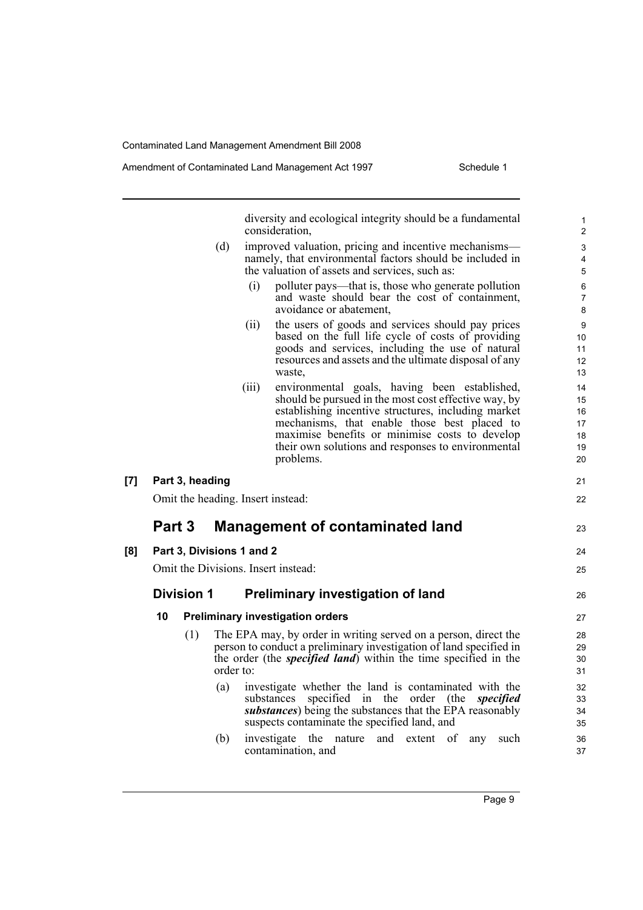diversity and ecological integrity should be a fundamental consideration,

(d) improved valuation, pricing and incentive mechanisms—namely, that environmental factors should be included in the valuation of assets and services, such as:

(i) polluter pays—that is, those who generate pollution and waste should bear the cost of containment, avoidance or abatement,

(ii) the users of goods and services should pay prices based on the full life cycle of costs of providing goods and services, including the use of natural resources and assets and the ultimate disposal of any waste,

(iii) environmental goals, having been established, should be pursued in the most cost effective way, by establishing incentive structures, including market mechanisms, that enable those best placed to maximise benefits or minimise costs to develop their own solutions and responses to environmental problems.

**[7] Part 3, heading**

Omit the heading. Insert instead:

## Part 3 Management of contaminated land

**[8] Part 3, Divisions 1 and 2**

Omit the Divisions. Insert instead:

### Division 1 Preliminary investigation of land

**10 Preliminary investigation orders**

(1) The EPA may, by order in writing served on a person, direct the person to conduct a preliminary investigation of land specified in the order (the ***specified land***) within the time specified in the order to:

(a) investigate whether the land is contaminated with the substances specified in the order (the ***specified substances***) being the substances that the EPA reasonably suspects contaminate the specified land, and

(b) investigate the nature and extent of any such contamination, and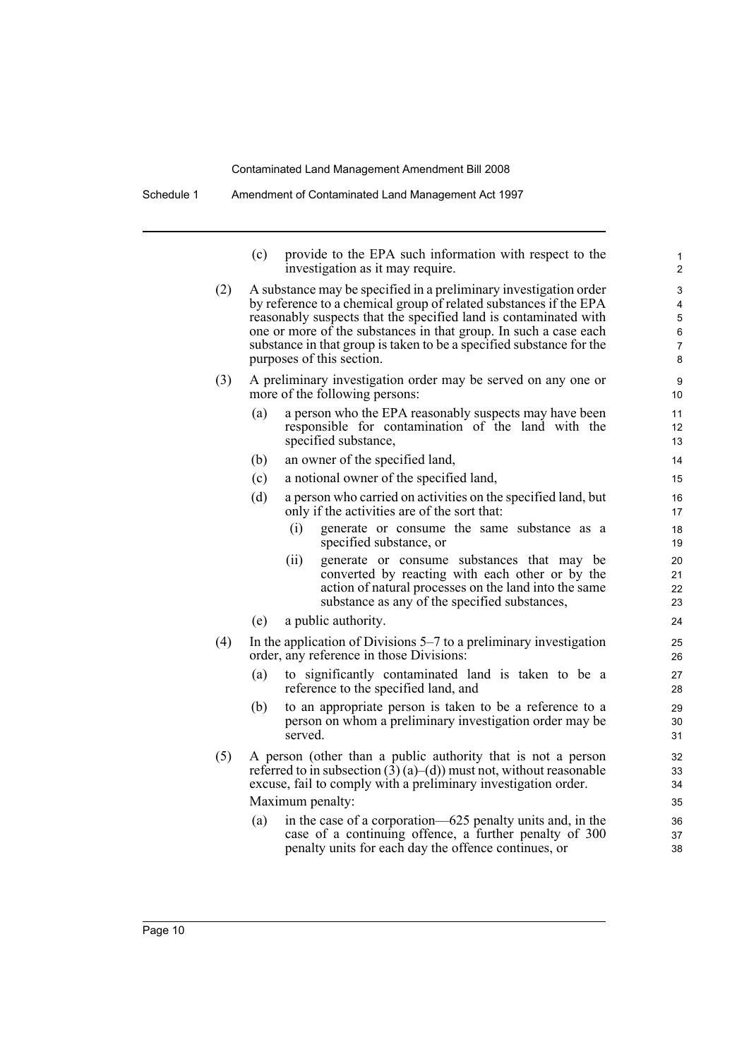(c) provide to the EPA such information with respect to the investigation as it may require.

(2) A substance may be specified in a preliminary investigation order by reference to a chemical group of related substances if the EPA reasonably suspects that the specified land is contaminated with one or more of the substances in that group. In such a case each substance in that group is taken to be a specified substance for the purposes of this section.

(3) A preliminary investigation order may be served on any one or more of the following persons:

(a) a person who the EPA reasonably suspects may have been responsible for contamination of the land with the specified substance,

(b) an owner of the specified land,

(c) a notional owner of the specified land,

(d) a person who carried on activities on the specified land, but only if the activities are of the sort that:

(i) generate or consume the same substance as a specified substance, or

(ii) generate or consume substances that may be converted by reacting with each other or by the action of natural processes on the land into the same substance as any of the specified substances,

(e) a public authority.

(4) In the application of Divisions 5–7 to a preliminary investigation order, any reference in those Divisions:

(a) to significantly contaminated land is taken to be a reference to the specified land, and

(b) to an appropriate person is taken to be a reference to a person on whom a preliminary investigation order may be served.

(5) A person (other than a public authority that is not a person referred to in subsection (3) (a)–(d)) must not, without reasonable excuse, fail to comply with a preliminary investigation order.

Maximum penalty:

(a) in the case of a corporation—625 penalty units and, in the case of a continuing offence, a further penalty of 300 penalty units for each day the offence continues, or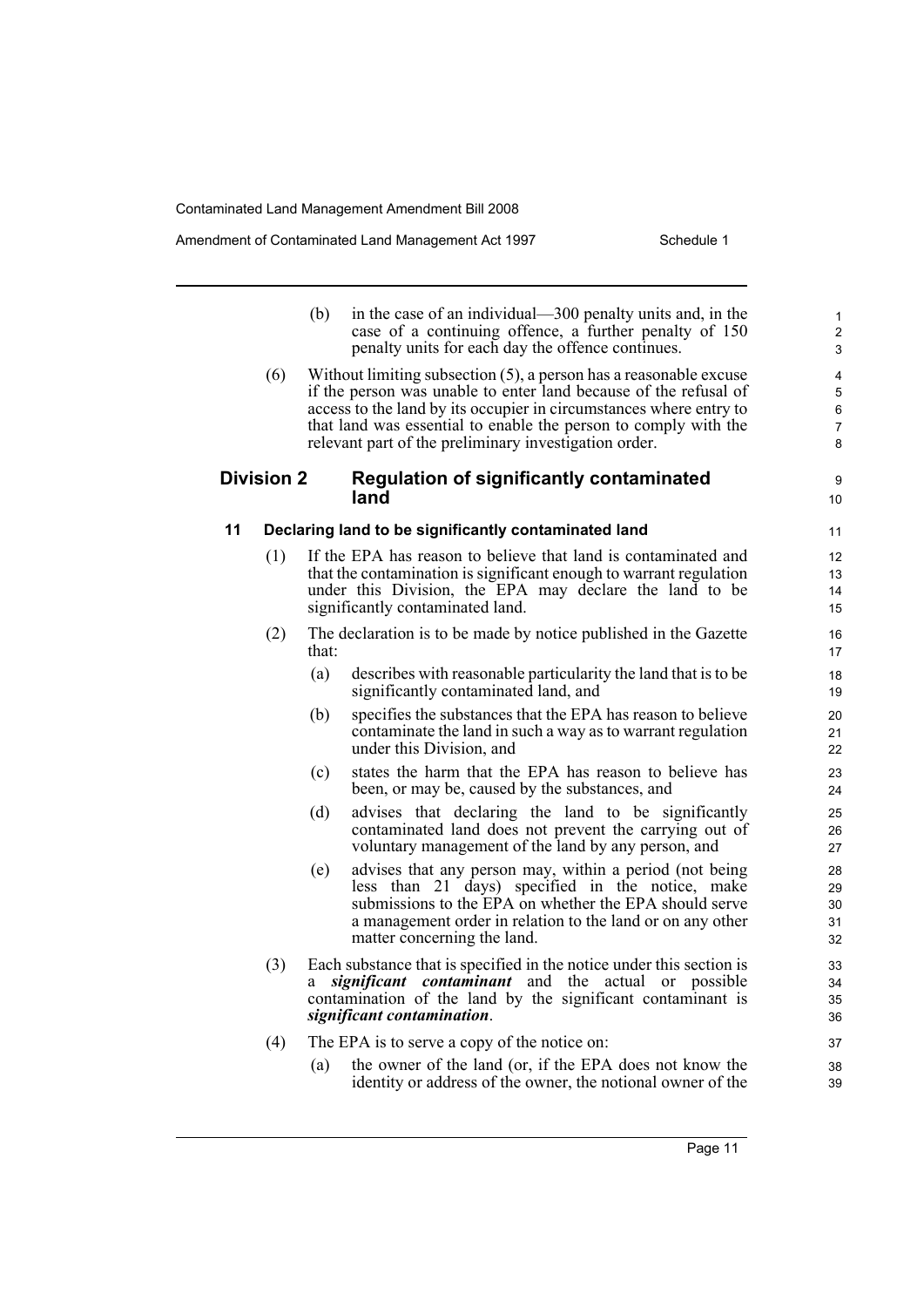(b) in the case of an individual—300 penalty units and, in the case of a continuing offence, a further penalty of 150 penalty units for each day the offence continues.

(6) Without limiting subsection (5), a person has a reasonable excuse if the person was unable to enter land because of the refusal of access to the land by its occupier in circumstances where entry to that land was essential to enable the person to comply with the relevant part of the preliminary investigation order.

## Division 2 Regulation of significantly contaminated land

### 11 Declaring land to be significantly contaminated land

(1) If the EPA has reason to believe that land is contaminated and that the contamination is significant enough to warrant regulation under this Division, the EPA may declare the land to be significantly contaminated land.

(2) The declaration is to be made by notice published in the Gazette that:

(a) describes with reasonable particularity the land that is to be significantly contaminated land, and

(b) specifies the substances that the EPA has reason to believe contaminate the land in such a way as to warrant regulation under this Division, and

(c) states the harm that the EPA has reason to believe has been, or may be, caused by the substances, and

(d) advises that declaring the land to be significantly contaminated land does not prevent the carrying out of voluntary management of the land by any person, and

(e) advises that any person may, within a period (not being less than 21 days) specified in the notice, make submissions to the EPA on whether the EPA should serve a management order in relation to the land or on any other matter concerning the land.

(3) Each substance that is specified in the notice under this section is a ***significant contaminant*** and the actual or possible contamination of the land by the significant contaminant is ***significant contamination***.

(4) The EPA is to serve a copy of the notice on:

(a) the owner of the land (or, if the EPA does not know the identity or address of the owner, the notional owner of the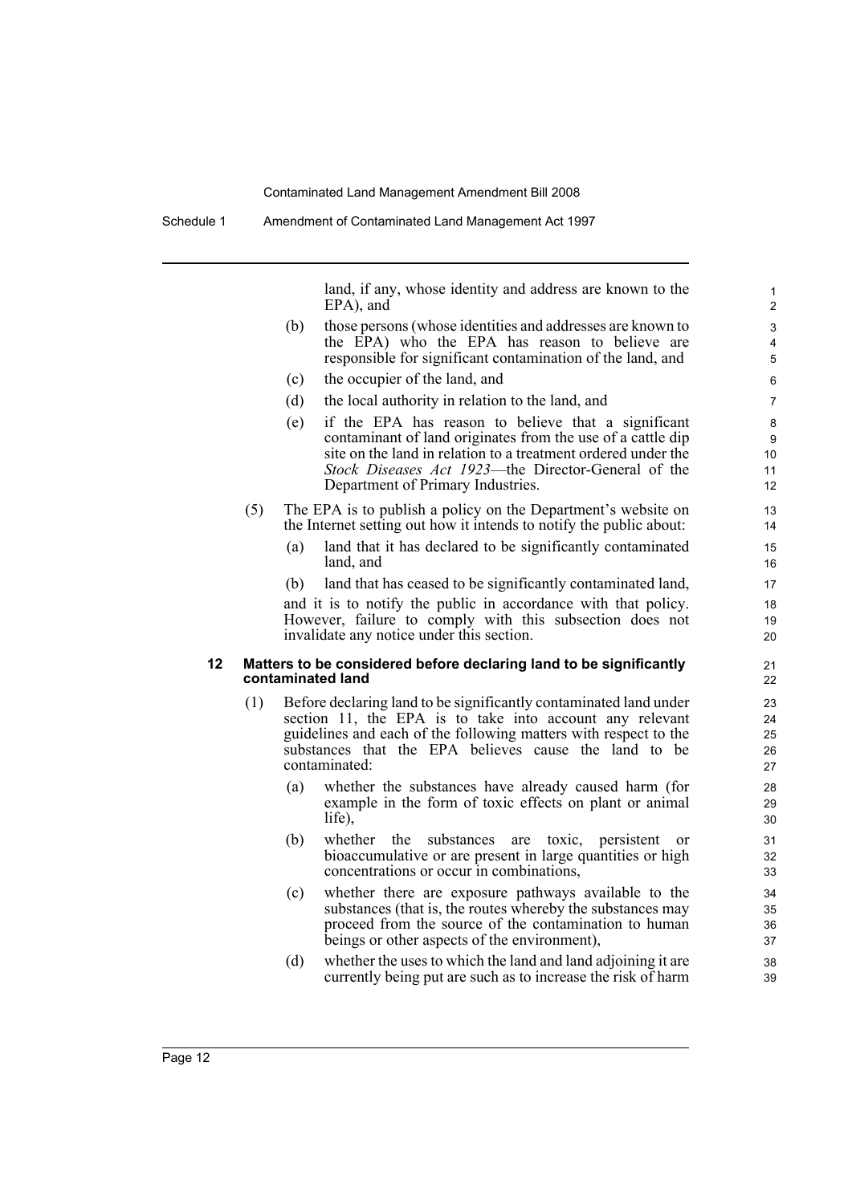land, if any, whose identity and address are known to the EPA), and

(b) those persons (whose identities and addresses are known to the EPA) who the EPA has reason to believe are responsible for significant contamination of the land, and

(c) the occupier of the land, and

(d) the local authority in relation to the land, and

(e) if the EPA has reason to believe that a significant contaminant of land originates from the use of a cattle dip site on the land in relation to a treatment ordered under the *Stock Diseases Act 1923*—the Director-General of the Department of Primary Industries.

(5) The EPA is to publish a policy on the Department's website on the Internet setting out how it intends to notify the public about:

(a) land that it has declared to be significantly contaminated land, and

(b) land that has ceased to be significantly contaminated land,

and it is to notify the public in accordance with that policy. However, failure to comply with this subsection does not invalidate any notice under this section.

**12 Matters to be considered before declaring land to be significantly contaminated land**

(1) Before declaring land to be significantly contaminated land under section 11, the EPA is to take into account any relevant guidelines and each of the following matters with respect to the substances that the EPA believes cause the land to be contaminated:

(a) whether the substances have already caused harm (for example in the form of toxic effects on plant or animal life),

(b) whether the substances are toxic, persistent or bioaccumulative or are present in large quantities or high concentrations or occur in combinations,

(c) whether there are exposure pathways available to the substances (that is, the routes whereby the substances may proceed from the source of the contamination to human beings or other aspects of the environment),

(d) whether the uses to which the land and land adjoining it are currently being put are such as to increase the risk of harm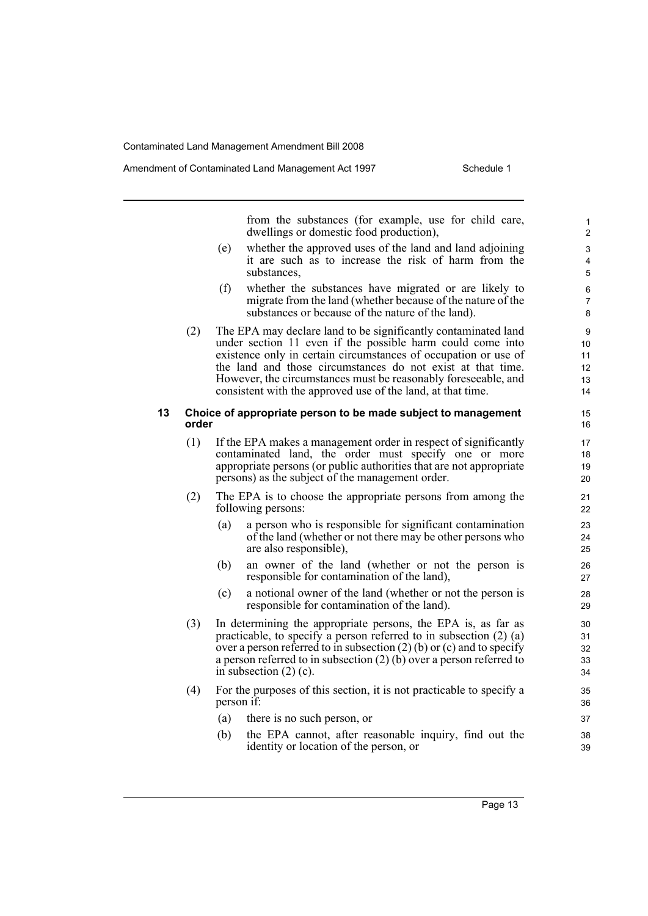from the substances (for example, use for child care, dwellings or domestic food production),

(e) whether the approved uses of the land and land adjoining it are such as to increase the risk of harm from the substances,

(f) whether the substances have migrated or are likely to migrate from the land (whether because of the nature of the substances or because of the nature of the land).

(2) The EPA may declare land to be significantly contaminated land under section 11 even if the possible harm could come into existence only in certain circumstances of occupation or use of the land and those circumstances do not exist at that time. However, the circumstances must be reasonably foreseeable, and consistent with the approved use of the land, at that time.

### 13 Choice of appropriate person to be made subject to management order

(1) If the EPA makes a management order in respect of significantly contaminated land, the order must specify one or more appropriate persons (or public authorities that are not appropriate persons) as the subject of the management order.

(2) The EPA is to choose the appropriate persons from among the following persons:

(a) a person who is responsible for significant contamination of the land (whether or not there may be other persons who are also responsible),

(b) an owner of the land (whether or not the person is responsible for contamination of the land),

(c) a notional owner of the land (whether or not the person is responsible for contamination of the land).

(3) In determining the appropriate persons, the EPA is, as far as practicable, to specify a person referred to in subsection (2) (a) over a person referred to in subsection (2) (b) or (c) and to specify a person referred to in subsection (2) (b) over a person referred to in subsection (2) (c).

(4) For the purposes of this section, it is not practicable to specify a person if:

(a) there is no such person, or

(b) the EPA cannot, after reasonable inquiry, find out the identity or location of the person, or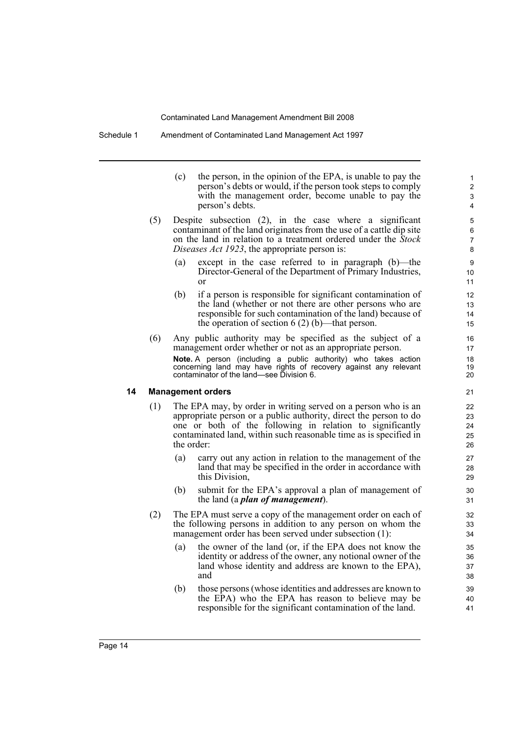(c) the person, in the opinion of the EPA, is unable to pay the person's debts or would, if the person took steps to comply with the management order, become unable to pay the person's debts.

(5) Despite subsection (2), in the case where a significant contaminant of the land originates from the use of a cattle dip site on the land in relation to a treatment ordered under the *Stock Diseases Act 1923*, the appropriate person is:

(a) except in the case referred to in paragraph (b)—the Director-General of the Department of Primary Industries, or

(b) if a person is responsible for significant contamination of the land (whether or not there are other persons who are responsible for such contamination of the land) because of the operation of section 6 (2) (b)—that person.

(6) Any public authority may be specified as the subject of a management order whether or not as an appropriate person.

**Note.** A person (including a public authority) who takes action concerning land may have rights of recovery against any relevant contaminator of the land—see Division 6.

### 14 Management orders

(1) The EPA may, by order in writing served on a person who is an appropriate person or a public authority, direct the person to do one or both of the following in relation to significantly contaminated land, within such reasonable time as is specified in the order:

(a) carry out any action in relation to the management of the land that may be specified in the order in accordance with this Division,

(b) submit for the EPA's approval a plan of management of the land (a ***plan of management***).

(2) The EPA must serve a copy of the management order on each of the following persons in addition to any person on whom the management order has been served under subsection (1):

(a) the owner of the land (or, if the EPA does not know the identity or address of the owner, any notional owner of the land whose identity and address are known to the EPA), and

(b) those persons (whose identities and addresses are known to the EPA) who the EPA has reason to believe may be responsible for the significant contamination of the land.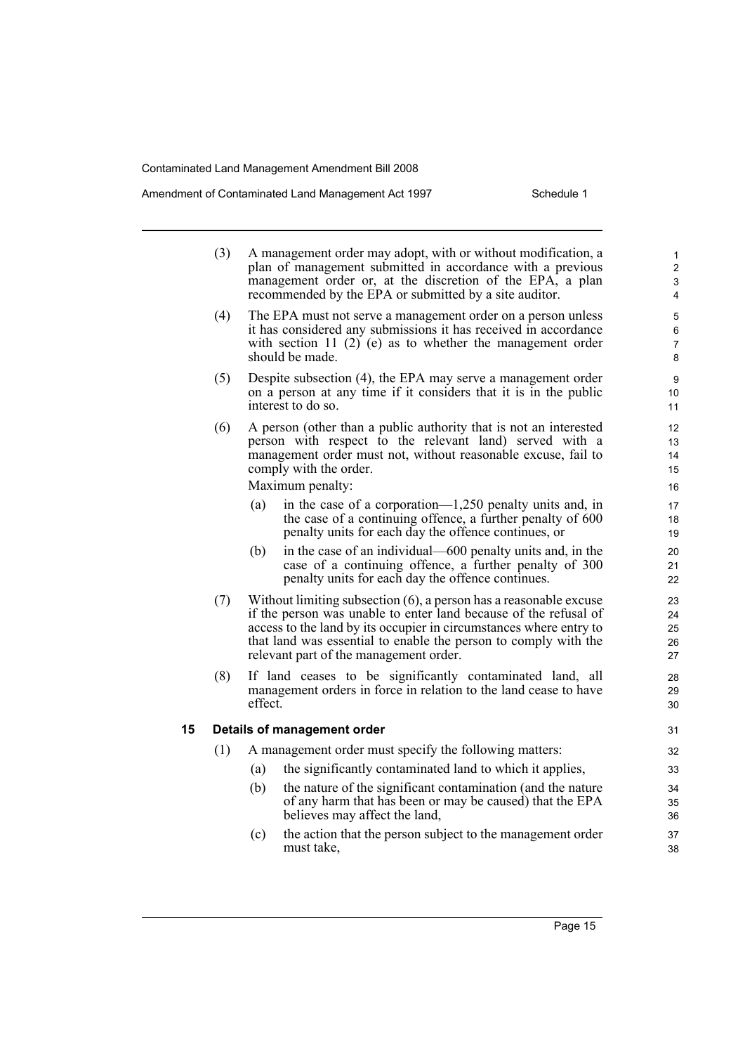(3) A management order may adopt, with or without modification, a plan of management submitted in accordance with a previous management order or, at the discretion of the EPA, a plan recommended by the EPA or submitted by a site auditor.

(4) The EPA must not serve a management order on a person unless it has considered any submissions it has received in accordance with section 11 (2) (e) as to whether the management order should be made.

(5) Despite subsection (4), the EPA may serve a management order on a person at any time if it considers that it is in the public interest to do so.

(6) A person (other than a public authority that is not an interested person with respect to the relevant land) served with a management order must not, without reasonable excuse, fail to comply with the order.

Maximum penalty:

- (a) in the case of a corporation—1,250 penalty units and, in the case of a continuing offence, a further penalty of 600 penalty units for each day the offence continues, or
- (b) in the case of an individual—600 penalty units and, in the case of a continuing offence, a further penalty of 300 penalty units for each day the offence continues.

(7) Without limiting subsection (6), a person has a reasonable excuse if the person was unable to enter land because of the refusal of access to the land by its occupier in circumstances where entry to that land was essential to enable the person to comply with the relevant part of the management order.

(8) If land ceases to be significantly contaminated land, all management orders in force in relation to the land cease to have effect.

### 15 Details of management order

(1) A management order must specify the following matters:

- (a) the significantly contaminated land to which it applies,
- (b) the nature of the significant contamination (and the nature of any harm that has been or may be caused) that the EPA believes may affect the land,
- (c) the action that the person subject to the management order must take,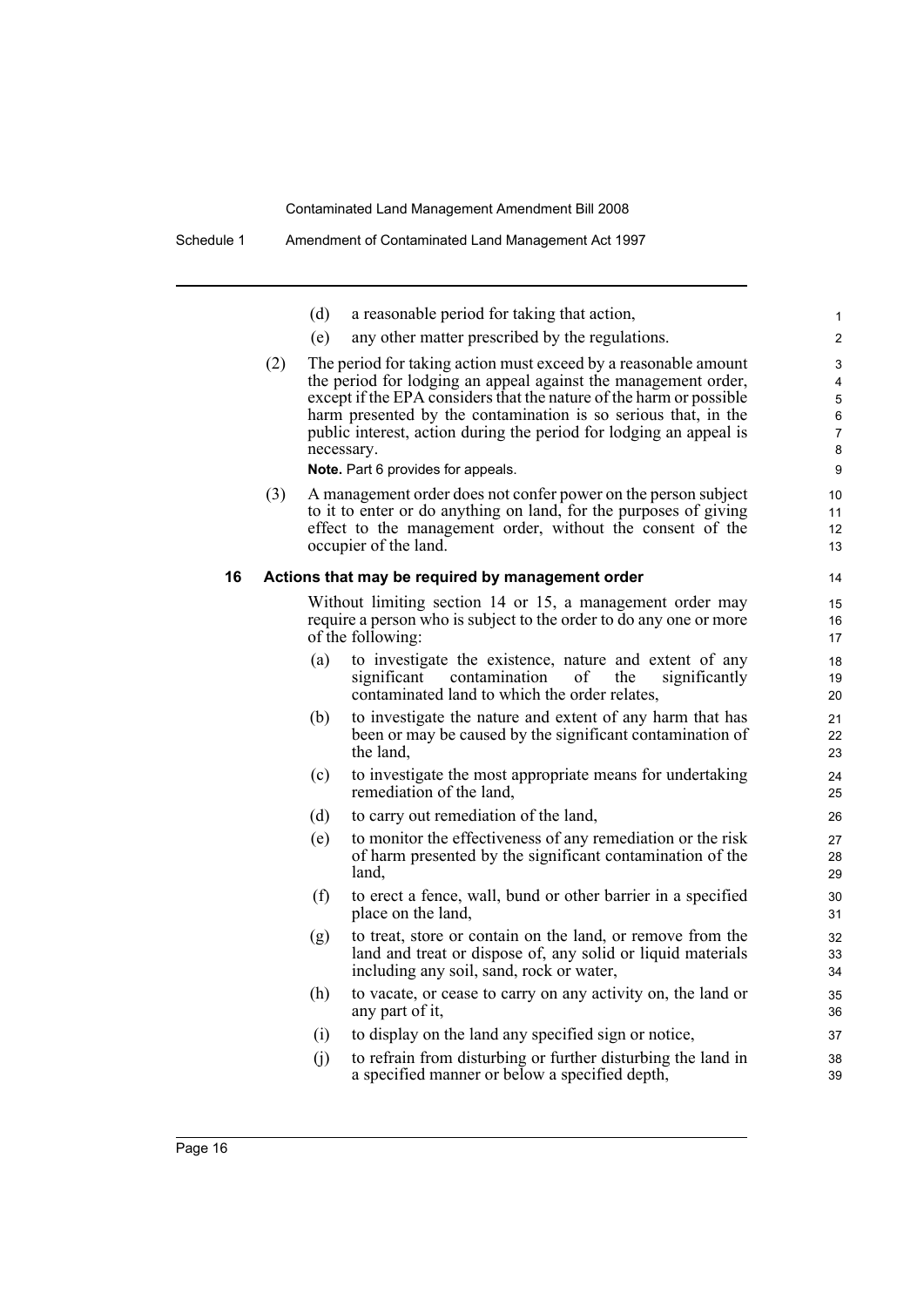(d) a reasonable period for taking that action,

(e) any other matter prescribed by the regulations.

(2) The period for taking action must exceed by a reasonable amount the period for lodging an appeal against the management order, except if the EPA considers that the nature of the harm or possible harm presented by the contamination is so serious that, in the public interest, action during the period for lodging an appeal is necessary.

**Note.** Part 6 provides for appeals.

(3) A management order does not confer power on the person subject to it to enter or do anything on land, for the purposes of giving effect to the management order, without the consent of the occupier of the land.

### 16 Actions that may be required by management order

Without limiting section 14 or 15, a management order may require a person who is subject to the order to do any one or more of the following:

(a) to investigate the existence, nature and extent of any significant contamination of the significantly contaminated land to which the order relates,

(b) to investigate the nature and extent of any harm that has been or may be caused by the significant contamination of the land,

(c) to investigate the most appropriate means for undertaking remediation of the land,

(d) to carry out remediation of the land,

(e) to monitor the effectiveness of any remediation or the risk of harm presented by the significant contamination of the land,

(f) to erect a fence, wall, bund or other barrier in a specified place on the land,

(g) to treat, store or contain on the land, or remove from the land and treat or dispose of, any solid or liquid materials including any soil, sand, rock or water,

(h) to vacate, or cease to carry on any activity on, the land or any part of it,

(i) to display on the land any specified sign or notice,

(j) to refrain from disturbing or further disturbing the land in a specified manner or below a specified depth,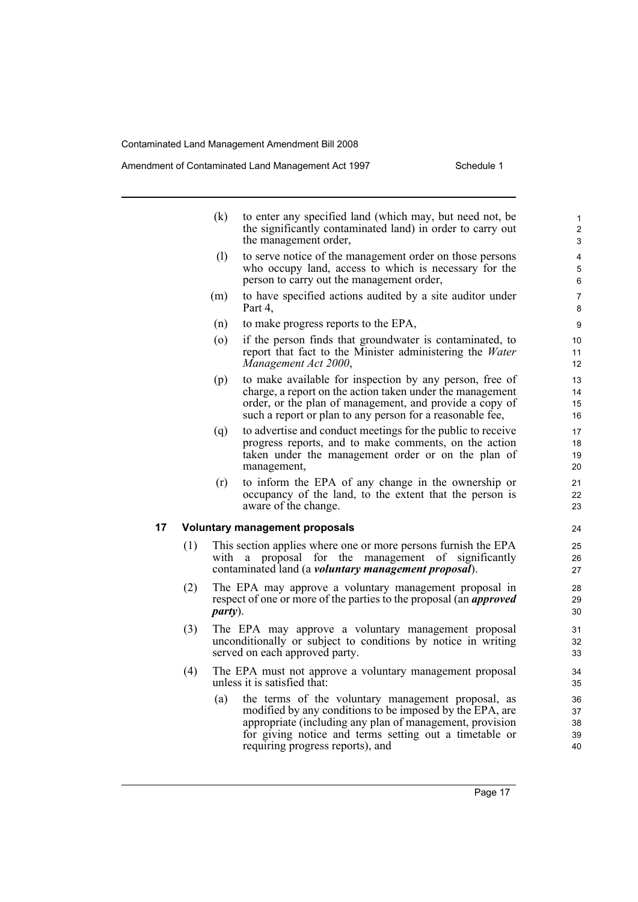(k) to enter any specified land (which may, but need not, be the significantly contaminated land) in order to carry out the management order,

(l) to serve notice of the management order on those persons who occupy land, access to which is necessary for the person to carry out the management order,

(m) to have specified actions audited by a site auditor under Part 4,

(n) to make progress reports to the EPA,

(o) if the person finds that groundwater is contaminated, to report that fact to the Minister administering the *Water Management Act 2000*,

(p) to make available for inspection by any person, free of charge, a report on the action taken under the management order, or the plan of management, and provide a copy of such a report or plan to any person for a reasonable fee,

(q) to advertise and conduct meetings for the public to receive progress reports, and to make comments, on the action taken under the management order or on the plan of management,

(r) to inform the EPA of any change in the ownership or occupancy of the land, to the extent that the person is aware of the change.

### 17 Voluntary management proposals

(1) This section applies where one or more persons furnish the EPA with a proposal for the management of significantly contaminated land (a ***voluntary management proposal***).

(2) The EPA may approve a voluntary management proposal in respect of one or more of the parties to the proposal (an ***approved party***).

(3) The EPA may approve a voluntary management proposal unconditionally or subject to conditions by notice in writing served on each approved party.

(4) The EPA must not approve a voluntary management proposal unless it is satisfied that:

(a) the terms of the voluntary management proposal, as modified by any conditions to be imposed by the EPA, are appropriate (including any plan of management, provision for giving notice and terms setting out a timetable or requiring progress reports), and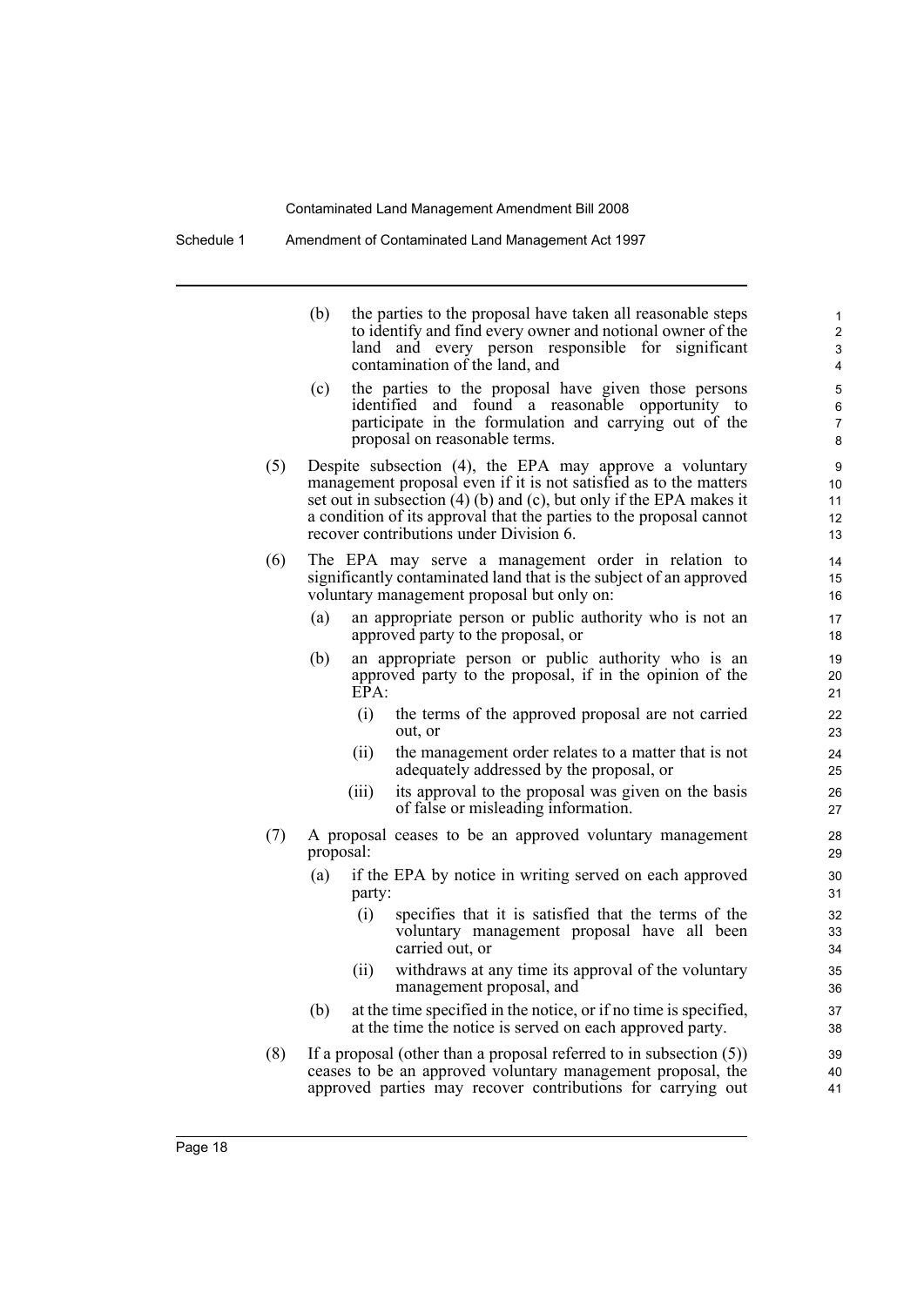(b) the parties to the proposal have taken all reasonable steps to identify and find every owner and notional owner of the land and every person responsible for significant contamination of the land, and

(c) the parties to the proposal have given those persons identified and found a reasonable opportunity to participate in the formulation and carrying out of the proposal on reasonable terms.

(5) Despite subsection (4), the EPA may approve a voluntary management proposal even if it is not satisfied as to the matters set out in subsection (4) (b) and (c), but only if the EPA makes it a condition of its approval that the parties to the proposal cannot recover contributions under Division 6.

(6) The EPA may serve a management order in relation to significantly contaminated land that is the subject of an approved voluntary management proposal but only on:

(a) an appropriate person or public authority who is not an approved party to the proposal, or

(b) an appropriate person or public authority who is an approved party to the proposal, if in the opinion of the EPA:

(i) the terms of the approved proposal are not carried out, or

(ii) the management order relates to a matter that is not adequately addressed by the proposal, or

(iii) its approval to the proposal was given on the basis of false or misleading information.

(7) A proposal ceases to be an approved voluntary management proposal:

(a) if the EPA by notice in writing served on each approved party:

(i) specifies that it is satisfied that the terms of the voluntary management proposal have all been carried out, or

(ii) withdraws at any time its approval of the voluntary management proposal, and

(b) at the time specified in the notice, or if no time is specified, at the time the notice is served on each approved party.

(8) If a proposal (other than a proposal referred to in subsection (5)) ceases to be an approved voluntary management proposal, the approved parties may recover contributions for carrying out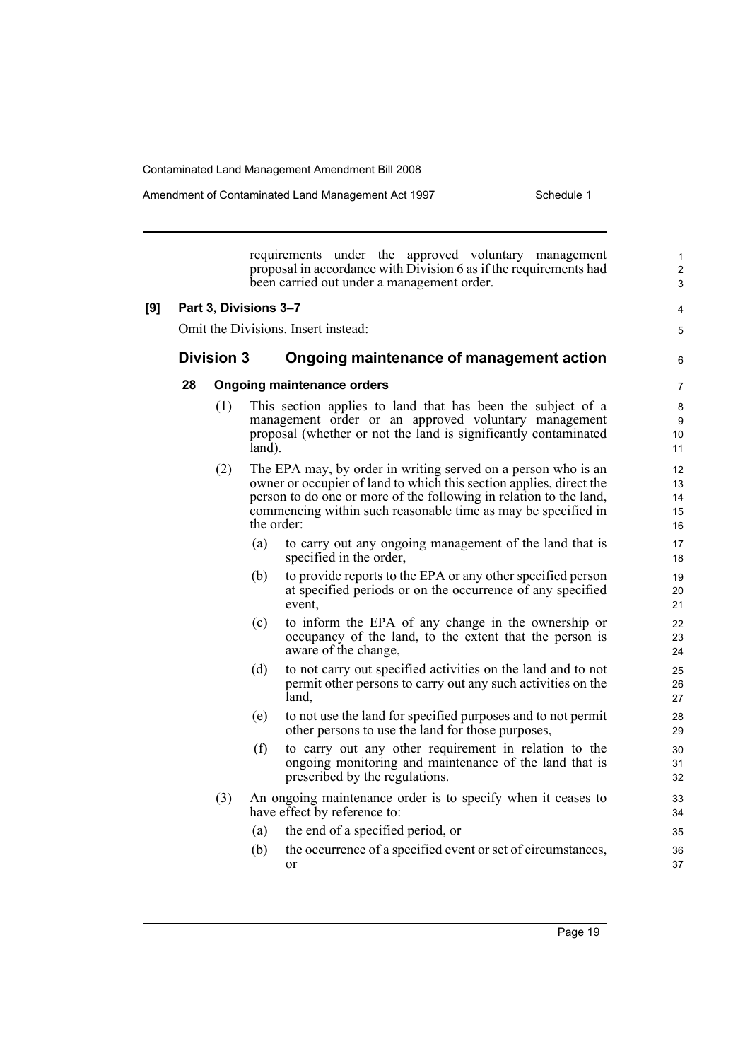requirements under the approved voluntary management proposal in accordance with Division 6 as if the requirements had been carried out under a management order.

**[9] Part 3, Divisions 3–7**

Omit the Divisions. Insert instead:

## Division 3 Ongoing maintenance of management action

### 28 Ongoing maintenance orders

(1) This section applies to land that has been the subject of a management order or an approved voluntary management proposal (whether or not the land is significantly contaminated land).

(2) The EPA may, by order in writing served on a person who is an owner or occupier of land to which this section applies, direct the person to do one or more of the following in relation to the land, commencing within such reasonable time as may be specified in the order:

- (a) to carry out any ongoing management of the land that is specified in the order,
- (b) to provide reports to the EPA or any other specified person at specified periods or on the occurrence of any specified event,
- (c) to inform the EPA of any change in the ownership or occupancy of the land, to the extent that the person is aware of the change,
- (d) to not carry out specified activities on the land and to not permit other persons to carry out any such activities on the land,
- (e) to not use the land for specified purposes and to not permit other persons to use the land for those purposes,
- (f) to carry out any other requirement in relation to the ongoing monitoring and maintenance of the land that is prescribed by the regulations.

(3) An ongoing maintenance order is to specify when it ceases to have effect by reference to:

- (a) the end of a specified period, or
- (b) the occurrence of a specified event or set of circumstances, or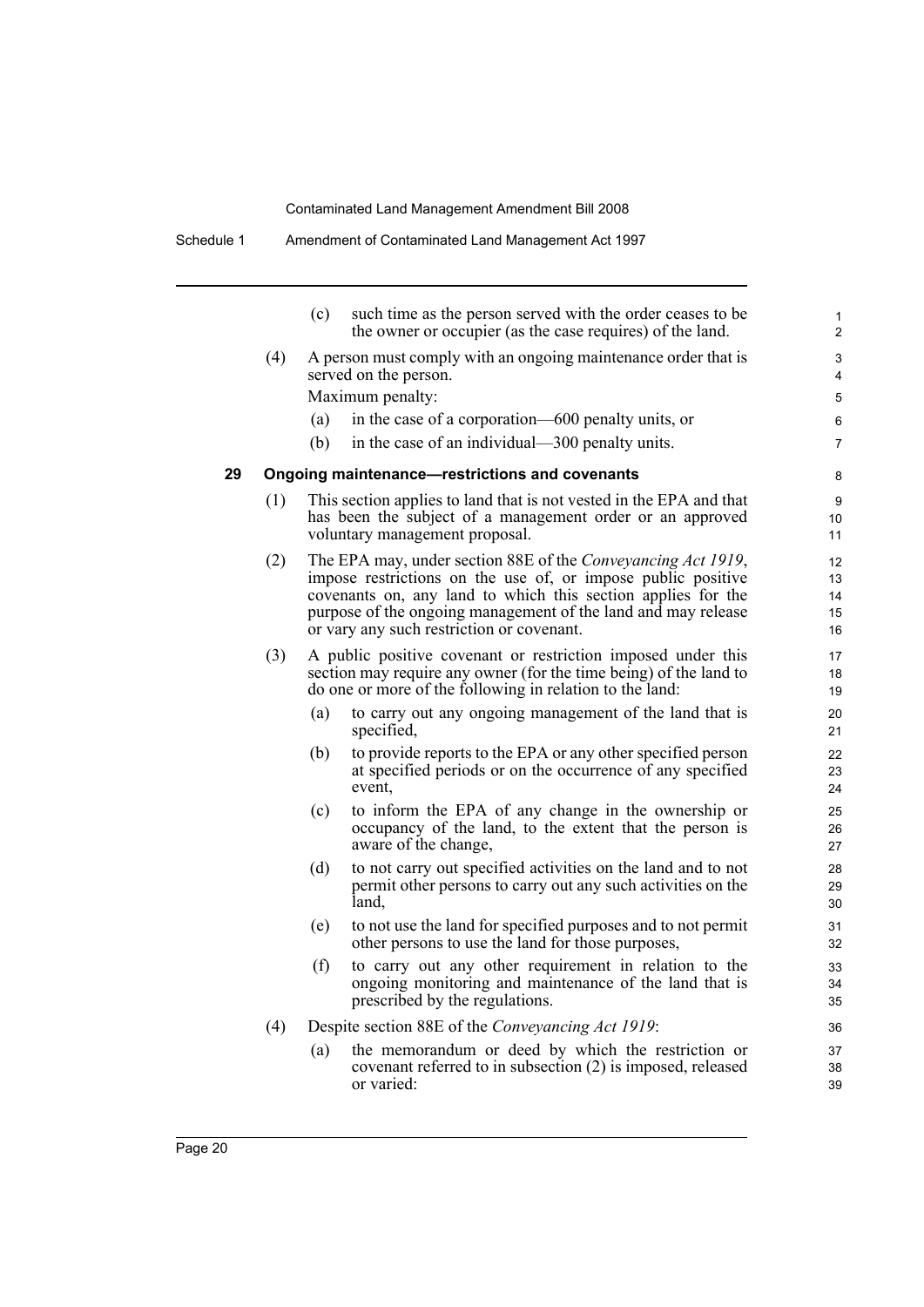(c) such time as the person served with the order ceases to be the owner or occupier (as the case requires) of the land.

(4) A person must comply with an ongoing maintenance order that is served on the person.

Maximum penalty:

(a) in the case of a corporation—600 penalty units, or

(b) in the case of an individual—300 penalty units.

### 29 Ongoing maintenance—restrictions and covenants

(1) This section applies to land that is not vested in the EPA and that has been the subject of a management order or an approved voluntary management proposal.

(2) The EPA may, under section 88E of the *Conveyancing Act 1919*, impose restrictions on the use of, or impose public positive covenants on, any land to which this section applies for the purpose of the ongoing management of the land and may release or vary any such restriction or covenant.

(3) A public positive covenant or restriction imposed under this section may require any owner (for the time being) of the land to do one or more of the following in relation to the land:

(a) to carry out any ongoing management of the land that is specified,

(b) to provide reports to the EPA or any other specified person at specified periods or on the occurrence of any specified event,

(c) to inform the EPA of any change in the ownership or occupancy of the land, to the extent that the person is aware of the change,

(d) to not carry out specified activities on the land and to not permit other persons to carry out any such activities on the land,

(e) to not use the land for specified purposes and to not permit other persons to use the land for those purposes,

(f) to carry out any other requirement in relation to the ongoing monitoring and maintenance of the land that is prescribed by the regulations.

(4) Despite section 88E of the *Conveyancing Act 1919*:

(a) the memorandum or deed by which the restriction or covenant referred to in subsection (2) is imposed, released or varied: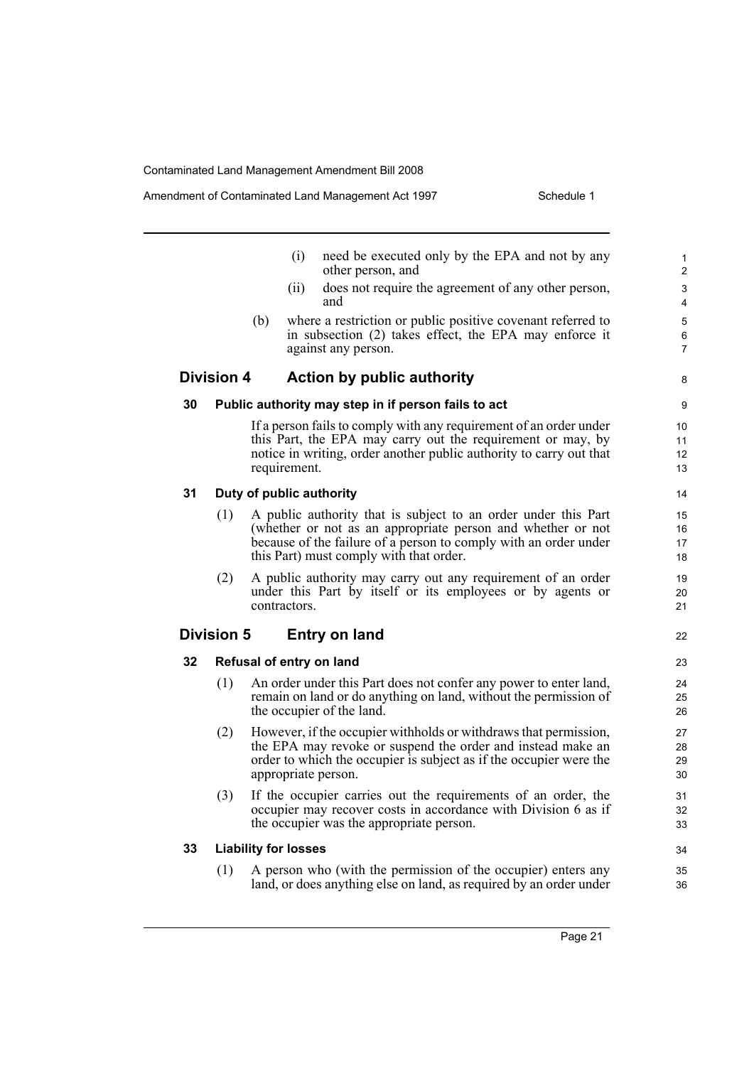(i) need be executed only by the EPA and not by any other person, and

(ii) does not require the agreement of any other person, and

(b) where a restriction or public positive covenant referred to in subsection (2) takes effect, the EPA may enforce it against any person.

## Division 4 Action by public authority

### 30 Public authority may step in if person fails to act

If a person fails to comply with any requirement of an order under this Part, the EPA may carry out the requirement or may, by notice in writing, order another public authority to carry out that requirement.

### 31 Duty of public authority

(1) A public authority that is subject to an order under this Part (whether or not as an appropriate person and whether or not because of the failure of a person to comply with an order under this Part) must comply with that order.

(2) A public authority may carry out any requirement of an order under this Part by itself or its employees or by agents or contractors.

## Division 5 Entry on land

### 32 Refusal of entry on land

(1) An order under this Part does not confer any power to enter land, remain on land or do anything on land, without the permission of the occupier of the land.

(2) However, if the occupier withholds or withdraws that permission, the EPA may revoke or suspend the order and instead make an order to which the occupier is subject as if the occupier were the appropriate person.

(3) If the occupier carries out the requirements of an order, the occupier may recover costs in accordance with Division 6 as if the occupier was the appropriate person.

### 33 Liability for losses

(1) A person who (with the permission of the occupier) enters any land, or does anything else on land, as required by an order under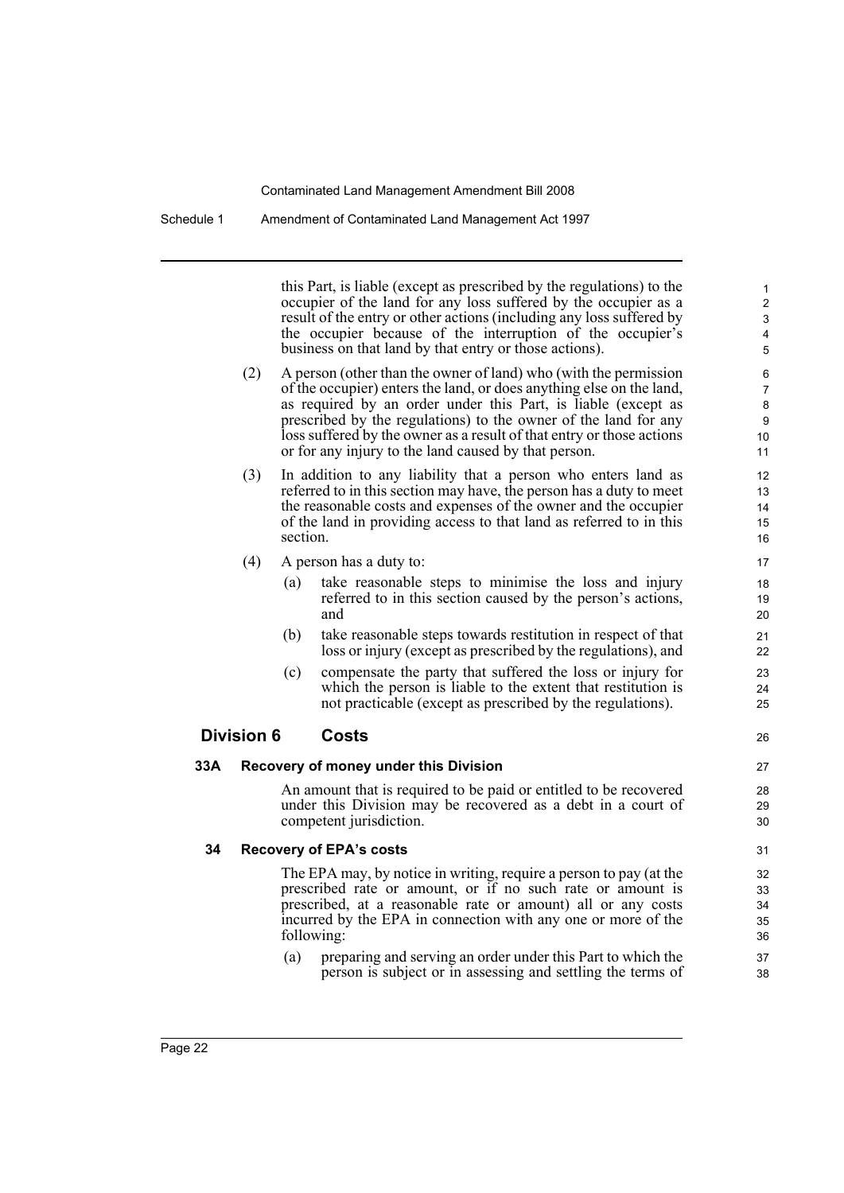this Part, is liable (except as prescribed by the regulations) to the occupier of the land for any loss suffered by the occupier as a result of the entry or other actions (including any loss suffered by the occupier because of the interruption of the occupier's business on that land by that entry or those actions).

(2) A person (other than the owner of land) who (with the permission of the occupier) enters the land, or does anything else on the land, as required by an order under this Part, is liable (except as prescribed by the regulations) to the owner of the land for any loss suffered by the owner as a result of that entry or those actions or for any injury to the land caused by that person.

(3) In addition to any liability that a person who enters land as referred to in this section may have, the person has a duty to meet the reasonable costs and expenses of the owner and the occupier of the land in providing access to that land as referred to in this section.

(4) A person has a duty to:

(a) take reasonable steps to minimise the loss and injury referred to in this section caused by the person's actions, and

(b) take reasonable steps towards restitution in respect of that loss or injury (except as prescribed by the regulations), and

(c) compensate the party that suffered the loss or injury for which the person is liable to the extent that restitution is not practicable (except as prescribed by the regulations).

## Division 6 Costs

### 33A Recovery of money under this Division

An amount that is required to be paid or entitled to be recovered under this Division may be recovered as a debt in a court of competent jurisdiction.

### 34 Recovery of EPA's costs

The EPA may, by notice in writing, require a person to pay (at the prescribed rate or amount, or if no such rate or amount is prescribed, at a reasonable rate or amount) all or any costs incurred by the EPA in connection with any one or more of the following:

(a) preparing and serving an order under this Part to which the person is subject or in assessing and settling the terms of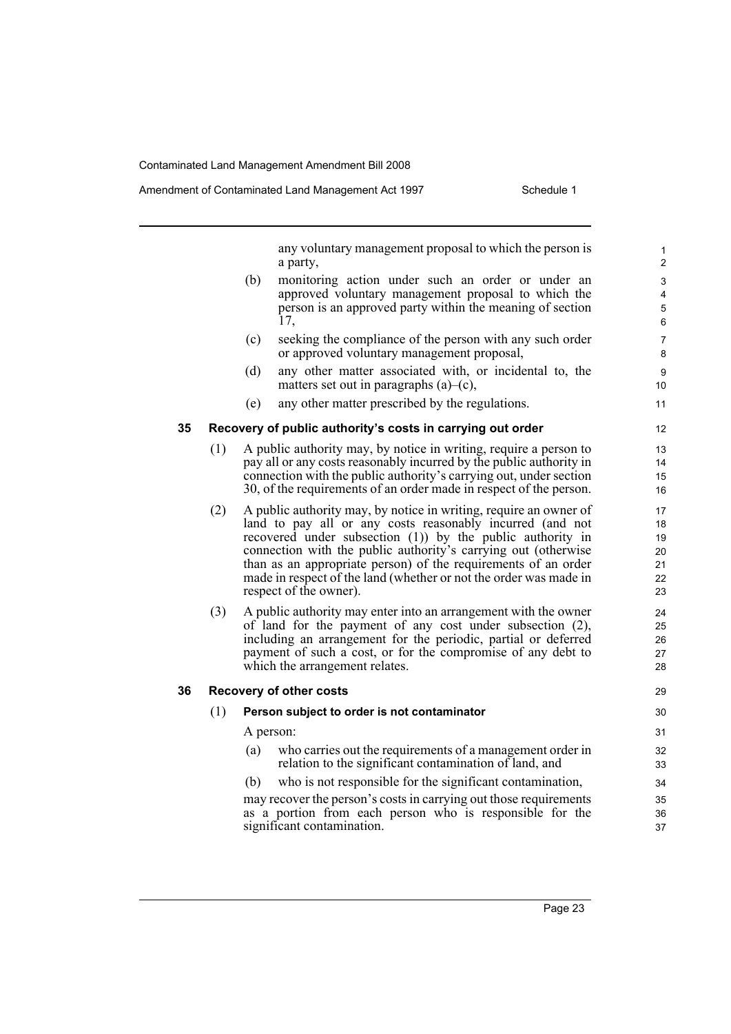any voluntary management proposal to which the person is a party,

(b) monitoring action under such an order or under an approved voluntary management proposal to which the person is an approved party within the meaning of section 17,

(c) seeking the compliance of the person with any such order or approved voluntary management proposal,

(d) any other matter associated with, or incidental to, the matters set out in paragraphs (a)–(c),

(e) any other matter prescribed by the regulations.

### 35 Recovery of public authority's costs in carrying out order

(1) A public authority may, by notice in writing, require a person to pay all or any costs reasonably incurred by the public authority in connection with the public authority's carrying out, under section 30, of the requirements of an order made in respect of the person.

(2) A public authority may, by notice in writing, require an owner of land to pay all or any costs reasonably incurred (and not recovered under subsection (1)) by the public authority in connection with the public authority's carrying out (otherwise than as an appropriate person) of the requirements of an order made in respect of the land (whether or not the order was made in respect of the owner).

(3) A public authority may enter into an arrangement with the owner of land for the payment of any cost under subsection (2), including an arrangement for the periodic, partial or deferred payment of such a cost, or for the compromise of any debt to which the arrangement relates.

### 36 Recovery of other costs

(1) **Person subject to order is not contaminator**

A person:

(a) who carries out the requirements of a management order in relation to the significant contamination of land, and

(b) who is not responsible for the significant contamination,

may recover the person's costs in carrying out those requirements as a portion from each person who is responsible for the significant contamination.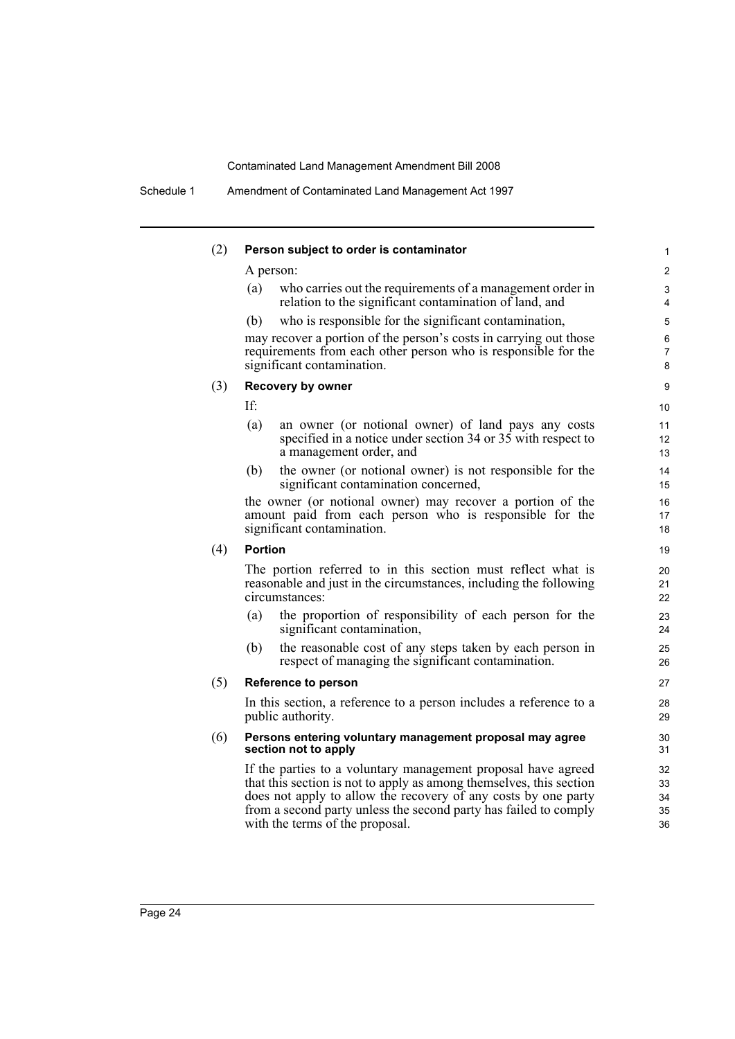(2) **Person subject to order is contaminator**

A person:

(a) who carries out the requirements of a management order in relation to the significant contamination of land, and

(b) who is responsible for the significant contamination,

may recover a portion of the person's costs in carrying out those requirements from each other person who is responsible for the significant contamination.

(3) **Recovery by owner**

If:

(a) an owner (or notional owner) of land pays any costs specified in a notice under section 34 or 35 with respect to a management order, and

(b) the owner (or notional owner) is not responsible for the significant contamination concerned,

the owner (or notional owner) may recover a portion of the amount paid from each person who is responsible for the significant contamination.

(4) **Portion**

The portion referred to in this section must reflect what is reasonable and just in the circumstances, including the following circumstances:

(a) the proportion of responsibility of each person for the significant contamination,

(b) the reasonable cost of any steps taken by each person in respect of managing the significant contamination.

(5) **Reference to person**

In this section, a reference to a person includes a reference to a public authority.

(6) **Persons entering voluntary management proposal may agree section not to apply**

If the parties to a voluntary management proposal have agreed that this section is not to apply as among themselves, this section does not apply to allow the recovery of any costs by one party from a second party unless the second party has failed to comply with the terms of the proposal.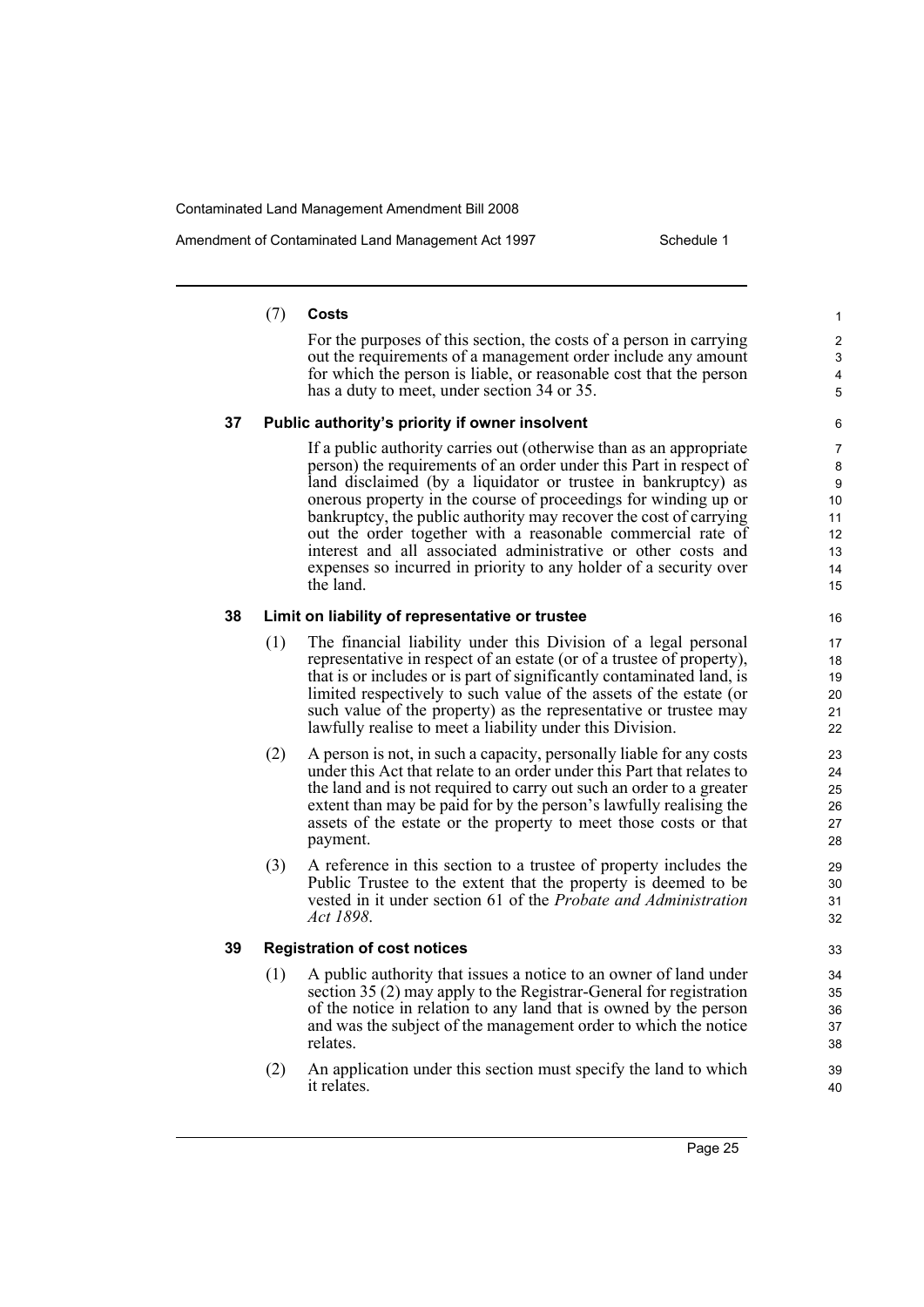(7) **Costs**

For the purposes of this section, the costs of a person in carrying out the requirements of a management order include any amount for which the person is liable, or reasonable cost that the person has a duty to meet, under section 34 or 35.

### 37 Public authority's priority if owner insolvent

If a public authority carries out (otherwise than as an appropriate person) the requirements of an order under this Part in respect of land disclaimed (by a liquidator or trustee in bankruptcy) as onerous property in the course of proceedings for winding up or bankruptcy, the public authority may recover the cost of carrying out the order together with a reasonable commercial rate of interest and all associated administrative or other costs and expenses so incurred in priority to any holder of a security over the land.

### 38 Limit on liability of representative or trustee

(1) The financial liability under this Division of a legal personal representative in respect of an estate (or of a trustee of property), that is or includes or is part of significantly contaminated land, is limited respectively to such value of the assets of the estate (or such value of the property) as the representative or trustee may lawfully realise to meet a liability under this Division.

(2) A person is not, in such a capacity, personally liable for any costs under this Act that relate to an order under this Part that relates to the land and is not required to carry out such an order to a greater extent than may be paid for by the person's lawfully realising the assets of the estate or the property to meet those costs or that payment.

(3) A reference in this section to a trustee of property includes the Public Trustee to the extent that the property is deemed to be vested in it under section 61 of the *Probate and Administration Act 1898*.

### 39 Registration of cost notices

(1) A public authority that issues a notice to an owner of land under section 35 (2) may apply to the Registrar-General for registration of the notice in relation to any land that is owned by the person and was the subject of the management order to which the notice relates.

(2) An application under this section must specify the land to which it relates.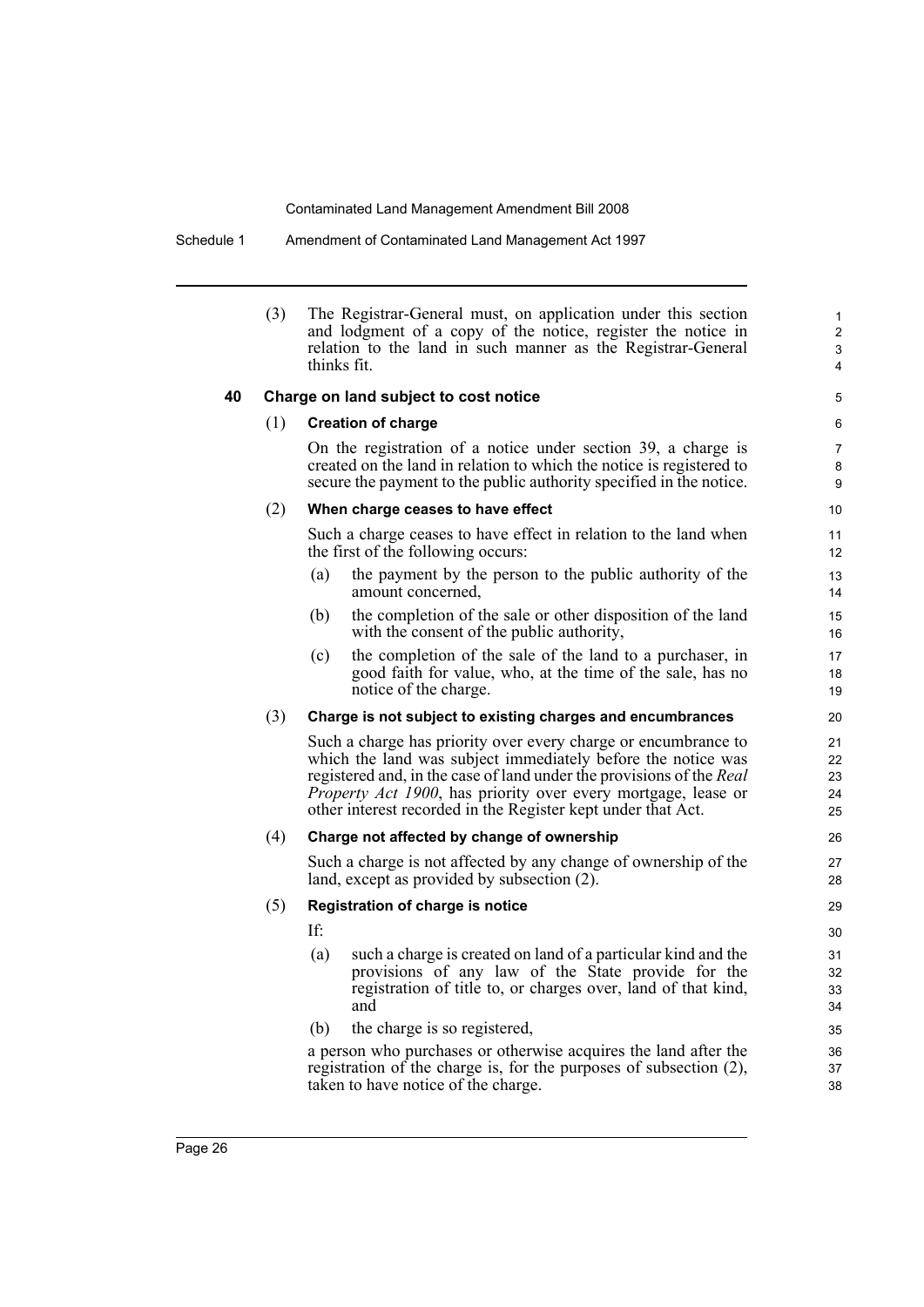(3) The Registrar-General must, on application under this section and lodgment of a copy of the notice, register the notice in relation to the land in such manner as the Registrar-General thinks fit.

### 40 Charge on land subject to cost notice

(1) **Creation of charge**

On the registration of a notice under section 39, a charge is created on the land in relation to which the notice is registered to secure the payment to the public authority specified in the notice.

(2) **When charge ceases to have effect**

Such a charge ceases to have effect in relation to the land when the first of the following occurs:

- (a) the payment by the person to the public authority of the amount concerned,
- (b) the completion of the sale or other disposition of the land with the consent of the public authority,
- (c) the completion of the sale of the land to a purchaser, in good faith for value, who, at the time of the sale, has no notice of the charge.

(3) **Charge is not subject to existing charges and encumbrances**

Such a charge has priority over every charge or encumbrance to which the land was subject immediately before the notice was registered and, in the case of land under the provisions of the *Real Property Act 1900*, has priority over every mortgage, lease or other interest recorded in the Register kept under that Act.

(4) **Charge not affected by change of ownership**

Such a charge is not affected by any change of ownership of the land, except as provided by subsection (2).

(5) **Registration of charge is notice**

If:

- (a) such a charge is created on land of a particular kind and the provisions of any law of the State provide for the registration of title to, or charges over, land of that kind, and
- (b) the charge is so registered,

a person who purchases or otherwise acquires the land after the registration of the charge is, for the purposes of subsection (2), taken to have notice of the charge.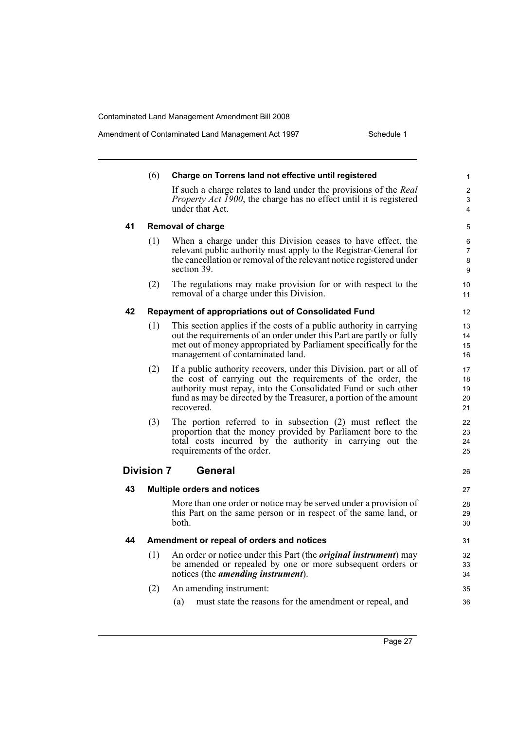(6) **Charge on Torrens land not effective until registered**

If such a charge relates to land under the provisions of the *Real Property Act 1900*, the charge has no effect until it is registered under that Act.

### 41 Removal of charge

(1) When a charge under this Division ceases to have effect, the relevant public authority must apply to the Registrar-General for the cancellation or removal of the relevant notice registered under section 39.

(2) The regulations may make provision for or with respect to the removal of a charge under this Division.

### 42 Repayment of appropriations out of Consolidated Fund

(1) This section applies if the costs of a public authority in carrying out the requirements of an order under this Part are partly or fully met out of money appropriated by Parliament specifically for the management of contaminated land.

(2) If a public authority recovers, under this Division, part or all of the cost of carrying out the requirements of the order, the authority must repay, into the Consolidated Fund or such other fund as may be directed by the Treasurer, a portion of the amount recovered.

(3) The portion referred to in subsection (2) must reflect the proportion that the money provided by Parliament bore to the total costs incurred by the authority in carrying out the requirements of the order.

## Division 7 General

### 43 Multiple orders and notices

More than one order or notice may be served under a provision of this Part on the same person or in respect of the same land, or both.

### 44 Amendment or repeal of orders and notices

(1) An order or notice under this Part (the ***original instrument***) may be amended or repealed by one or more subsequent orders or notices (the ***amending instrument***).

(2) An amending instrument:

(a) must state the reasons for the amendment or repeal, and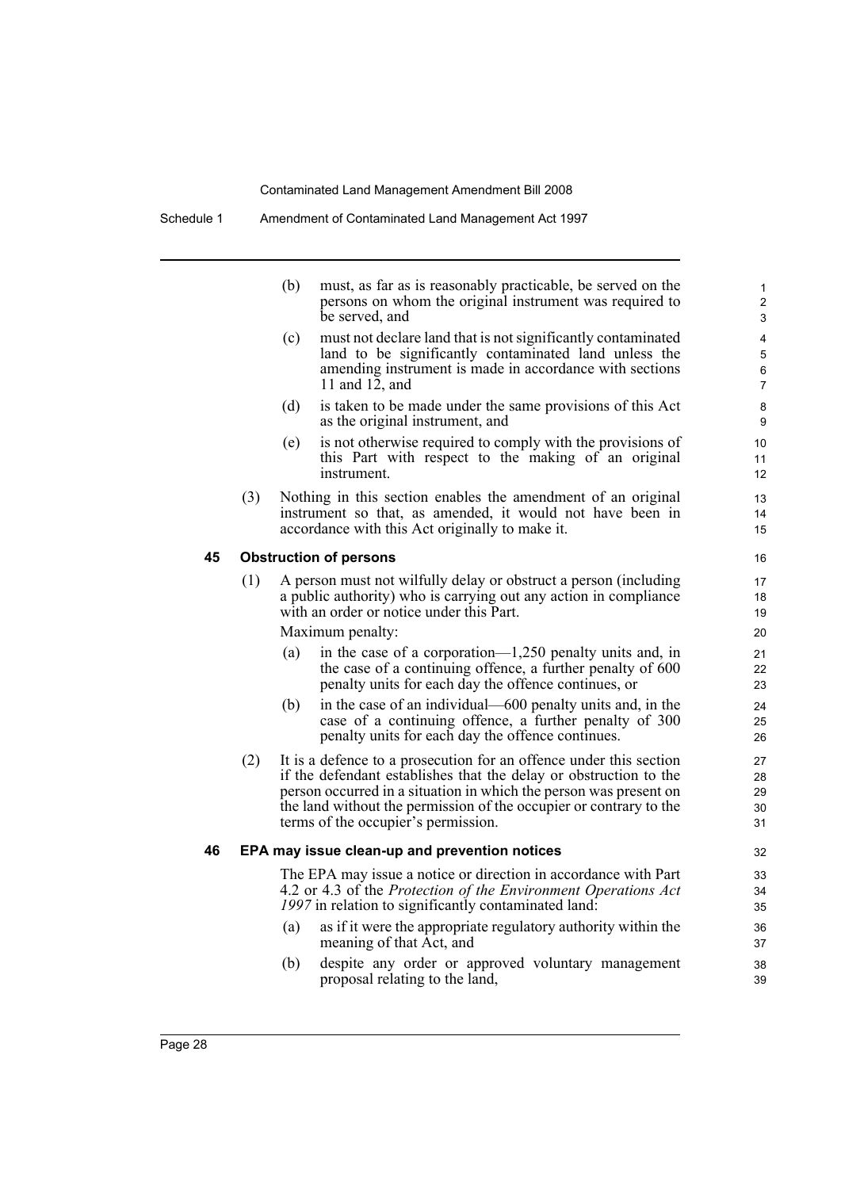(b) must, as far as is reasonably practicable, be served on the persons on whom the original instrument was required to be served, and

(c) must not declare land that is not significantly contaminated land to be significantly contaminated land unless the amending instrument is made in accordance with sections 11 and 12, and

(d) is taken to be made under the same provisions of this Act as the original instrument, and

(e) is not otherwise required to comply with the provisions of this Part with respect to the making of an original instrument.

(3) Nothing in this section enables the amendment of an original instrument so that, as amended, it would not have been in accordance with this Act originally to make it.

### 45 Obstruction of persons

(1) A person must not wilfully delay or obstruct a person (including a public authority) who is carrying out any action in compliance with an order or notice under this Part.

Maximum penalty:

(a) in the case of a corporation—1,250 penalty units and, in the case of a continuing offence, a further penalty of 600 penalty units for each day the offence continues, or

(b) in the case of an individual—600 penalty units and, in the case of a continuing offence, a further penalty of 300 penalty units for each day the offence continues.

(2) It is a defence to a prosecution for an offence under this section if the defendant establishes that the delay or obstruction to the person occurred in a situation in which the person was present on the land without the permission of the occupier or contrary to the terms of the occupier's permission.

### 46 EPA may issue clean-up and prevention notices

The EPA may issue a notice or direction in accordance with Part 4.2 or 4.3 of the *Protection of the Environment Operations Act 1997* in relation to significantly contaminated land:

(a) as if it were the appropriate regulatory authority within the meaning of that Act, and

(b) despite any order or approved voluntary management proposal relating to the land,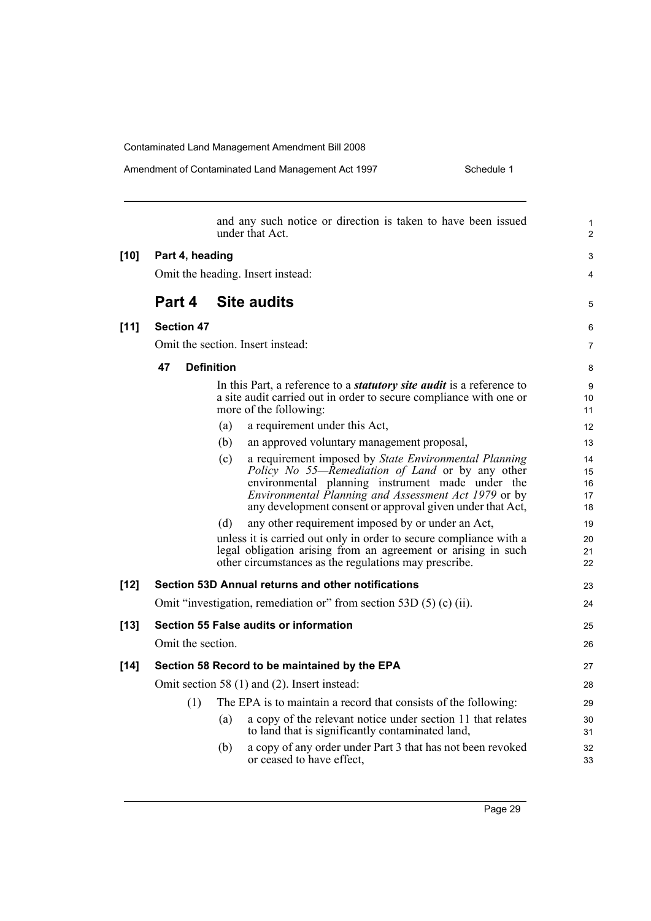and any such notice or direction is taken to have been issued under that Act.

**[10] Part 4, heading**

Omit the heading. Insert instead:

## Part 4 Site audits

**[11] Section 47**

Omit the section. Insert instead:

**47 Definition**

In this Part, a reference to a ***statutory site audit*** is a reference to a site audit carried out in order to secure compliance with one or more of the following:

(a) a requirement under this Act,

(b) an approved voluntary management proposal,

(c) a requirement imposed by *State Environmental Planning Policy No 55—Remediation of Land* or by any other environmental planning instrument made under the *Environmental Planning and Assessment Act 1979* or by any development consent or approval given under that Act,

(d) any other requirement imposed by or under an Act,

unless it is carried out only in order to secure compliance with a legal obligation arising from an agreement or arising in such other circumstances as the regulations may prescribe.

**[12] Section 53D Annual returns and other notifications**

Omit "investigation, remediation or" from section 53D (5) (c) (ii).

**[13] Section 55 False audits or information**

Omit the section.

**[14] Section 58 Record to be maintained by the EPA**

Omit section 58 (1) and (2). Insert instead:

(1) The EPA is to maintain a record that consists of the following:

(a) a copy of the relevant notice under section 11 that relates to land that is significantly contaminated land,

(b) a copy of any order under Part 3 that has not been revoked or ceased to have effect,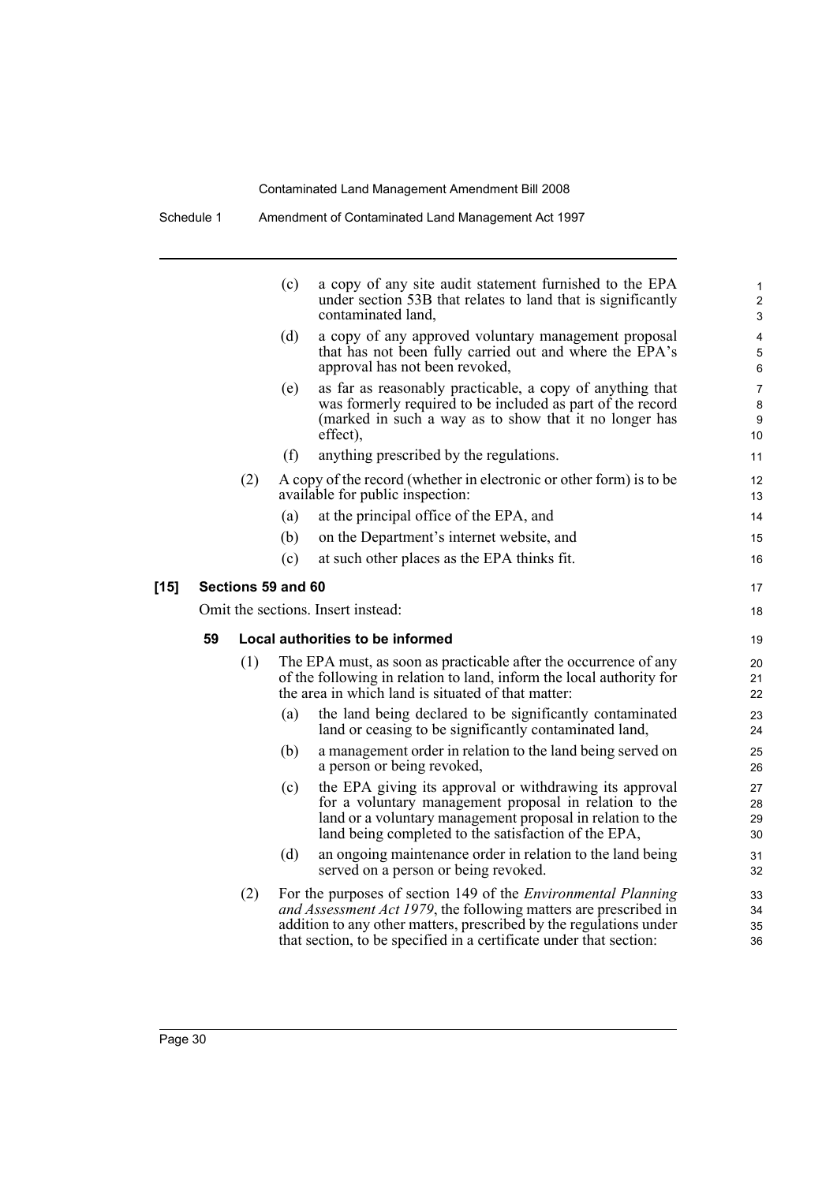(c) a copy of any site audit statement furnished to the EPA under section 53B that relates to land that is significantly contaminated land,

(d) a copy of any approved voluntary management proposal that has not been fully carried out and where the EPA's approval has not been revoked,

(e) as far as reasonably practicable, a copy of anything that was formerly required to be included as part of the record (marked in such a way as to show that it no longer has effect),

(f) anything prescribed by the regulations.

(2) A copy of the record (whether in electronic or other form) is to be available for public inspection:

(a) at the principal office of the EPA, and

(b) on the Department's internet website, and

(c) at such other places as the EPA thinks fit.

**[15] Sections 59 and 60**

Omit the sections. Insert instead:

**59 Local authorities to be informed**

(1) The EPA must, as soon as practicable after the occurrence of any of the following in relation to land, inform the local authority for the area in which land is situated of that matter:

(a) the land being declared to be significantly contaminated land or ceasing to be significantly contaminated land,

(b) a management order in relation to the land being served on a person or being revoked,

(c) the EPA giving its approval or withdrawing its approval for a voluntary management proposal in relation to the land or a voluntary management proposal in relation to the land being completed to the satisfaction of the EPA,

(d) an ongoing maintenance order in relation to the land being served on a person or being revoked.

(2) For the purposes of section 149 of the *Environmental Planning and Assessment Act 1979*, the following matters are prescribed in addition to any other matters, prescribed by the regulations under that section, to be specified in a certificate under that section: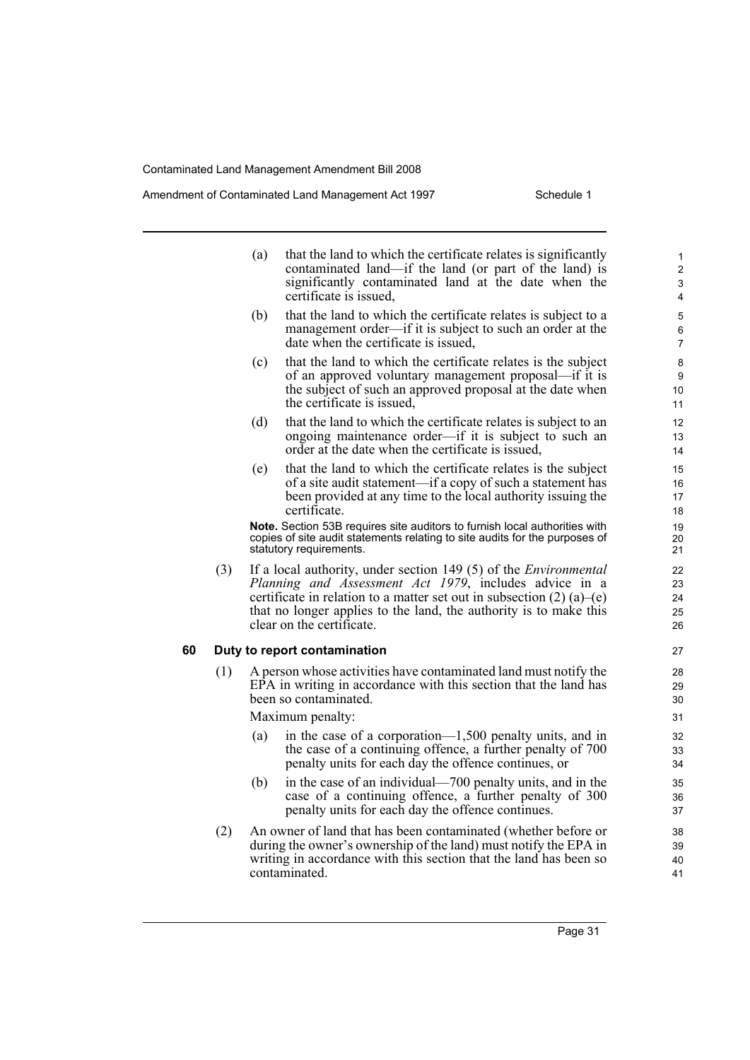(a) that the land to which the certificate relates is significantly contaminated land—if the land (or part of the land) is significantly contaminated land at the date when the certificate is issued,

(b) that the land to which the certificate relates is subject to a management order—if it is subject to such an order at the date when the certificate is issued,

(c) that the land to which the certificate relates is the subject of an approved voluntary management proposal—if it is the subject of such an approved proposal at the date when the certificate is issued,

(d) that the land to which the certificate relates is subject to an ongoing maintenance order—if it is subject to such an order at the date when the certificate is issued,

(e) that the land to which the certificate relates is the subject of a site audit statement—if a copy of such a statement has been provided at any time to the local authority issuing the certificate.

**Note.** Section 53B requires site auditors to furnish local authorities with copies of site audit statements relating to site audits for the purposes of statutory requirements.

(3) If a local authority, under section 149 (5) of the *Environmental Planning and Assessment Act 1979*, includes advice in a certificate in relation to a matter set out in subsection (2) (a)–(e) that no longer applies to the land, the authority is to make this clear on the certificate.

### 60 Duty to report contamination

(1) A person whose activities have contaminated land must notify the EPA in writing in accordance with this section that the land has been so contaminated.

Maximum penalty:

(a) in the case of a corporation—1,500 penalty units, and in the case of a continuing offence, a further penalty of 700 penalty units for each day the offence continues, or

(b) in the case of an individual—700 penalty units, and in the case of a continuing offence, a further penalty of 300 penalty units for each day the offence continues.

(2) An owner of land that has been contaminated (whether before or during the owner's ownership of the land) must notify the EPA in writing in accordance with this section that the land has been so contaminated.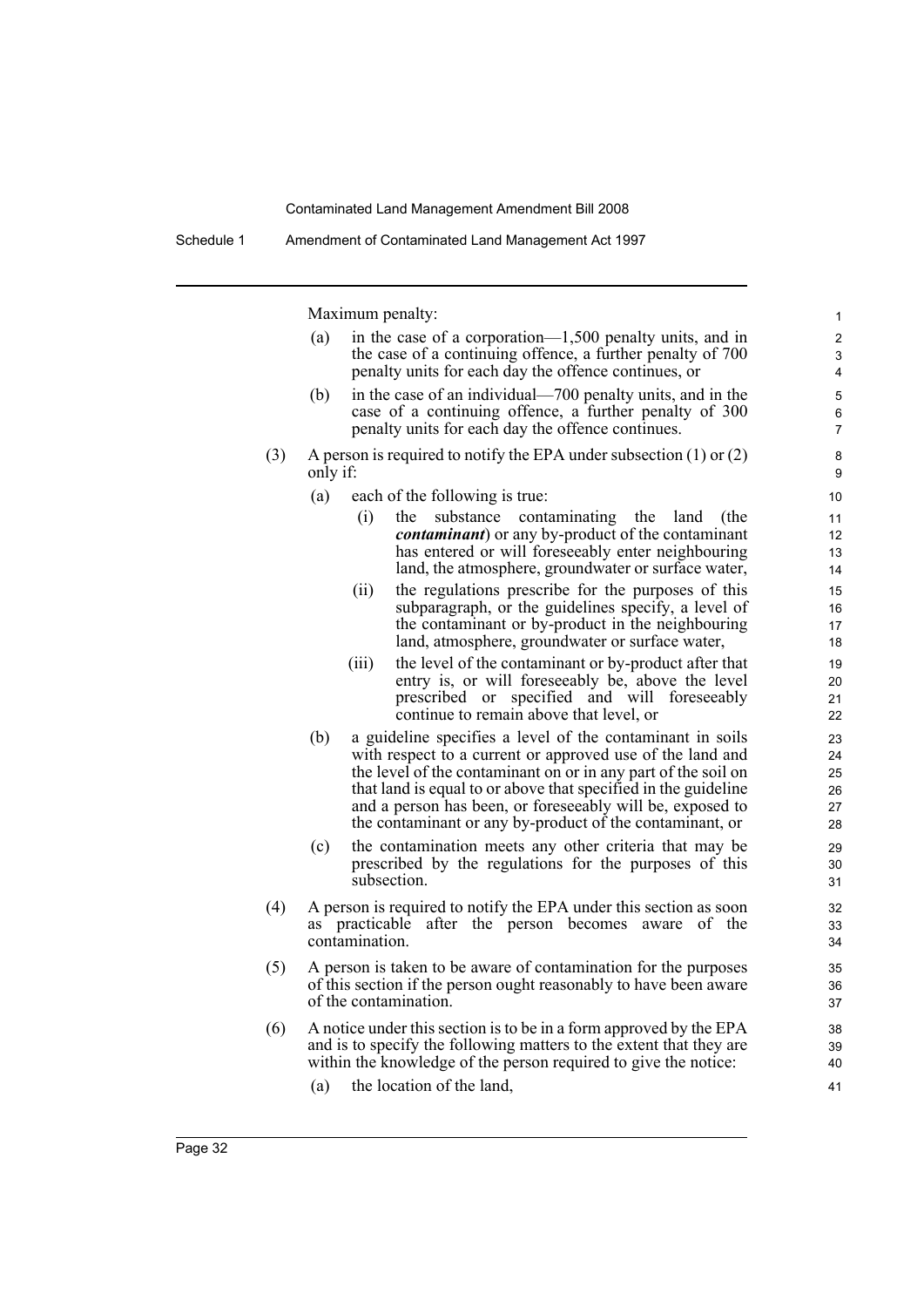Maximum penalty:

(a) in the case of a corporation—1,500 penalty units, and in the case of a continuing offence, a further penalty of 700 penalty units for each day the offence continues, or

(b) in the case of an individual—700 penalty units, and in the case of a continuing offence, a further penalty of 300 penalty units for each day the offence continues.

(3) A person is required to notify the EPA under subsection (1) or (2) only if:

(a) each of the following is true:

(i) the substance contaminating the land (the ***contaminant***) or any by-product of the contaminant has entered or will foreseeably enter neighbouring land, the atmosphere, groundwater or surface water,

(ii) the regulations prescribe for the purposes of this subparagraph, or the guidelines specify, a level of the contaminant or by-product in the neighbouring land, atmosphere, groundwater or surface water,

(iii) the level of the contaminant or by-product after that entry is, or will foreseeably be, above the level prescribed or specified and will foreseeably continue to remain above that level, or

(b) a guideline specifies a level of the contaminant in soils with respect to a current or approved use of the land and the level of the contaminant on or in any part of the soil on that land is equal to or above that specified in the guideline and a person has been, or foreseeably will be, exposed to the contaminant or any by-product of the contaminant, or

(c) the contamination meets any other criteria that may be prescribed by the regulations for the purposes of this subsection.

(4) A person is required to notify the EPA under this section as soon as practicable after the person becomes aware of the contamination.

(5) A person is taken to be aware of contamination for the purposes of this section if the person ought reasonably to have been aware of the contamination.

(6) A notice under this section is to be in a form approved by the EPA and is to specify the following matters to the extent that they are within the knowledge of the person required to give the notice:

(a) the location of the land,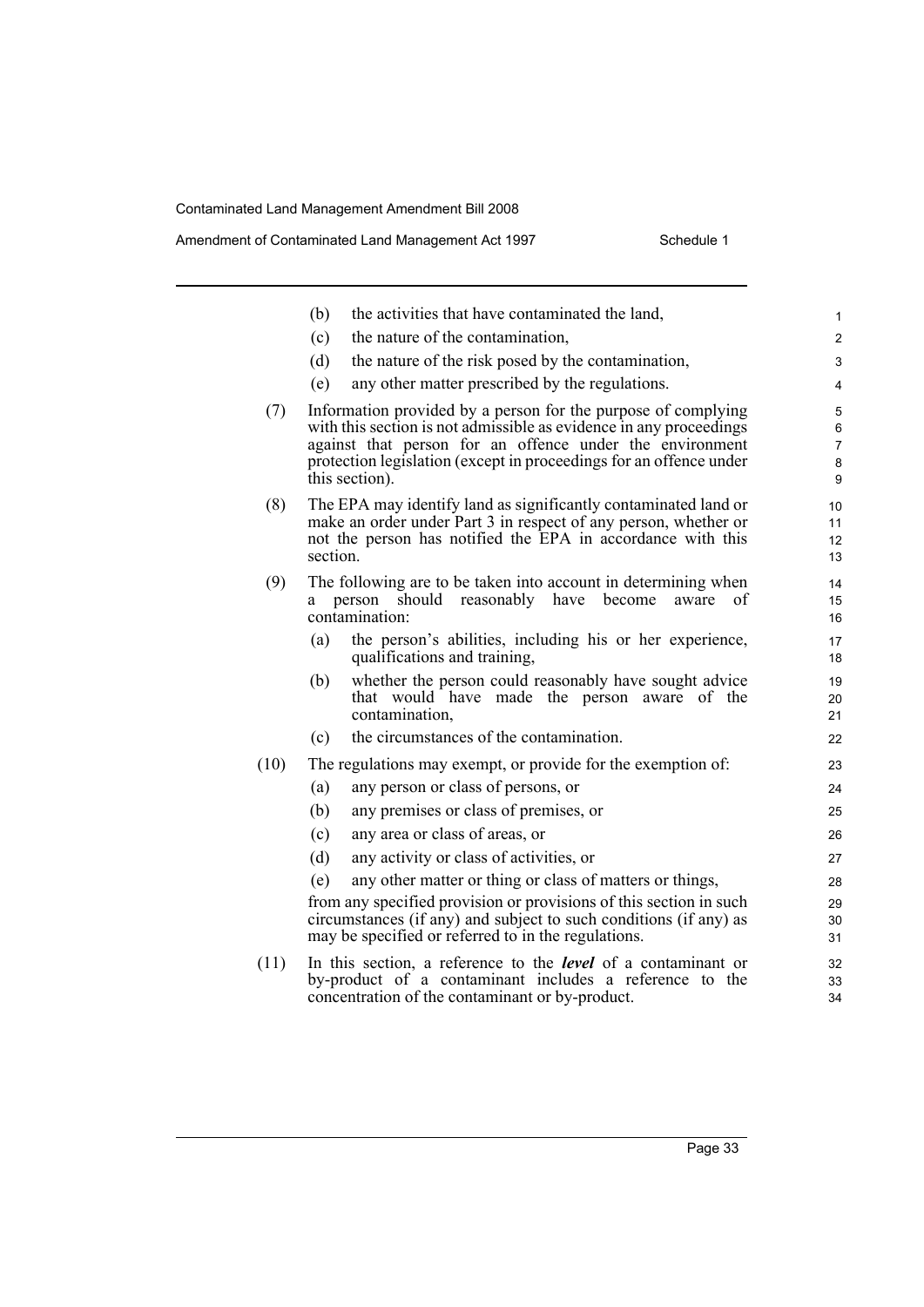(b) the activities that have contaminated the land,

(c) the nature of the contamination,

(d) the nature of the risk posed by the contamination,

(e) any other matter prescribed by the regulations.

(7) Information provided by a person for the purpose of complying with this section is not admissible as evidence in any proceedings against that person for an offence under the environment protection legislation (except in proceedings for an offence under this section).

(8) The EPA may identify land as significantly contaminated land or make an order under Part 3 in respect of any person, whether or not the person has notified the EPA in accordance with this section.

(9) The following are to be taken into account in determining when a person should reasonably have become aware of contamination:

(a) the person's abilities, including his or her experience, qualifications and training,

(b) whether the person could reasonably have sought advice that would have made the person aware of the contamination,

(c) the circumstances of the contamination.

(10) The regulations may exempt, or provide for the exemption of:

(a) any person or class of persons, or

(b) any premises or class of premises, or

(c) any area or class of areas, or

(d) any activity or class of activities, or

(e) any other matter or thing or class of matters or things,

from any specified provision or provisions of this section in such circumstances (if any) and subject to such conditions (if any) as may be specified or referred to in the regulations.

(11) In this section, a reference to the ***level*** of a contaminant or by-product of a contaminant includes a reference to the concentration of the contaminant or by-product.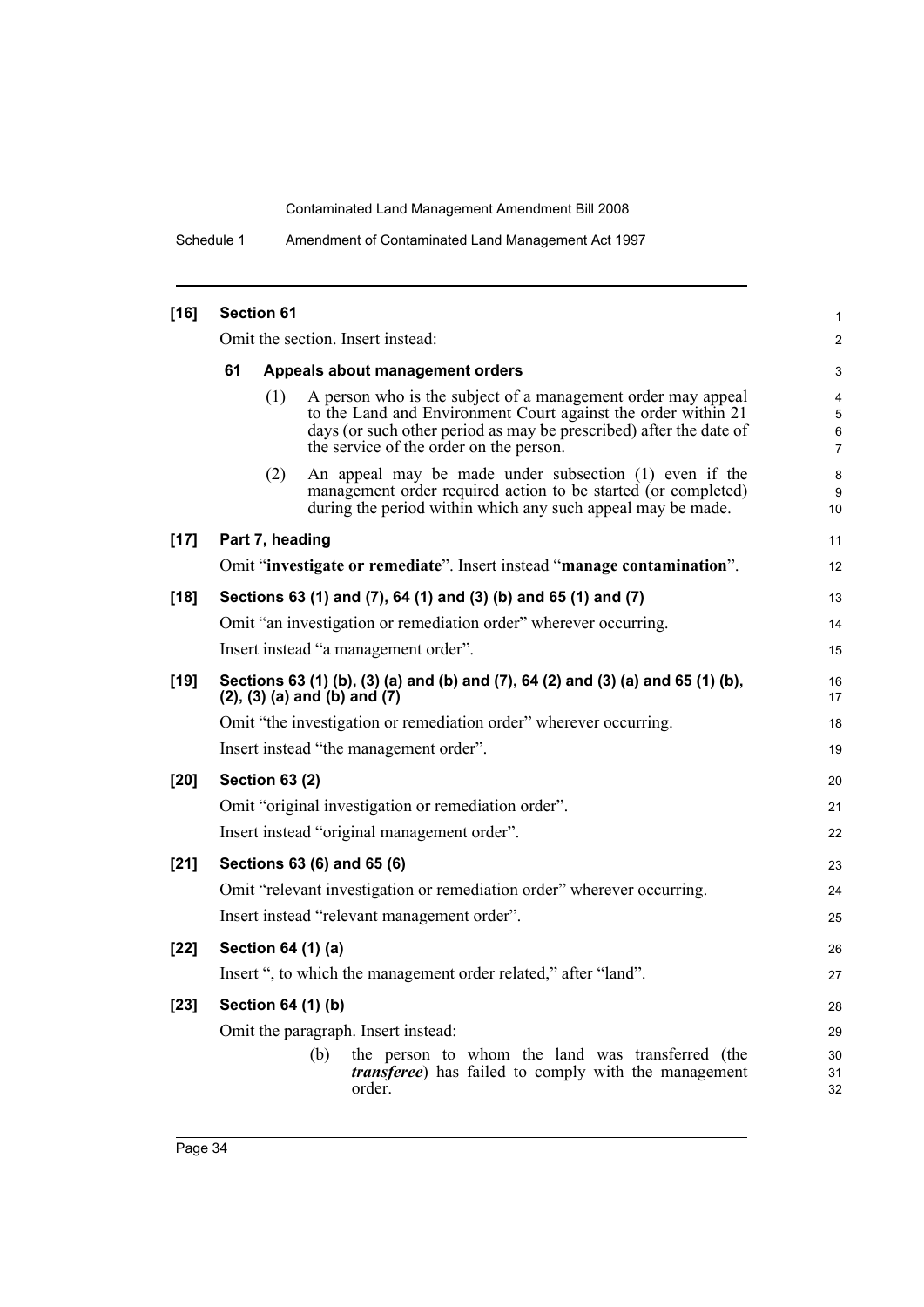**[16] Section 61**

Omit the section. Insert instead:

**61 Appeals about management orders**

(1) A person who is the subject of a management order may appeal to the Land and Environment Court against the order within 21 days (or such other period as may be prescribed) after the date of the service of the order on the person.

(2) An appeal may be made under subsection (1) even if the management order required action to be started (or completed) during the period within which any such appeal may be made.

**[17] Part 7, heading**

Omit "**investigate or remediate**". Insert instead "**manage contamination**".

**[18] Sections 63 (1) and (7), 64 (1) and (3) (b) and 65 (1) and (7)**

Omit "an investigation or remediation order" wherever occurring.

Insert instead "a management order".

**[19] Sections 63 (1) (b), (3) (a) and (b) and (7), 64 (2) and (3) (a) and 65 (1) (b), (2), (3) (a) and (b) and (7)**

Omit "the investigation or remediation order" wherever occurring.

Insert instead "the management order".

**[20] Section 63 (2)**

Omit "original investigation or remediation order".

Insert instead "original management order".

**[21] Sections 63 (6) and 65 (6)**

Omit "relevant investigation or remediation order" wherever occurring.

Insert instead "relevant management order".

**[22] Section 64 (1) (a)**

Insert ", to which the management order related," after "land".

**[23] Section 64 (1) (b)**

Omit the paragraph. Insert instead:

(b) the person to whom the land was transferred (the ***transferee***) has failed to comply with the management order.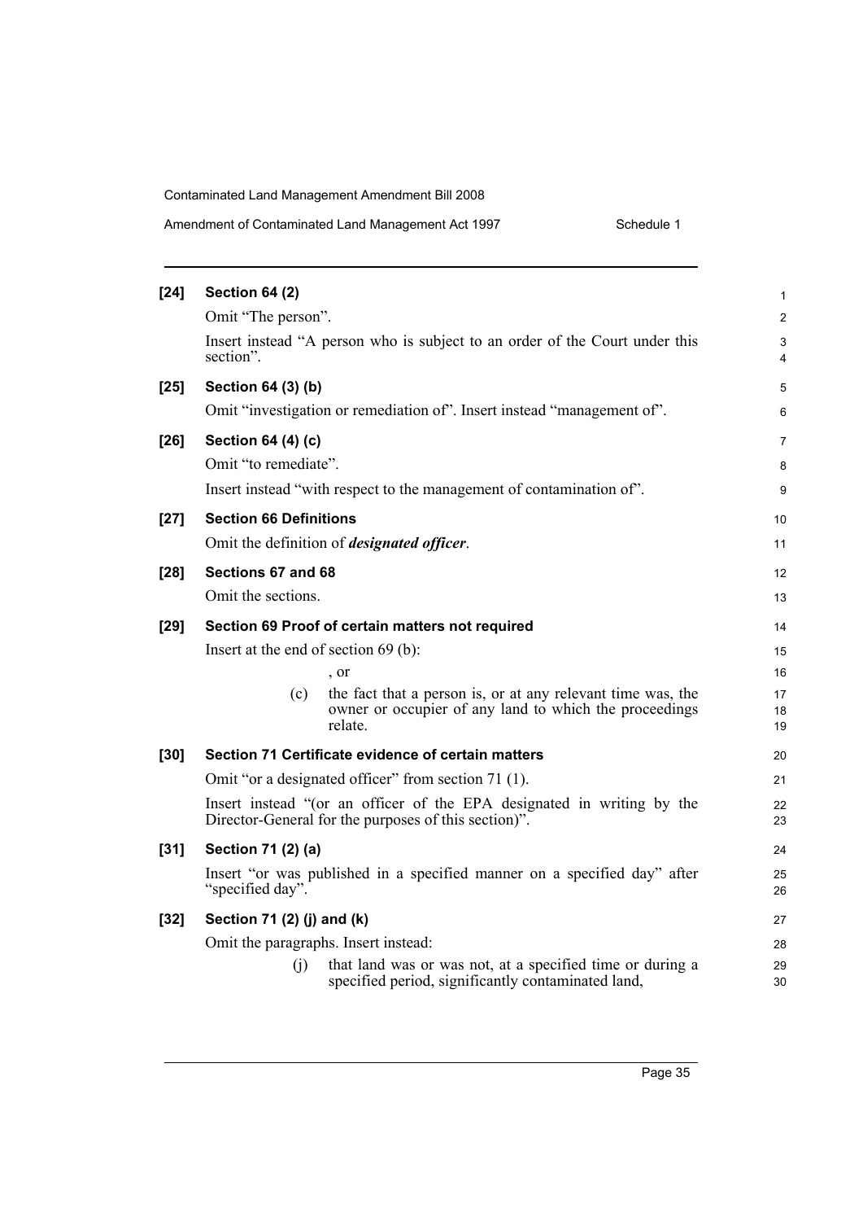**[24] Section 64 (2)**

Omit "The person".

Insert instead "A person who is subject to an order of the Court under this section".

**[25] Section 64 (3) (b)**

Omit "investigation or remediation of". Insert instead "management of".

**[26] Section 64 (4) (c)**

Omit "to remediate".

Insert instead "with respect to the management of contamination of".

**[27] Section 66 Definitions**

Omit the definition of ***designated officer***.

**[28] Sections 67 and 68**

Omit the sections.

**[29] Section 69 Proof of certain matters not required**

Insert at the end of section 69 (b):

, or

(c) the fact that a person is, or at any relevant time was, the owner or occupier of any land to which the proceedings relate.

**[30] Section 71 Certificate evidence of certain matters**

Omit "or a designated officer" from section 71 (1).

Insert instead "(or an officer of the EPA designated in writing by the Director-General for the purposes of this section)".

**[31] Section 71 (2) (a)**

Insert "or was published in a specified manner on a specified day" after "specified day".

**[32] Section 71 (2) (j) and (k)**

Omit the paragraphs. Insert instead:

(j) that land was or was not, at a specified time or during a specified period, significantly contaminated land,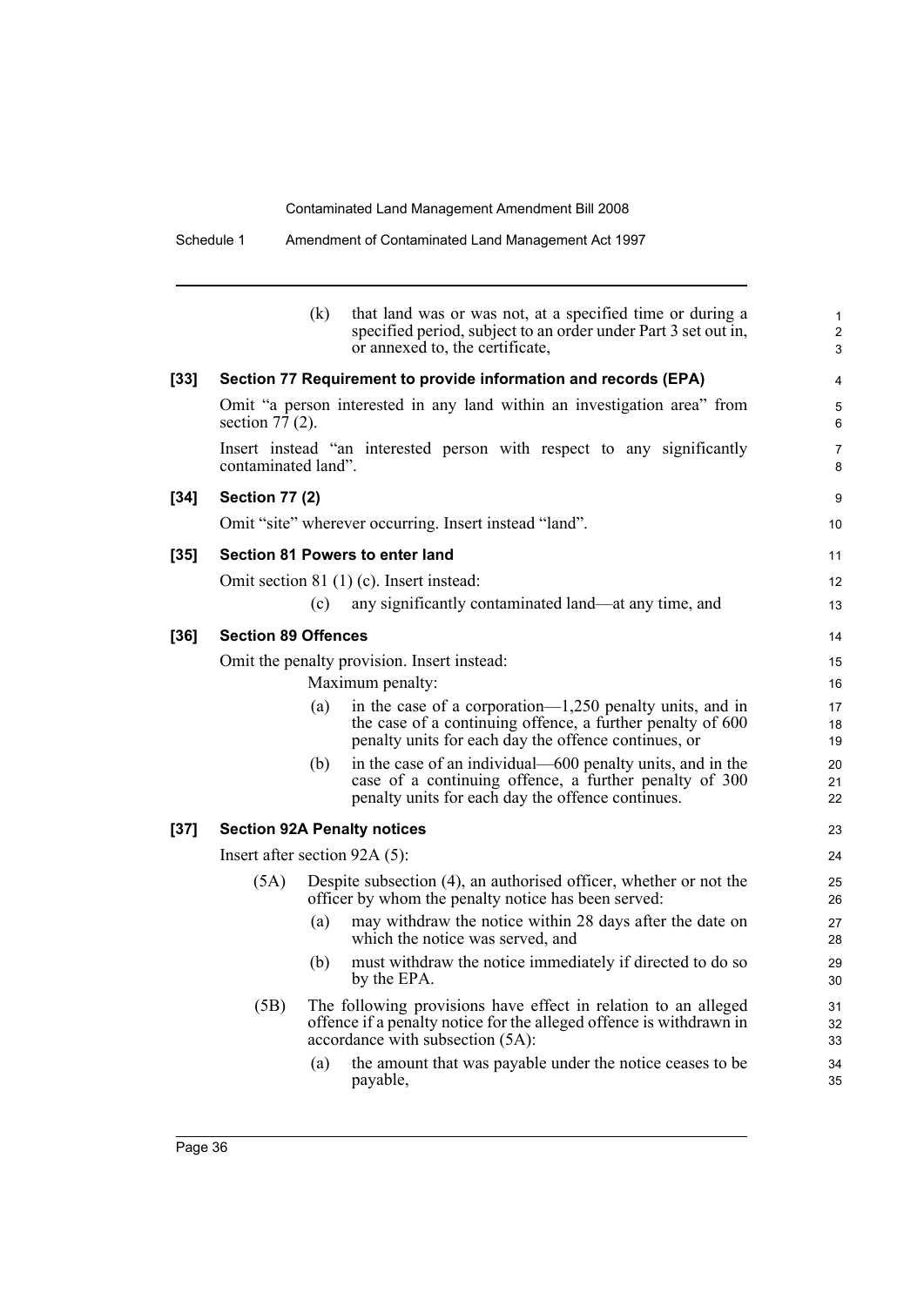(k) that land was or was not, at a specified time or during a specified period, subject to an order under Part 3 set out in, or annexed to, the certificate,

**[33] Section 77 Requirement to provide information and records (EPA)**

Omit "a person interested in any land within an investigation area" from section 77 (2).

Insert instead "an interested person with respect to any significantly contaminated land".

**[34] Section 77 (2)**

Omit "site" wherever occurring. Insert instead "land".

**[35] Section 81 Powers to enter land**

Omit section 81 (1) (c). Insert instead:

(c) any significantly contaminated land—at any time, and

**[36] Section 89 Offences**

Omit the penalty provision. Insert instead:

Maximum penalty:

(a) in the case of a corporation—1,250 penalty units, and in the case of a continuing offence, a further penalty of 600 penalty units for each day the offence continues, or

(b) in the case of an individual—600 penalty units, and in the case of a continuing offence, a further penalty of 300 penalty units for each day the offence continues.

**[37] Section 92A Penalty notices**

Insert after section 92A (5):

(5A) Despite subsection (4), an authorised officer, whether or not the officer by whom the penalty notice has been served:

(a) may withdraw the notice within 28 days after the date on which the notice was served, and

(b) must withdraw the notice immediately if directed to do so by the EPA.

(5B) The following provisions have effect in relation to an alleged offence if a penalty notice for the alleged offence is withdrawn in accordance with subsection (5A):

(a) the amount that was payable under the notice ceases to be payable,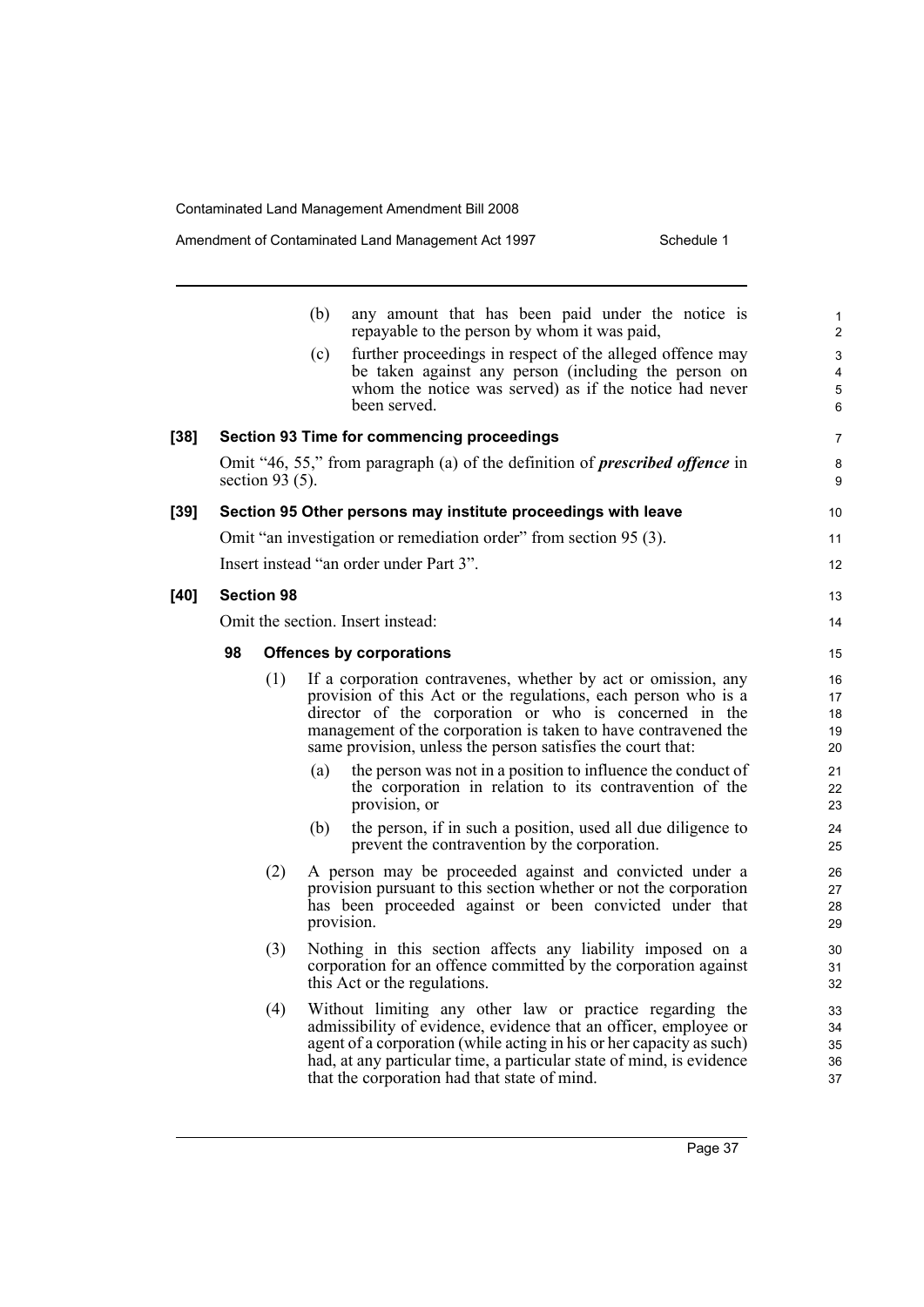(b) any amount that has been paid under the notice is repayable to the person by whom it was paid,

(c) further proceedings in respect of the alleged offence may be taken against any person (including the person on whom the notice was served) as if the notice had never been served.

**[38] Section 93 Time for commencing proceedings**

Omit "46, 55," from paragraph (a) of the definition of ***prescribed offence*** in section 93 (5).

**[39] Section 95 Other persons may institute proceedings with leave**

Omit "an investigation or remediation order" from section 95 (3).

Insert instead "an order under Part 3".

**[40] Section 98**

Omit the section. Insert instead:

**98 Offences by corporations**

(1) If a corporation contravenes, whether by act or omission, any provision of this Act or the regulations, each person who is a director of the corporation or who is concerned in the management of the corporation is taken to have contravened the same provision, unless the person satisfies the court that:

(a) the person was not in a position to influence the conduct of the corporation in relation to its contravention of the provision, or

(b) the person, if in such a position, used all due diligence to prevent the contravention by the corporation.

(2) A person may be proceeded against and convicted under a provision pursuant to this section whether or not the corporation has been proceeded against or been convicted under that provision.

(3) Nothing in this section affects any liability imposed on a corporation for an offence committed by the corporation against this Act or the regulations.

(4) Without limiting any other law or practice regarding the admissibility of evidence, evidence that an officer, employee or agent of a corporation (while acting in his or her capacity as such) had, at any particular time, a particular state of mind, is evidence that the corporation had that state of mind.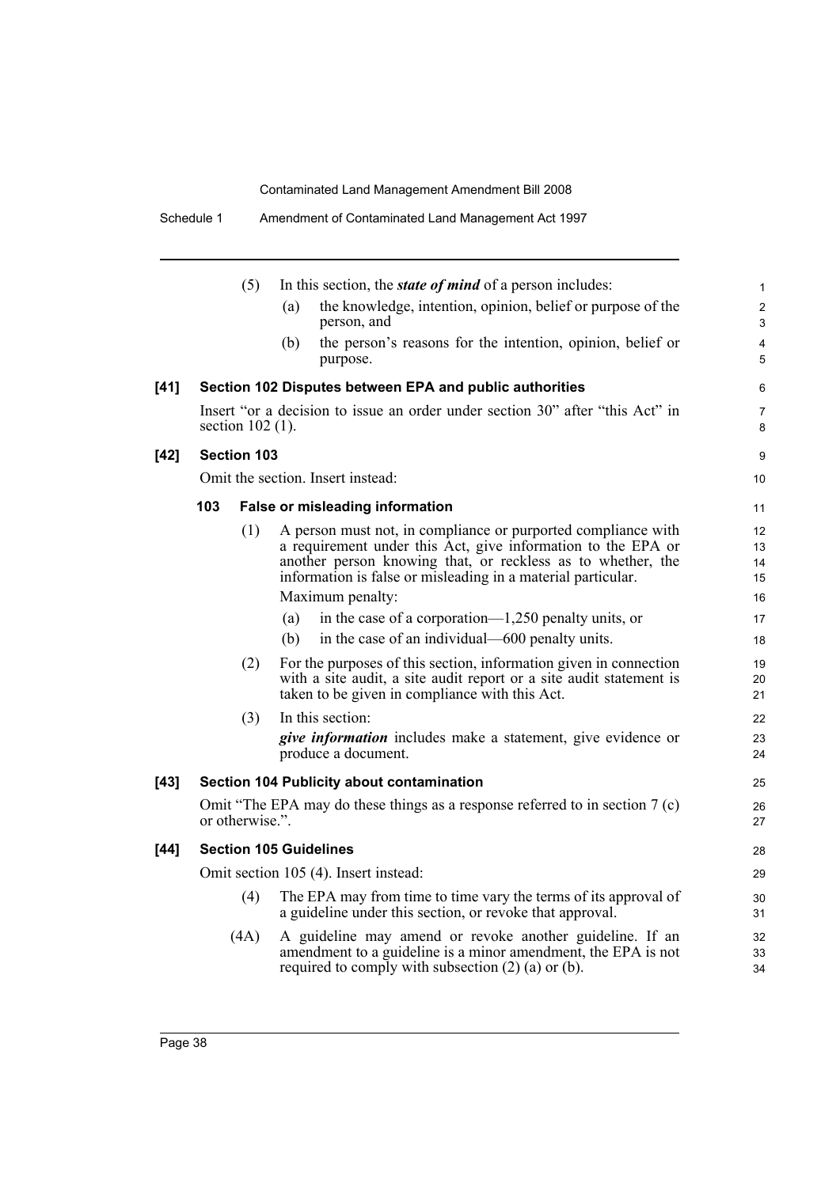(5) In this section, the ***state of mind*** of a person includes:

(a) the knowledge, intention, opinion, belief or purpose of the person, and

(b) the person's reasons for the intention, opinion, belief or purpose.

**[41] Section 102 Disputes between EPA and public authorities**

Insert "or a decision to issue an order under section 30" after "this Act" in section 102 (1).

**[42] Section 103**

Omit the section. Insert instead:

**103 False or misleading information**

(1) A person must not, in compliance or purported compliance with a requirement under this Act, give information to the EPA or another person knowing that, or reckless as to whether, the information is false or misleading in a material particular.

Maximum penalty:

(a) in the case of a corporation—1,250 penalty units, or

(b) in the case of an individual—600 penalty units.

(2) For the purposes of this section, information given in connection with a site audit, a site audit report or a site audit statement is taken to be given in compliance with this Act.

(3) In this section:

***give information*** includes make a statement, give evidence or produce a document.

**[43] Section 104 Publicity about contamination**

Omit "The EPA may do these things as a response referred to in section 7 (c) or otherwise.".

**[44] Section 105 Guidelines**

Omit section 105 (4). Insert instead:

(4) The EPA may from time to time vary the terms of its approval of a guideline under this section, or revoke that approval.

(4A) A guideline may amend or revoke another guideline. If an amendment to a guideline is a minor amendment, the EPA is not required to comply with subsection (2) (a) or (b).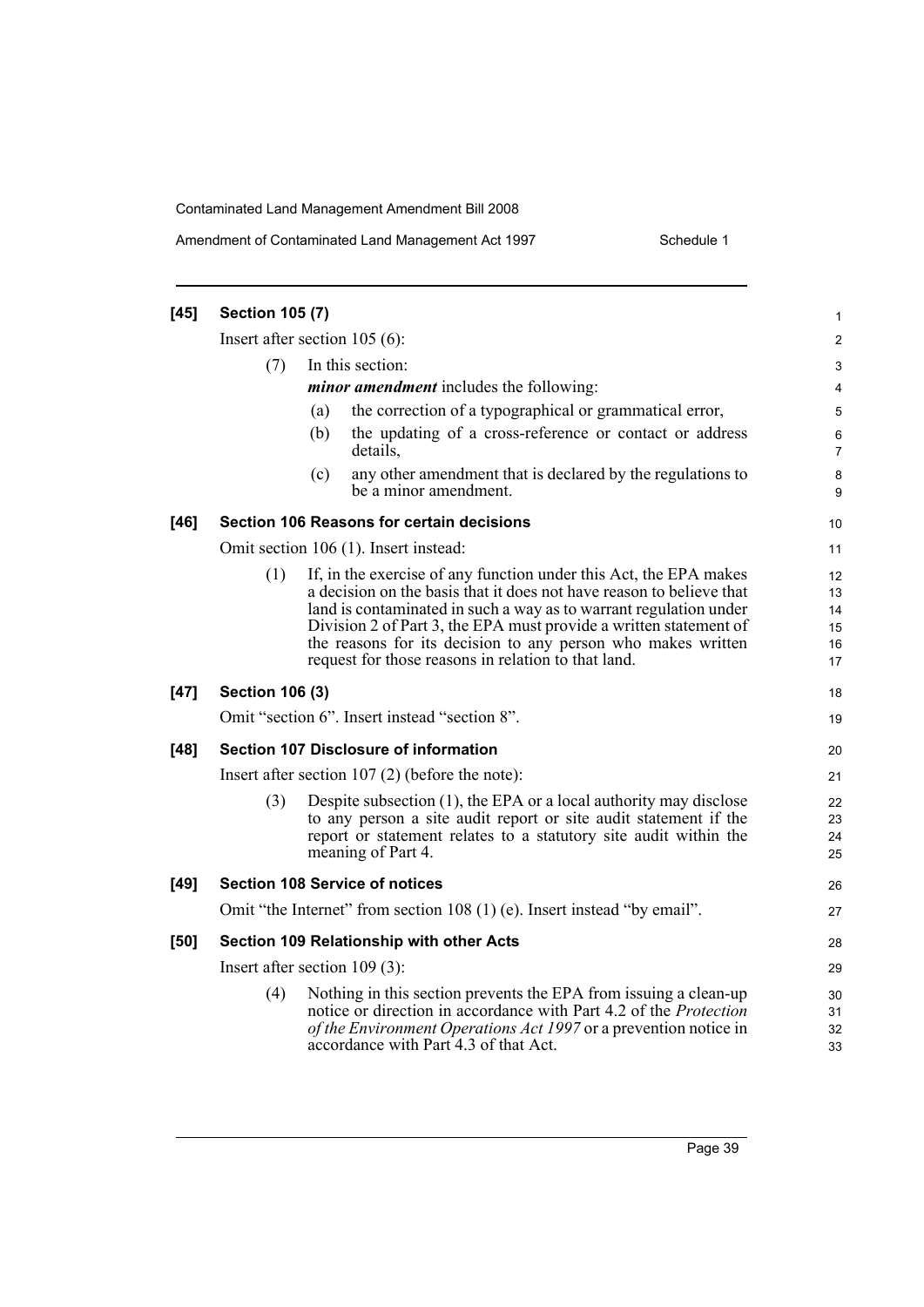**[45] Section 105 (7)**

Insert after section 105 (6):

(7) In this section:

***minor amendment*** includes the following:

(a) the correction of a typographical or grammatical error,

(b) the updating of a cross-reference or contact or address details,

(c) any other amendment that is declared by the regulations to be a minor amendment.

**[46] Section 106 Reasons for certain decisions**

Omit section 106 (1). Insert instead:

(1) If, in the exercise of any function under this Act, the EPA makes a decision on the basis that it does not have reason to believe that land is contaminated in such a way as to warrant regulation under Division 2 of Part 3, the EPA must provide a written statement of the reasons for its decision to any person who makes written request for those reasons in relation to that land.

**[47] Section 106 (3)**

Omit "section 6". Insert instead "section 8".

**[48] Section 107 Disclosure of information**

Insert after section 107 (2) (before the note):

(3) Despite subsection (1), the EPA or a local authority may disclose to any person a site audit report or site audit statement if the report or statement relates to a statutory site audit within the meaning of Part 4.

**[49] Section 108 Service of notices**

Omit "the Internet" from section 108 (1) (e). Insert instead "by email".

**[50] Section 109 Relationship with other Acts**

Insert after section 109 (3):

(4) Nothing in this section prevents the EPA from issuing a clean-up notice or direction in accordance with Part 4.2 of the *Protection of the Environment Operations Act 1997* or a prevention notice in accordance with Part 4.3 of that Act.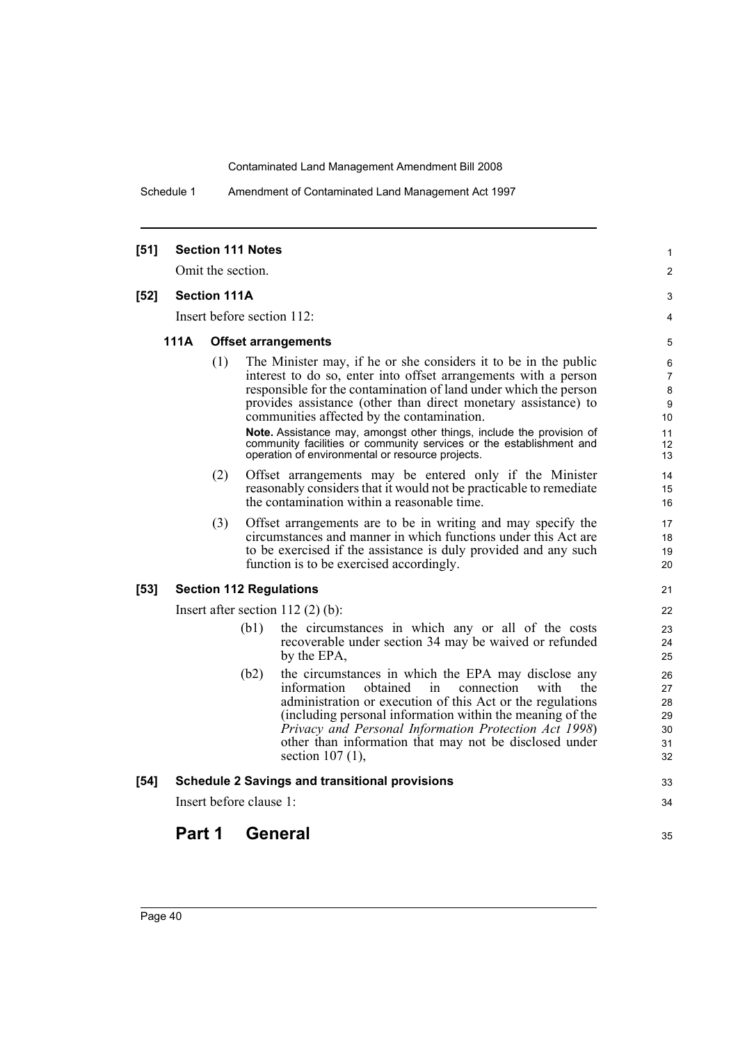**[51] Section 111 Notes**

Omit the section.

**[52] Section 111A**

Insert before section 112:

**111A Offset arrangements**

(1) The Minister may, if he or she considers it to be in the public interest to do so, enter into offset arrangements with a person responsible for the contamination of land under which the person provides assistance (other than direct monetary assistance) to communities affected by the contamination.

**Note.** Assistance may, amongst other things, include the provision of community facilities or community services or the establishment and operation of environmental or resource projects.

(2) Offset arrangements may be entered only if the Minister reasonably considers that it would not be practicable to remediate the contamination within a reasonable time.

(3) Offset arrangements are to be in writing and may specify the circumstances and manner in which functions under this Act are to be exercised if the assistance is duly provided and any such function is to be exercised accordingly.

**[53] Section 112 Regulations**

Insert after section 112 (2) (b):

(b1) the circumstances in which any or all of the costs recoverable under section 34 may be waived or refunded by the EPA,

(b2) the circumstances in which the EPA may disclose any information obtained in connection with the administration or execution of this Act or the regulations (including personal information within the meaning of the *Privacy and Personal Information Protection Act 1998*) other than information that may not be disclosed under section 107 (1),

**[54] Schedule 2 Savings and transitional provisions**

Insert before clause 1:

## Part 1 General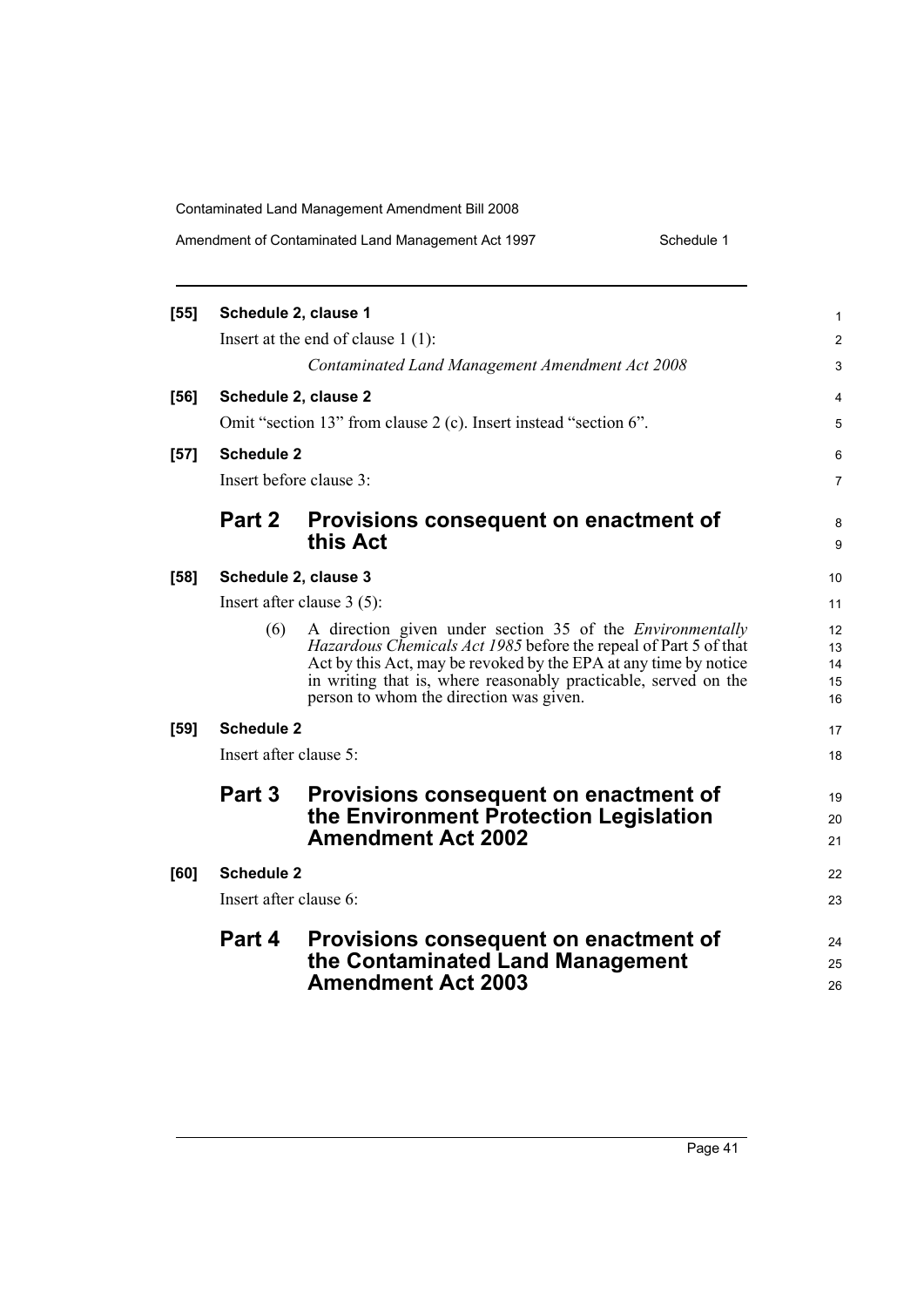**[55] Schedule 2, clause 1**

Insert at the end of clause 1 (1):

*Contaminated Land Management Amendment Act 2008*

**[56] Schedule 2, clause 2**

Omit "section 13" from clause 2 (c). Insert instead "section 6".

**[57] Schedule 2**

Insert before clause 3:

## Part 2 Provisions consequent on enactment of this Act

**[58] Schedule 2, clause 3**

Insert after clause 3 (5):

(6) A direction given under section 35 of the *Environmentally Hazardous Chemicals Act 1985* before the repeal of Part 5 of that Act by this Act, may be revoked by the EPA at any time by notice in writing that is, where reasonably practicable, served on the person to whom the direction was given.

**[59] Schedule 2**

Insert after clause 5:

## Part 3 Provisions consequent on enactment of the Environment Protection Legislation Amendment Act 2002

**[60] Schedule 2**

Insert after clause 6:

## Part 4 Provisions consequent on enactment of the Contaminated Land Management Amendment Act 2003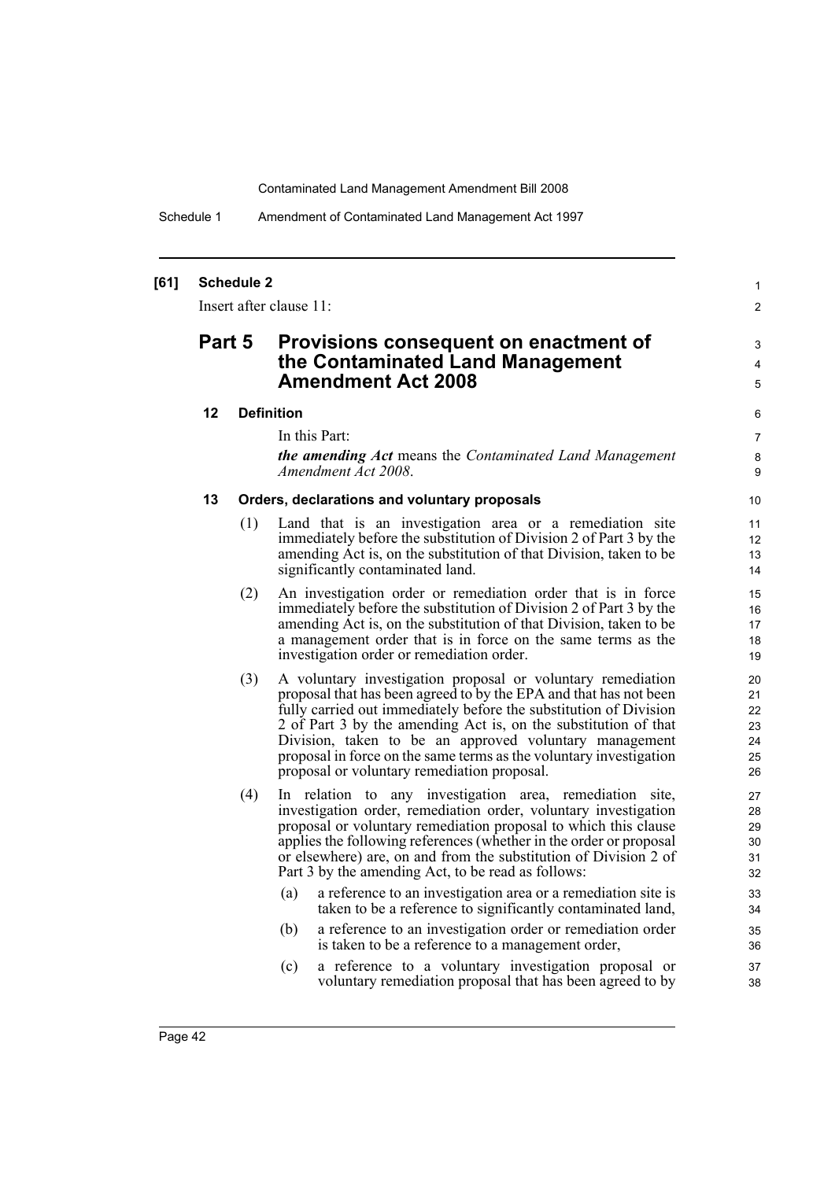**[61] Schedule 2**

Insert after clause 11:

## Part 5 Provisions consequent on enactment of the Contaminated Land Management Amendment Act 2008

### 12 Definition

In this Part:

***the amending Act*** means the *Contaminated Land Management Amendment Act 2008*.

### 13 Orders, declarations and voluntary proposals

(1) Land that is an investigation area or a remediation site immediately before the substitution of Division 2 of Part 3 by the amending Act is, on the substitution of that Division, taken to be significantly contaminated land.

(2) An investigation order or remediation order that is in force immediately before the substitution of Division 2 of Part 3 by the amending Act is, on the substitution of that Division, taken to be a management order that is in force on the same terms as the investigation order or remediation order.

(3) A voluntary investigation proposal or voluntary remediation proposal that has been agreed to by the EPA and that has not been fully carried out immediately before the substitution of Division 2 of Part 3 by the amending Act is, on the substitution of that Division, taken to be an approved voluntary management proposal in force on the same terms as the voluntary investigation proposal or voluntary remediation proposal.

(4) In relation to any investigation area, remediation site, investigation order, remediation order, voluntary investigation proposal or voluntary remediation proposal to which this clause applies the following references (whether in the order or proposal or elsewhere) are, on and from the substitution of Division 2 of Part 3 by the amending Act, to be read as follows:

(a) a reference to an investigation area or a remediation site is taken to be a reference to significantly contaminated land,

(b) a reference to an investigation order or remediation order is taken to be a reference to a management order,

(c) a reference to a voluntary investigation proposal or voluntary remediation proposal that has been agreed to by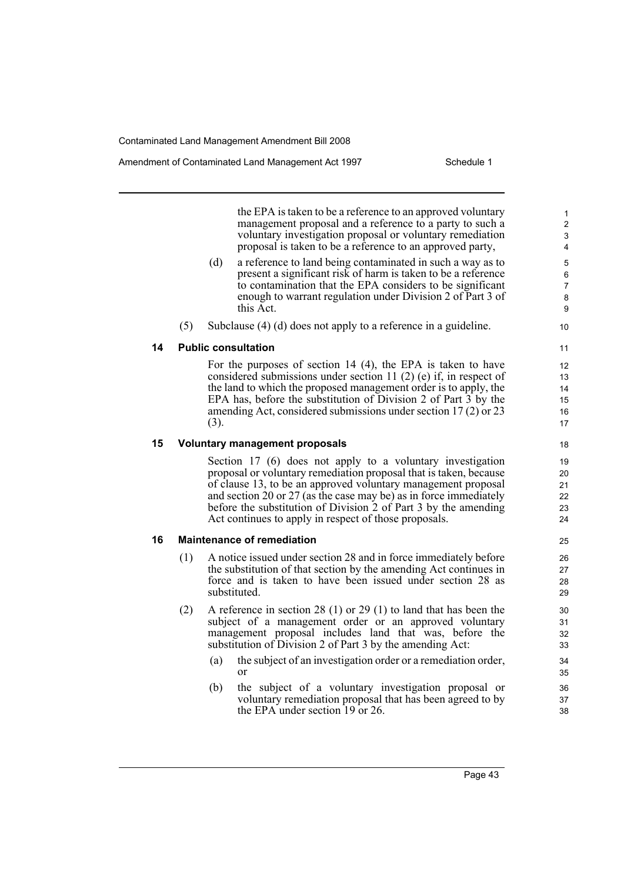the EPA is taken to be a reference to an approved voluntary management proposal and a reference to a party to such a voluntary investigation proposal or voluntary remediation proposal is taken to be a reference to an approved party,

(d) a reference to land being contaminated in such a way as to present a significant risk of harm is taken to be a reference to contamination that the EPA considers to be significant enough to warrant regulation under Division 2 of Part 3 of this Act.

(5) Subclause (4) (d) does not apply to a reference in a guideline.

### 14 Public consultation

For the purposes of section 14 (4), the EPA is taken to have considered submissions under section 11 (2) (e) if, in respect of the land to which the proposed management order is to apply, the EPA has, before the substitution of Division 2 of Part 3 by the amending Act, considered submissions under section 17 (2) or 23 (3).

### 15 Voluntary management proposals

Section 17 (6) does not apply to a voluntary investigation proposal or voluntary remediation proposal that is taken, because of clause 13, to be an approved voluntary management proposal and section 20 or 27 (as the case may be) as in force immediately before the substitution of Division 2 of Part 3 by the amending Act continues to apply in respect of those proposals.

### 16 Maintenance of remediation

(1) A notice issued under section 28 and in force immediately before the substitution of that section by the amending Act continues in force and is taken to have been issued under section 28 as substituted.

(2) A reference in section 28 (1) or 29 (1) to land that has been the subject of a management order or an approved voluntary management proposal includes land that was, before the substitution of Division 2 of Part 3 by the amending Act:

(a) the subject of an investigation order or a remediation order, or

(b) the subject of a voluntary investigation proposal or voluntary remediation proposal that has been agreed to by the EPA under section 19 or 26.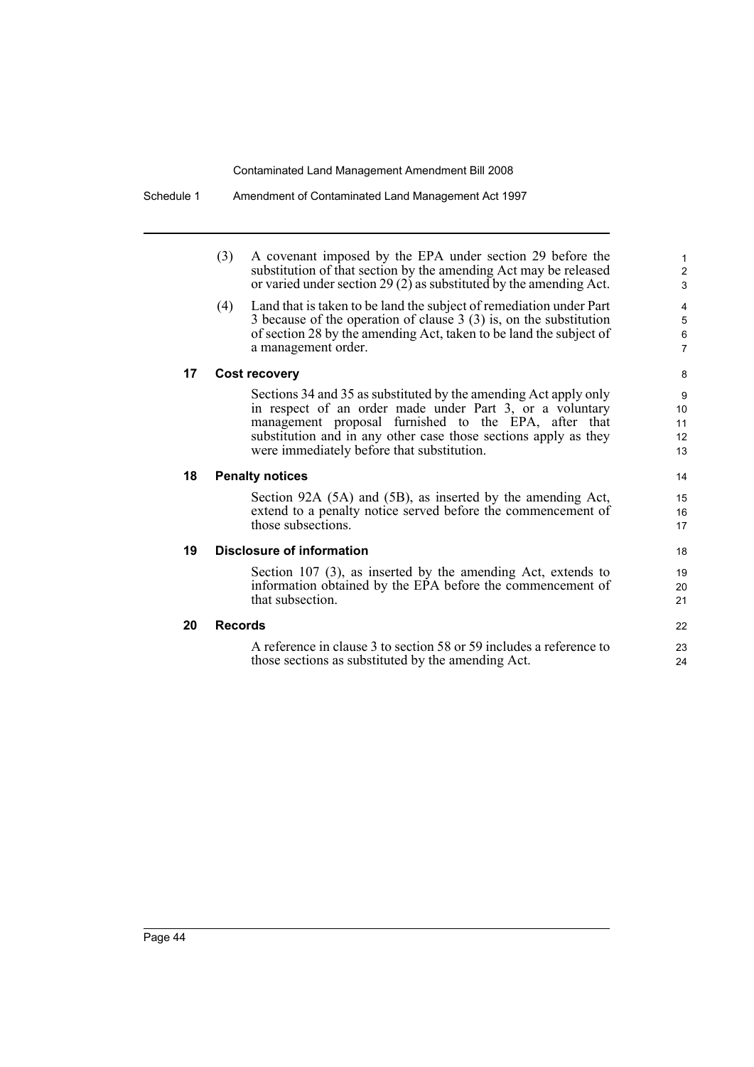(3) A covenant imposed by the EPA under section 29 before the substitution of that section by the amending Act may be released or varied under section 29 (2) as substituted by the amending Act.

(4) Land that is taken to be land the subject of remediation under Part 3 because of the operation of clause 3 (3) is, on the substitution of section 28 by the amending Act, taken to be land the subject of a management order.

### 17 Cost recovery

Sections 34 and 35 as substituted by the amending Act apply only in respect of an order made under Part 3, or a voluntary management proposal furnished to the EPA, after that substitution and in any other case those sections apply as they were immediately before that substitution.

### 18 Penalty notices

Section 92A (5A) and (5B), as inserted by the amending Act, extend to a penalty notice served before the commencement of those subsections.

### 19 Disclosure of information

Section 107 (3), as inserted by the amending Act, extends to information obtained by the EPA before the commencement of that subsection.

### 20 Records

A reference in clause 3 to section 58 or 59 includes a reference to those sections as substituted by the amending Act.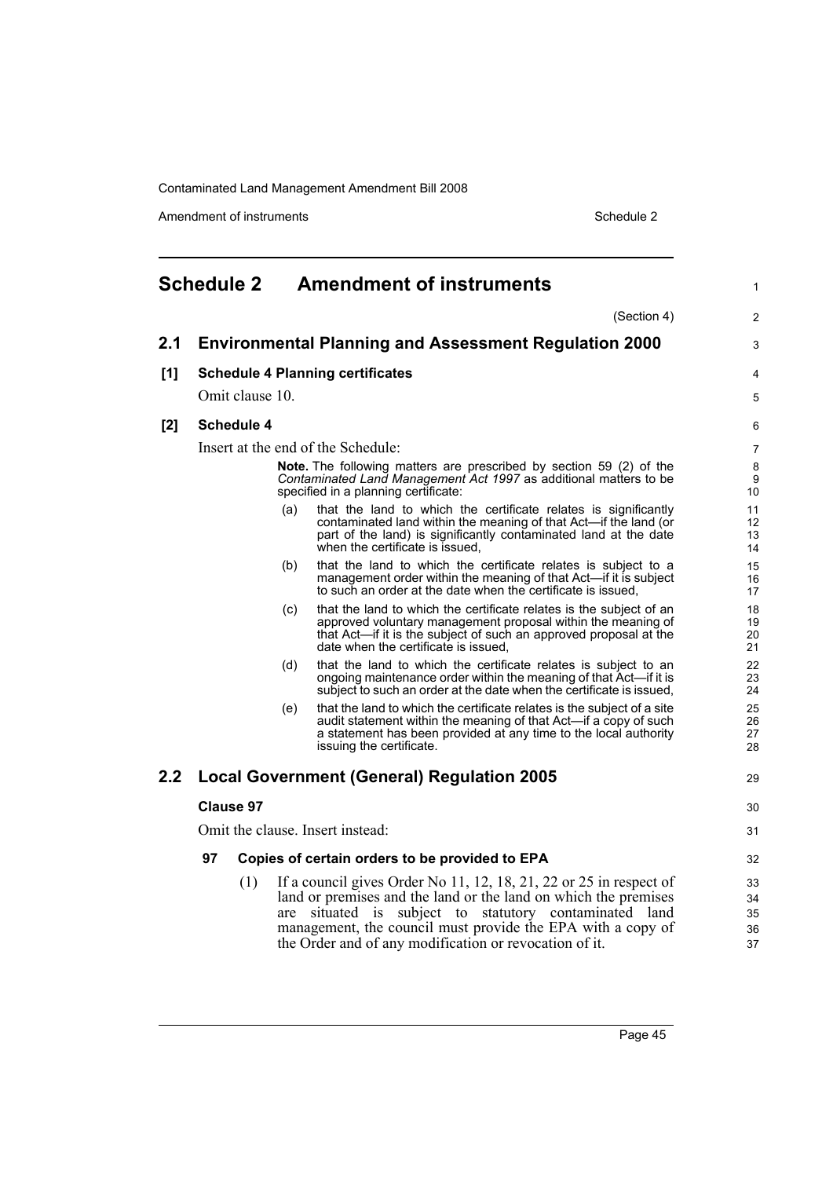## Schedule 2 Amendment of instruments

(Section 4)

### 2.1 Environmental Planning and Assessment Regulation 2000

**[1] Schedule 4 Planning certificates**

Omit clause 10.

**[2] Schedule 4**

Insert at the end of the Schedule:

> **Note.** The following matters are prescribed by section 59 (2) of the *Contaminated Land Management Act 1997* as additional matters to be specified in a planning certificate:
>
> (a) that the land to which the certificate relates is significantly contaminated land within the meaning of that Act—if the land (or part of the land) is significantly contaminated land at the date when the certificate is issued,
>
> (b) that the land to which the certificate relates is subject to a management order within the meaning of that Act—if it is subject to such an order at the date when the certificate is issued,
>
> (c) that the land to which the certificate relates is the subject of an approved voluntary management proposal within the meaning of that Act—if it is the subject of such an approved proposal at the date when the certificate is issued,
>
> (d) that the land to which the certificate relates is subject to an ongoing maintenance order within the meaning of that Act—if it is subject to such an order at the date when the certificate is issued,
>
> (e) that the land to which the certificate relates is the subject of a site audit statement within the meaning of that Act—if a copy of such a statement has been provided at any time to the local authority issuing the certificate.

### 2.2 Local Government (General) Regulation 2005

**Clause 97**

Omit the clause. Insert instead:

**97 Copies of certain orders to be provided to EPA**

(1) If a council gives Order No 11, 12, 18, 21, 22 or 25 in respect of land or premises and the land or the land on which the premises are situated is subject to statutory contaminated land management, the council must provide the EPA with a copy of the Order and of any modification or revocation of it.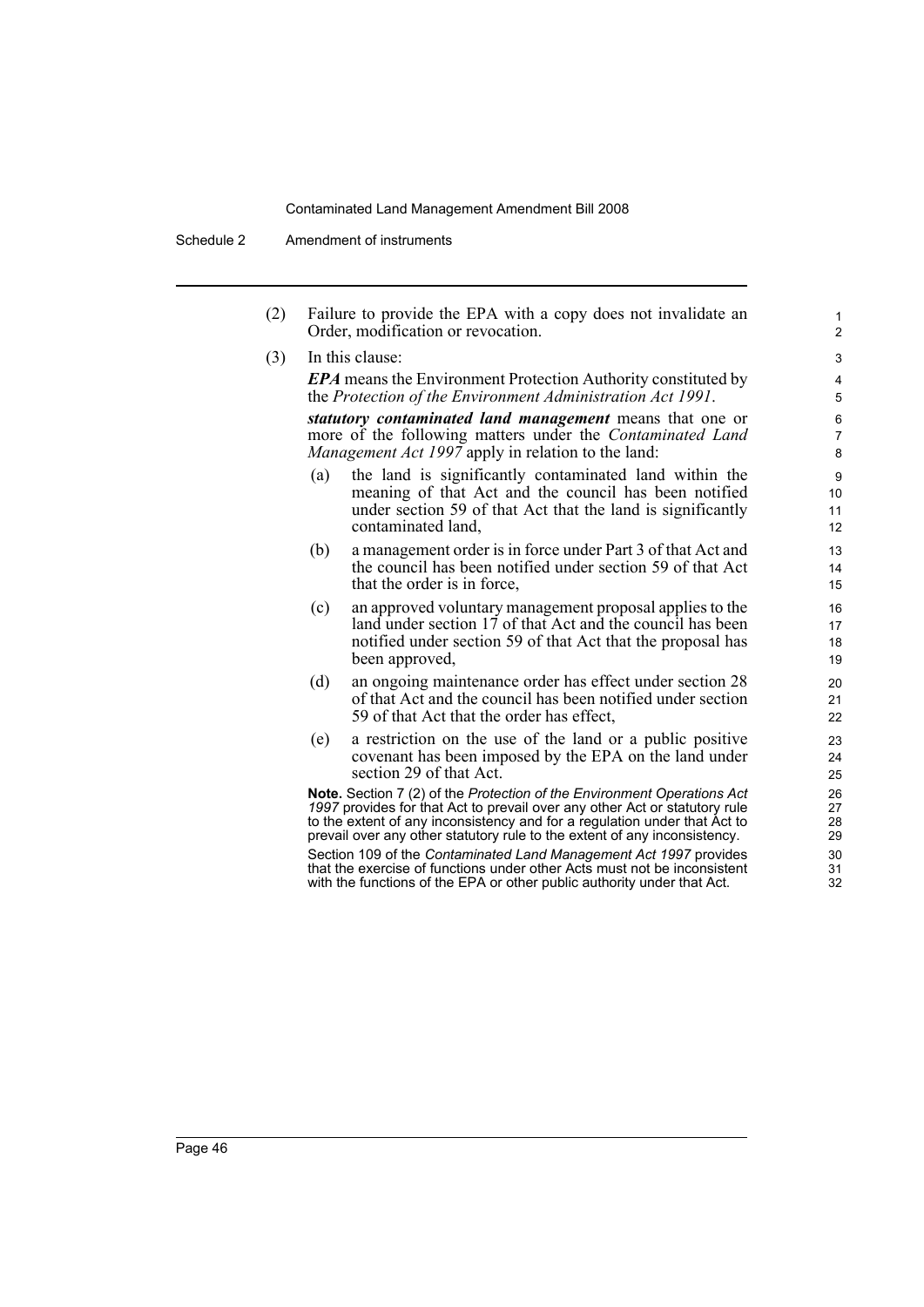(2) Failure to provide the EPA with a copy does not invalidate an Order, modification or revocation.

(3) In this clause:

***EPA*** means the Environment Protection Authority constituted by the *Protection of the Environment Administration Act 1991*.

***statutory contaminated land management*** means that one or more of the following matters under the *Contaminated Land Management Act 1997* apply in relation to the land:

(a) the land is significantly contaminated land within the meaning of that Act and the council has been notified under section 59 of that Act that the land is significantly contaminated land,

(b) a management order is in force under Part 3 of that Act and the council has been notified under section 59 of that Act that the order is in force,

(c) an approved voluntary management proposal applies to the land under section 17 of that Act and the council has been notified under section 59 of that Act that the proposal has been approved,

(d) an ongoing maintenance order has effect under section 28 of that Act and the council has been notified under section 59 of that Act that the order has effect,

(e) a restriction on the use of the land or a public positive covenant has been imposed by the EPA on the land under section 29 of that Act.

**Note.** Section 7 (2) of the *Protection of the Environment Operations Act 1997* provides for that Act to prevail over any other Act or statutory rule to the extent of any inconsistency and for a regulation under that Act to prevail over any other statutory rule to the extent of any inconsistency.

Section 109 of the *Contaminated Land Management Act 1997* provides that the exercise of functions under other Acts must not be inconsistent with the functions of the EPA or other public authority under that Act.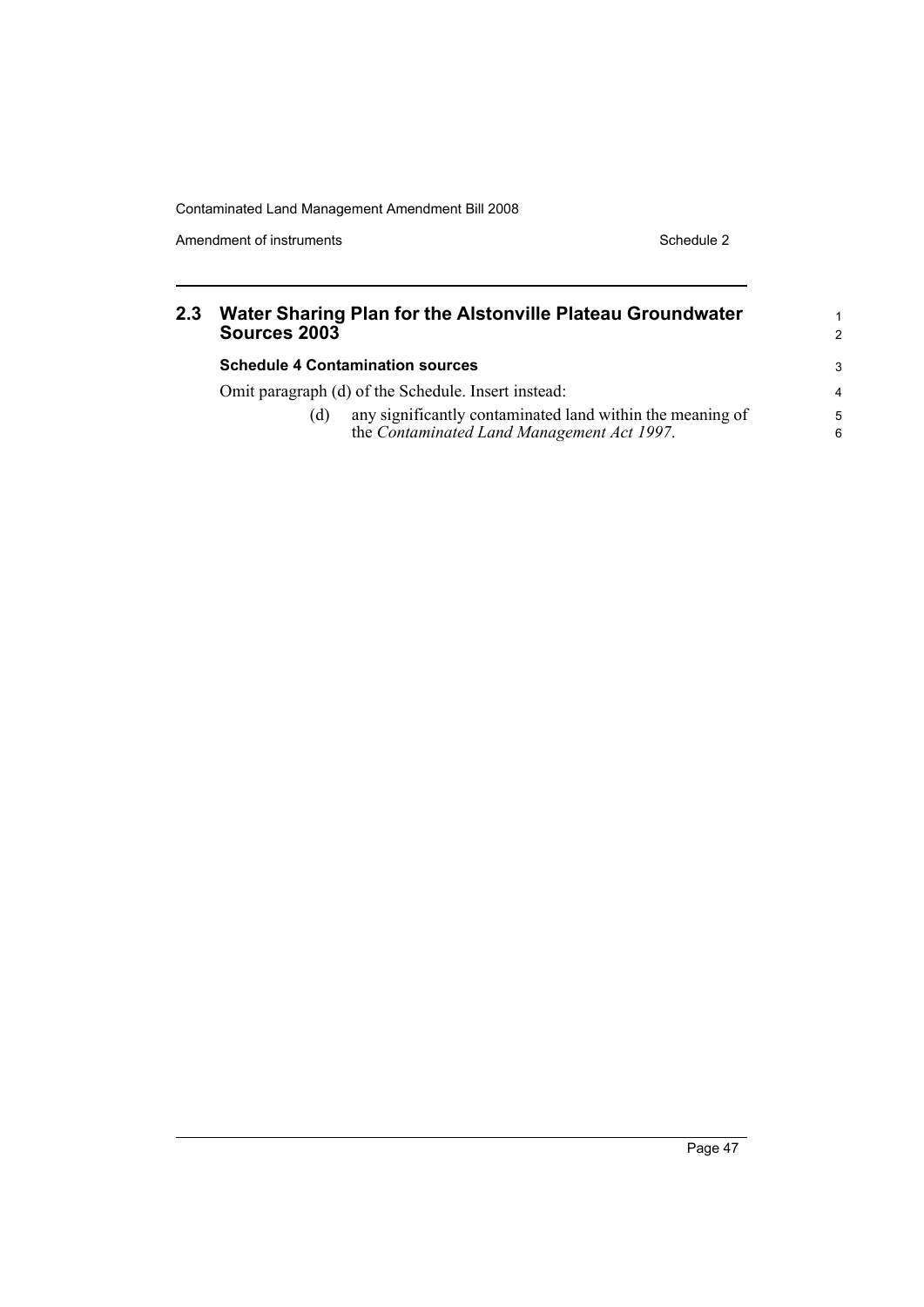## 2.3 Water Sharing Plan for the Alstonville Plateau Groundwater Sources 2003

### Schedule 4 Contamination sources

Omit paragraph (d) of the Schedule. Insert instead:

(d) any significantly contaminated land within the meaning of the *Contaminated Land Management Act 1997*.